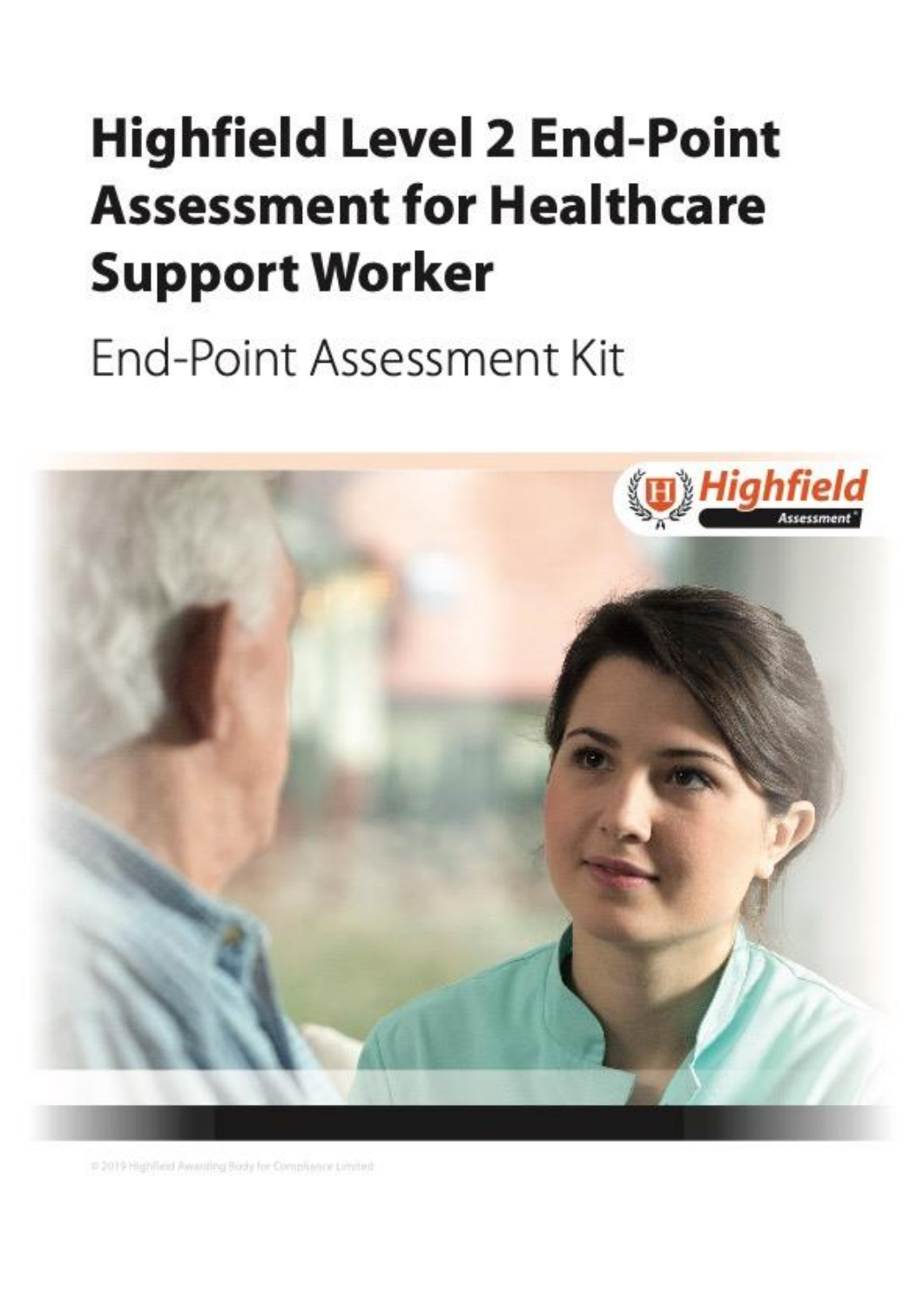# Highfield Level 2 End-Point Assessment for Healthcare Support Worker

## End-Point Assessment Kit

© 2019 Highfield Awarding Body for Compliance Limited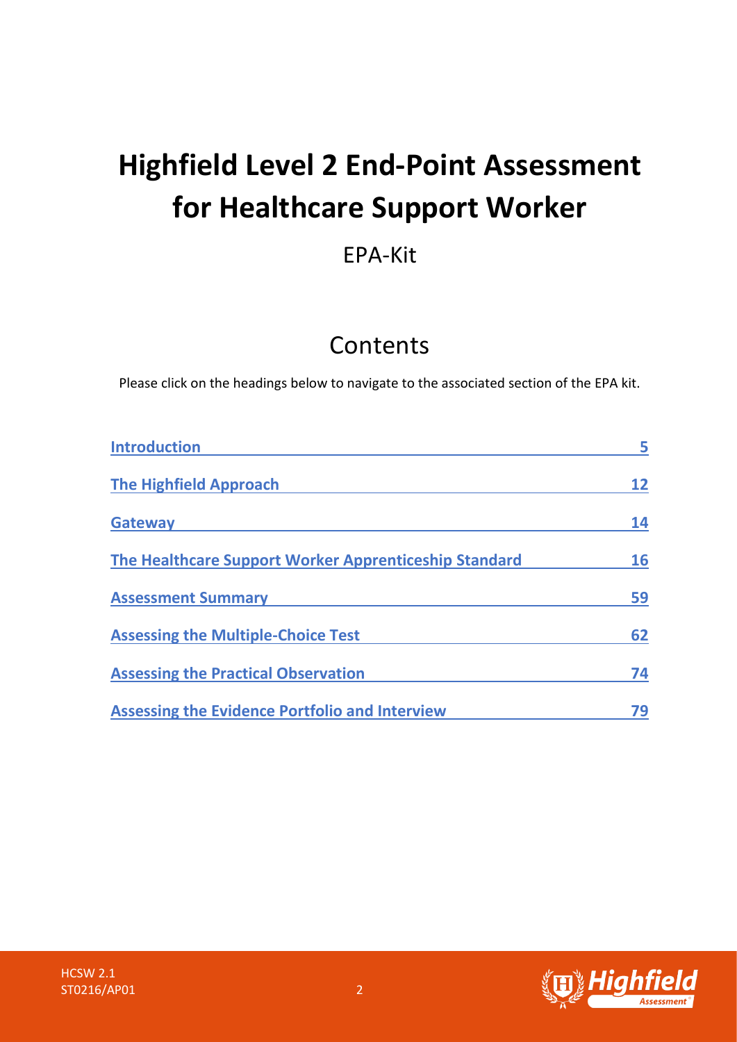# Highfield Level 2 End-Point Assessment for Healthcare Support Worker

EPA-Kit

## Contents

Please click on the headings below to navigate to the associated section of the EPA kit.

| | |
|---|---|
| **Introduction** | **5** |
| **The Highfield Approach** | **12** |
| **Gateway** | **14** |
| **The Healthcare Support Worker Apprenticeship Standard** | **16** |
| **Assessment Summary** | **59** |
| **Assessing the Multiple-Choice Test** | **62** |
| **Assessing the Practical Observation** | **74** |
| **Assessing the Evidence Portfolio and Interview** | **79** |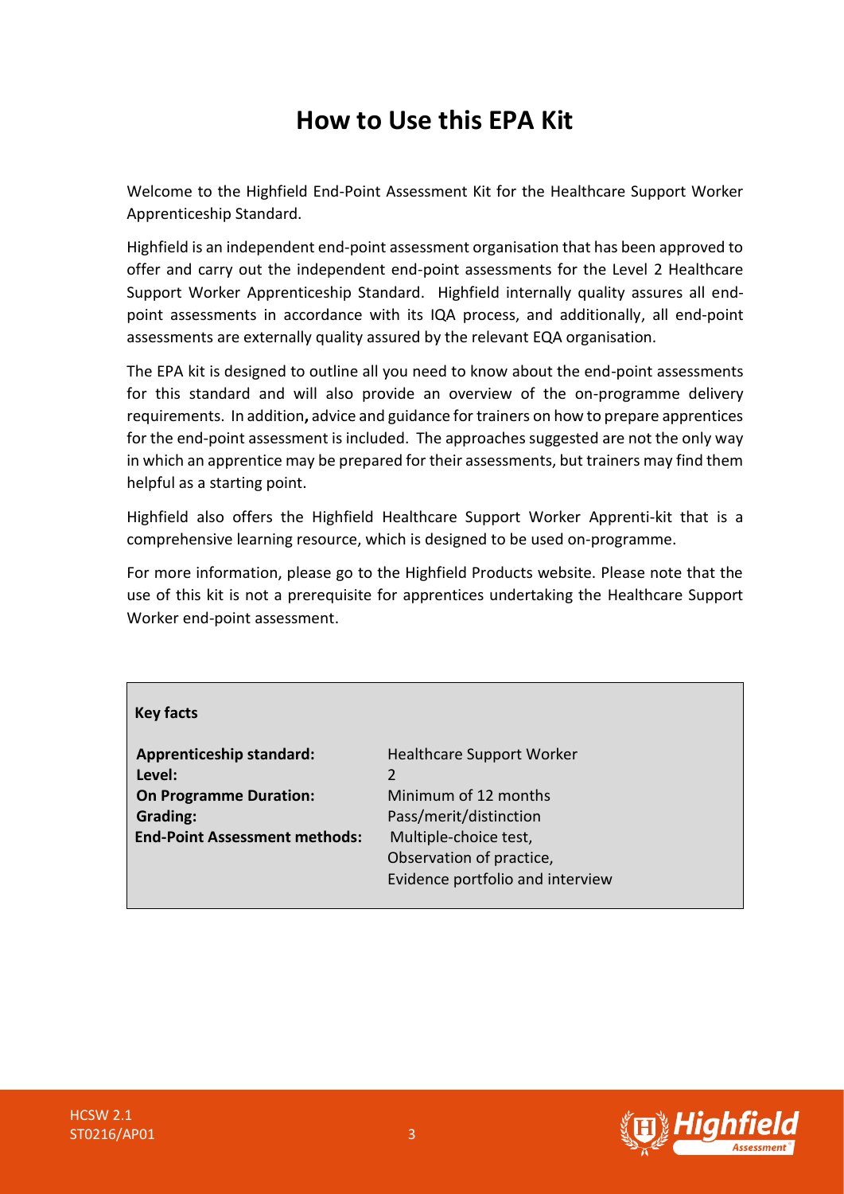# How to Use this EPA Kit

Welcome to the Highfield End-Point Assessment Kit for the Healthcare Support Worker Apprenticeship Standard.

Highfield is an independent end-point assessment organisation that has been approved to offer and carry out the independent end-point assessments for the Level 2 Healthcare Support Worker Apprenticeship Standard. Highfield internally quality assures all end-point assessments in accordance with its IQA process, and additionally, all end-point assessments are externally quality assured by the relevant EQA organisation.

The EPA kit is designed to outline all you need to know about the end-point assessments for this standard and will also provide an overview of the on-programme delivery requirements. In addition**,** advice and guidance for trainers on how to prepare apprentices for the end-point assessment is included. The approaches suggested are not the only way in which an apprentice may be prepared for their assessments, but trainers may find them helpful as a starting point.

Highfield also offers the Highfield Healthcare Support Worker Apprenti-kit that is a comprehensive learning resource, which is designed to be used on-programme.

For more information, please go to the Highfield Products website. Please note that the use of this kit is not a prerequisite for apprentices undertaking the Healthcare Support Worker end-point assessment.

**Key facts**

| | |
|---|---|
| **Apprenticeship standard:** | Healthcare Support Worker |
| **Level:** | 2 |
| **On Programme Duration:** | Minimum of 12 months |
| **Grading:** | Pass/merit/distinction |
| **End-Point Assessment methods:** | Multiple-choice test,<br>Observation of practice,<br>Evidence portfolio and interview |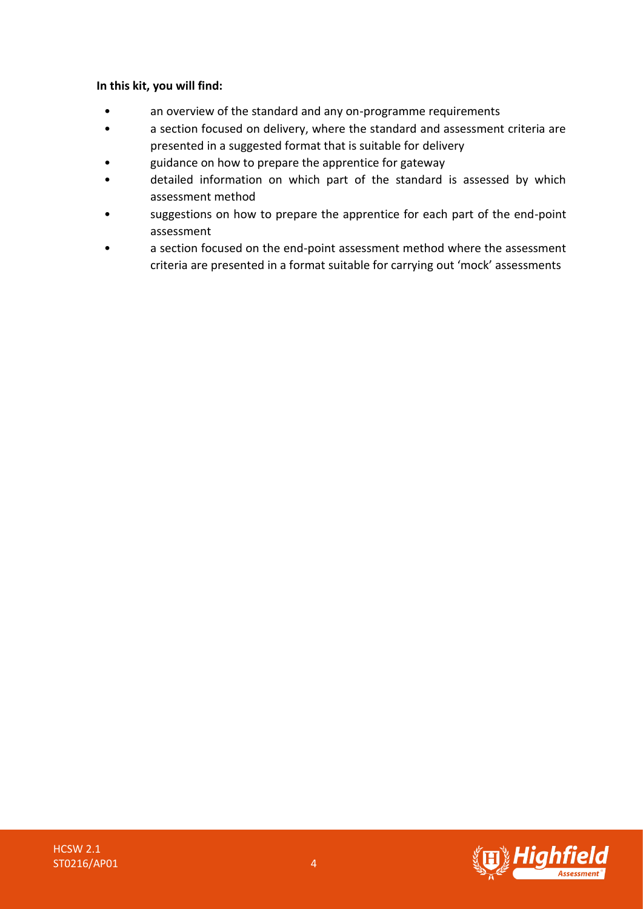**In this kit, you will find:**

- an overview of the standard and any on-programme requirements
- a section focused on delivery, where the standard and assessment criteria are presented in a suggested format that is suitable for delivery
- guidance on how to prepare the apprentice for gateway
- detailed information on which part of the standard is assessed by which assessment method
- suggestions on how to prepare the apprentice for each part of the end-point assessment
- a section focused on the end-point assessment method where the assessment criteria are presented in a format suitable for carrying out 'mock' assessments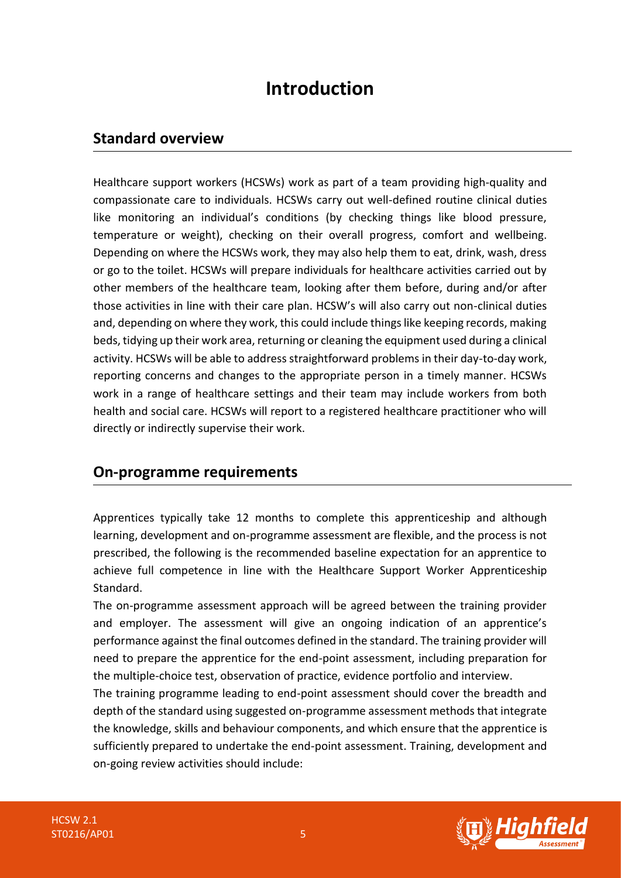# Introduction

## Standard overview

Healthcare support workers (HCSWs) work as part of a team providing high-quality and compassionate care to individuals. HCSWs carry out well-defined routine clinical duties like monitoring an individual's conditions (by checking things like blood pressure, temperature or weight), checking on their overall progress, comfort and wellbeing. Depending on where the HCSWs work, they may also help them to eat, drink, wash, dress or go to the toilet. HCSWs will prepare individuals for healthcare activities carried out by other members of the healthcare team, looking after them before, during and/or after those activities in line with their care plan. HCSW's will also carry out non-clinical duties and, depending on where they work, this could include things like keeping records, making beds, tidying up their work area, returning or cleaning the equipment used during a clinical activity. HCSWs will be able to address straightforward problems in their day-to-day work, reporting concerns and changes to the appropriate person in a timely manner. HCSWs work in a range of healthcare settings and their team may include workers from both health and social care. HCSWs will report to a registered healthcare practitioner who will directly or indirectly supervise their work.

## On-programme requirements

Apprentices typically take 12 months to complete this apprenticeship and although learning, development and on-programme assessment are flexible, and the process is not prescribed, the following is the recommended baseline expectation for an apprentice to achieve full competence in line with the Healthcare Support Worker Apprenticeship Standard.

The on-programme assessment approach will be agreed between the training provider and employer. The assessment will give an ongoing indication of an apprentice's performance against the final outcomes defined in the standard. The training provider will need to prepare the apprentice for the end-point assessment, including preparation for the multiple-choice test, observation of practice, evidence portfolio and interview.

The training programme leading to end-point assessment should cover the breadth and depth of the standard using suggested on-programme assessment methods that integrate the knowledge, skills and behaviour components, and which ensure that the apprentice is sufficiently prepared to undertake the end-point assessment. Training, development and on-going review activities should include: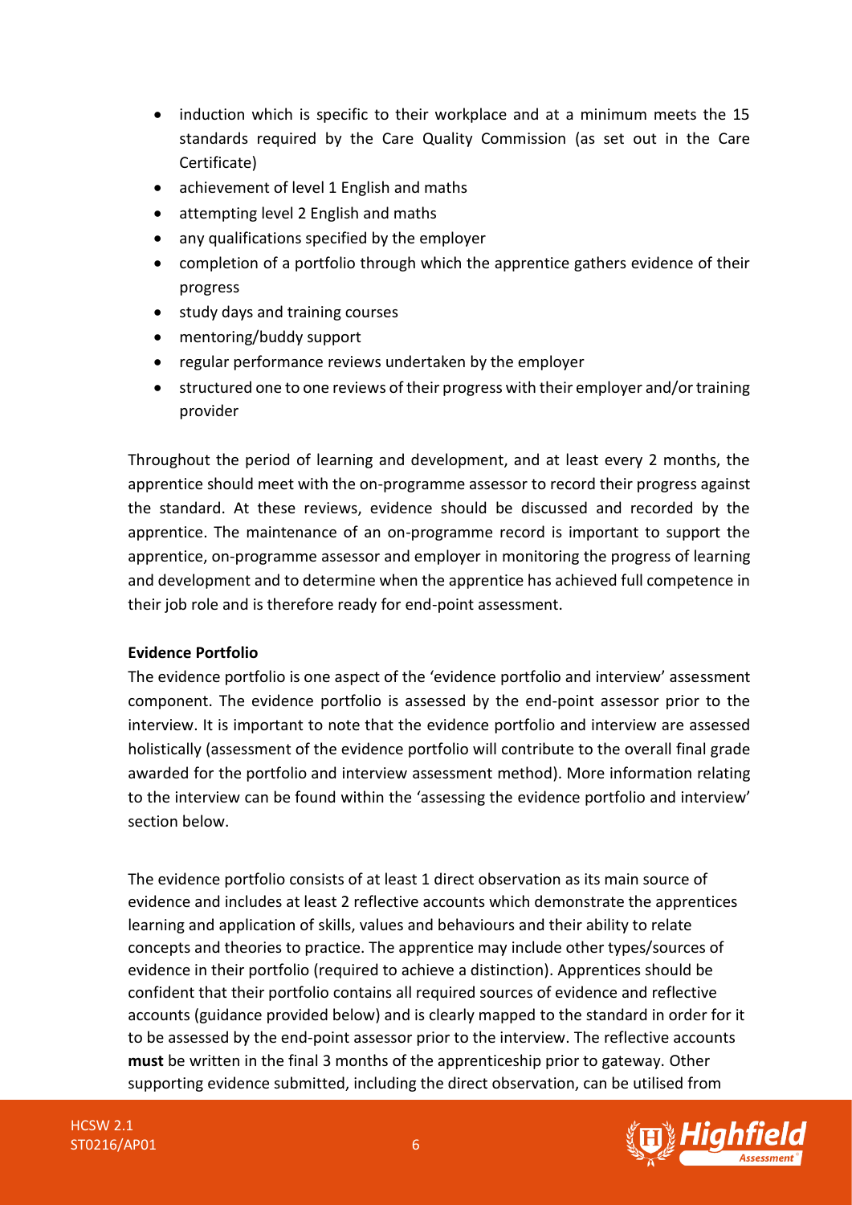- induction which is specific to their workplace and at a minimum meets the 15 standards required by the Care Quality Commission (as set out in the Care Certificate)
- achievement of level 1 English and maths
- attempting level 2 English and maths
- any qualifications specified by the employer
- completion of a portfolio through which the apprentice gathers evidence of their progress
- study days and training courses
- mentoring/buddy support
- regular performance reviews undertaken by the employer
- structured one to one reviews of their progress with their employer and/or training provider

Throughout the period of learning and development, and at least every 2 months, the apprentice should meet with the on-programme assessor to record their progress against the standard. At these reviews, evidence should be discussed and recorded by the apprentice. The maintenance of an on-programme record is important to support the apprentice, on-programme assessor and employer in monitoring the progress of learning and development and to determine when the apprentice has achieved full competence in their job role and is therefore ready for end-point assessment.

**Evidence Portfolio**

The evidence portfolio is one aspect of the 'evidence portfolio and interview' assessment component. The evidence portfolio is assessed by the end-point assessor prior to the interview. It is important to note that the evidence portfolio and interview are assessed holistically (assessment of the evidence portfolio will contribute to the overall final grade awarded for the portfolio and interview assessment method). More information relating to the interview can be found within the 'assessing the evidence portfolio and interview' section below.

The evidence portfolio consists of at least 1 direct observation as its main source of evidence and includes at least 2 reflective accounts which demonstrate the apprentices learning and application of skills, values and behaviours and their ability to relate concepts and theories to practice. The apprentice may include other types/sources of evidence in their portfolio (required to achieve a distinction). Apprentices should be confident that their portfolio contains all required sources of evidence and reflective accounts (guidance provided below) and is clearly mapped to the standard in order for it to be assessed by the end-point assessor prior to the interview. The reflective accounts **must** be written in the final 3 months of the apprenticeship prior to gateway. Other supporting evidence submitted, including the direct observation, can be utilised from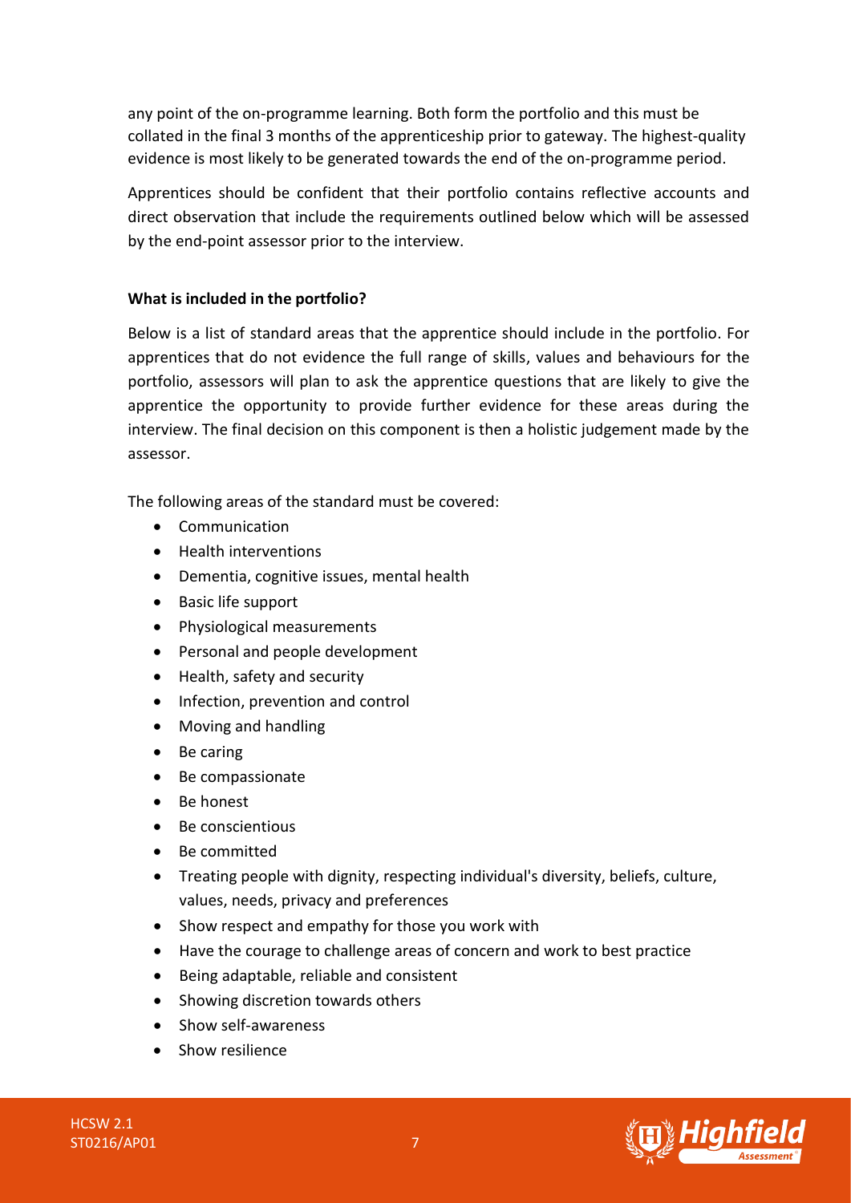any point of the on-programme learning. Both form the portfolio and this must be collated in the final 3 months of the apprenticeship prior to gateway. The highest-quality evidence is most likely to be generated towards the end of the on-programme period.

Apprentices should be confident that their portfolio contains reflective accounts and direct observation that include the requirements outlined below which will be assessed by the end-point assessor prior to the interview.

**What is included in the portfolio?**

Below is a list of standard areas that the apprentice should include in the portfolio. For apprentices that do not evidence the full range of skills, values and behaviours for the portfolio, assessors will plan to ask the apprentice questions that are likely to give the apprentice the opportunity to provide further evidence for these areas during the interview. The final decision on this component is then a holistic judgement made by the assessor.

The following areas of the standard must be covered:

- Communication
- Health interventions
- Dementia, cognitive issues, mental health
- Basic life support
- Physiological measurements
- Personal and people development
- Health, safety and security
- Infection, prevention and control
- Moving and handling
- Be caring
- Be compassionate
- Be honest
- Be conscientious
- Be committed
- Treating people with dignity, respecting individual's diversity, beliefs, culture, values, needs, privacy and preferences
- Show respect and empathy for those you work with
- Have the courage to challenge areas of concern and work to best practice
- Being adaptable, reliable and consistent
- Showing discretion towards others
- Show self-awareness
- Show resilience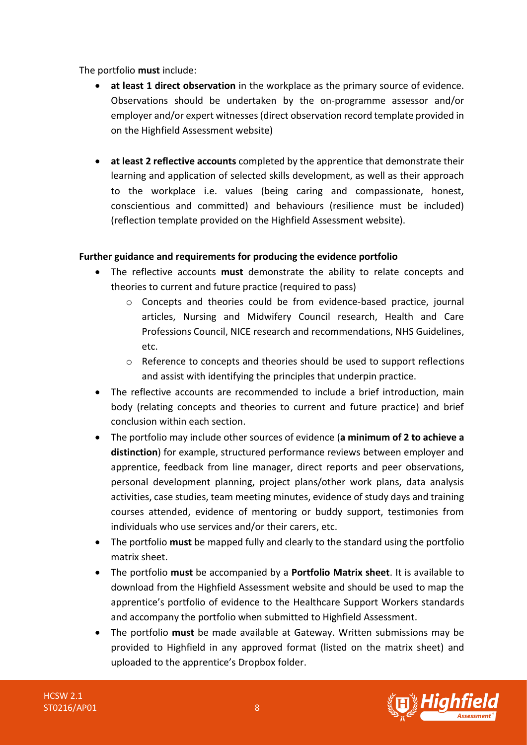The portfolio **must** include:

- **at least 1 direct observation** in the workplace as the primary source of evidence. Observations should be undertaken by the on-programme assessor and/or employer and/or expert witnesses (direct observation record template provided in on the Highfield Assessment website)

- **at least 2 reflective accounts** completed by the apprentice that demonstrate their learning and application of selected skills development, as well as their approach to the workplace i.e. values (being caring and compassionate, honest, conscientious and committed) and behaviours (resilience must be included) (reflection template provided on the Highfield Assessment website).

**Further guidance and requirements for producing the evidence portfolio**

- The reflective accounts **must** demonstrate the ability to relate concepts and theories to current and future practice (required to pass)
  - Concepts and theories could be from evidence-based practice, journal articles, Nursing and Midwifery Council research, Health and Care Professions Council, NICE research and recommendations, NHS Guidelines, etc.
  - Reference to concepts and theories should be used to support reflections and assist with identifying the principles that underpin practice.
- The reflective accounts are recommended to include a brief introduction, main body (relating concepts and theories to current and future practice) and brief conclusion within each section.
- The portfolio may include other sources of evidence (**a minimum of 2 to achieve a distinction**) for example, structured performance reviews between employer and apprentice, feedback from line manager, direct reports and peer observations, personal development planning, project plans/other work plans, data analysis activities, case studies, team meeting minutes, evidence of study days and training courses attended, evidence of mentoring or buddy support, testimonies from individuals who use services and/or their carers, etc.
- The portfolio **must** be mapped fully and clearly to the standard using the portfolio matrix sheet.
- The portfolio **must** be accompanied by a **Portfolio Matrix sheet**. It is available to download from the Highfield Assessment website and should be used to map the apprentice's portfolio of evidence to the Healthcare Support Workers standards and accompany the portfolio when submitted to Highfield Assessment.
- The portfolio **must** be made available at Gateway. Written submissions may be provided to Highfield in any approved format (listed on the matrix sheet) and uploaded to the apprentice's Dropbox folder.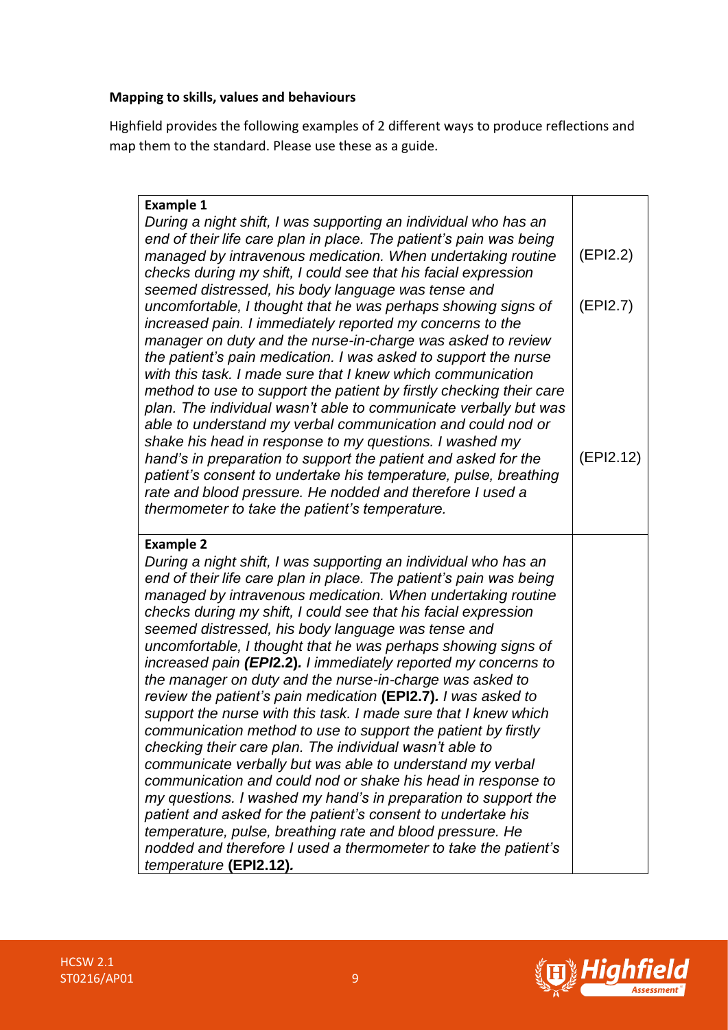**Mapping to skills, values and behaviours**

Highfield provides the following examples of 2 different ways to produce reflections and map them to the standard. Please use these as a guide.

| | |
|---|---|
| **Example 1**<br>*During a night shift, I was supporting an individual who has an end of their life care plan in place. The patient's pain was being managed by intravenous medication. When undertaking routine checks during my shift, I could see that his facial expression seemed distressed, his body language was tense and uncomfortable, I thought that he was perhaps showing signs of increased pain. I immediately reported my concerns to the manager on duty and the nurse-in-charge was asked to review the patient's pain medication. I was asked to support the nurse with this task. I made sure that I knew which communication method to use to support the patient by firstly checking their care plan. The individual wasn't able to communicate verbally but was able to understand my verbal communication and could nod or shake his head in response to my questions. I washed my hand's in preparation to support the patient and asked for the patient's consent to undertake his temperature, pulse, breathing rate and blood pressure. He nodded and therefore I used a thermometer to take the patient's temperature.* | (EPI2.2)<br><br>(EPI2.7)<br><br>(EPI2.12) |
| **Example 2**<br>*During a night shift, I was supporting an individual who has an end of their life care plan in place. The patient's pain was being managed by intravenous medication. When undertaking routine checks during my shift, I could see that his facial expression seemed distressed, his body language was tense and uncomfortable, I thought that he was perhaps showing signs of increased pain* ***(EPI2.2)****. I immediately reported my concerns to the manager on duty and the nurse-in-charge was asked to review the patient's pain medication* **(EPI2.7)***. I was asked to support the nurse with this task. I made sure that I knew which communication method to use to support the patient by firstly checking their care plan. The individual wasn't able to communicate verbally but was able to understand my verbal communication and could nod or shake his head in response to my questions. I washed my hand's in preparation to support the patient and asked for the patient's consent to undertake his temperature, pulse, breathing rate and blood pressure. He nodded and therefore I used a thermometer to take the patient's temperature* **(EPI2.12)***.* | |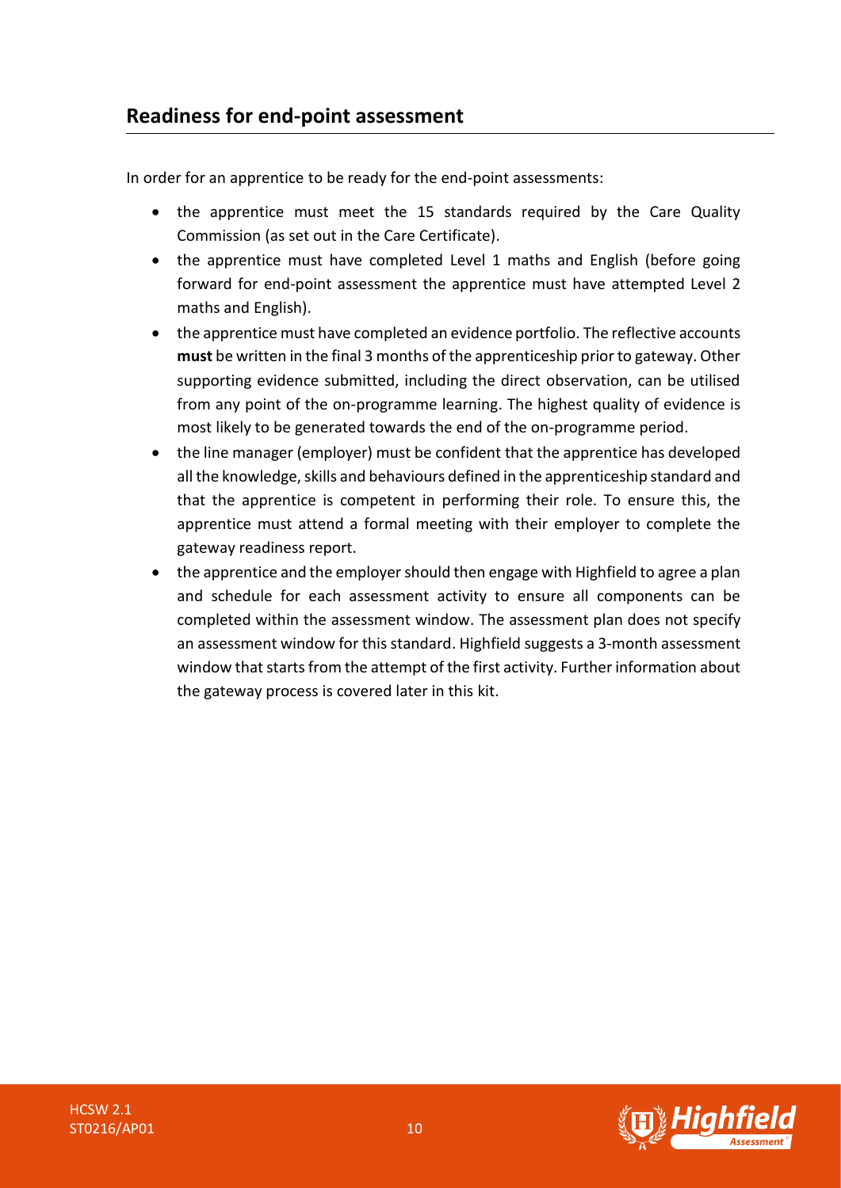## Readiness for end-point assessment

In order for an apprentice to be ready for the end-point assessments:

- the apprentice must meet the 15 standards required by the Care Quality Commission (as set out in the Care Certificate).
- the apprentice must have completed Level 1 maths and English (before going forward for end-point assessment the apprentice must have attempted Level 2 maths and English).
- the apprentice must have completed an evidence portfolio. The reflective accounts **must** be written in the final 3 months of the apprenticeship prior to gateway. Other supporting evidence submitted, including the direct observation, can be utilised from any point of the on-programme learning. The highest quality of evidence is most likely to be generated towards the end of the on-programme period.
- the line manager (employer) must be confident that the apprentice has developed all the knowledge, skills and behaviours defined in the apprenticeship standard and that the apprentice is competent in performing their role. To ensure this, the apprentice must attend a formal meeting with their employer to complete the gateway readiness report.
- the apprentice and the employer should then engage with Highfield to agree a plan and schedule for each assessment activity to ensure all components can be completed within the assessment window. The assessment plan does not specify an assessment window for this standard. Highfield suggests a 3-month assessment window that starts from the attempt of the first activity. Further information about the gateway process is covered later in this kit.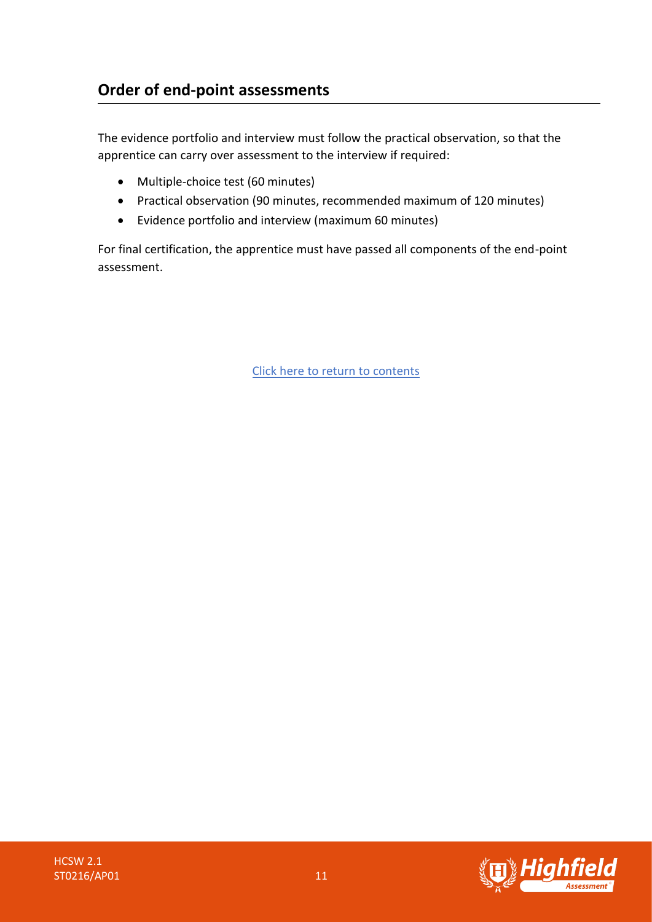## Order of end-point assessments

The evidence portfolio and interview must follow the practical observation, so that the apprentice can carry over assessment to the interview if required:

- Multiple-choice test (60 minutes)
- Practical observation (90 minutes, recommended maximum of 120 minutes)
- Evidence portfolio and interview (maximum 60 minutes)

For final certification, the apprentice must have passed all components of the end-point assessment.

Click here to return to contents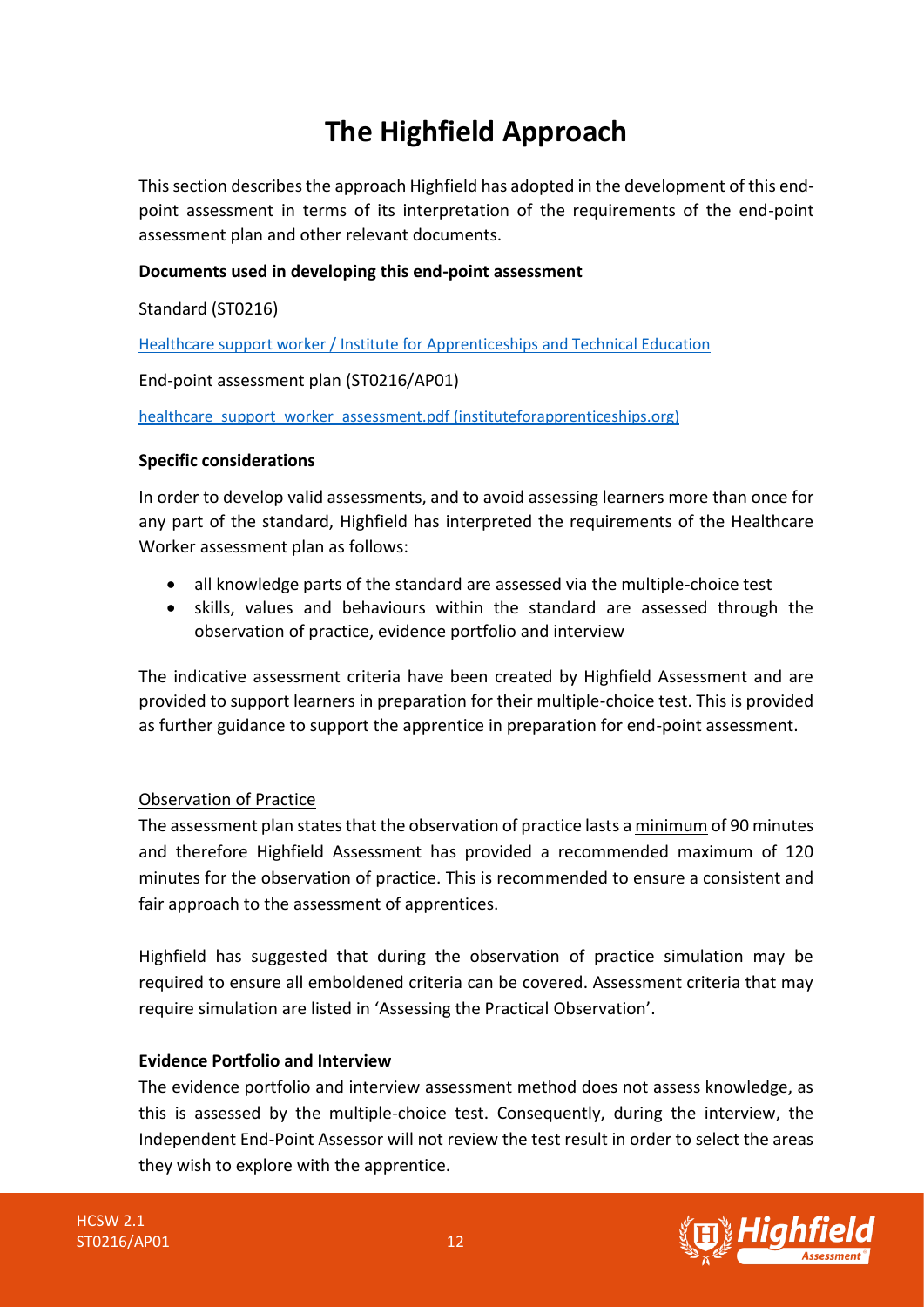# The Highfield Approach

This section describes the approach Highfield has adopted in the development of this end-point assessment in terms of its interpretation of the requirements of the end-point assessment plan and other relevant documents.

**Documents used in developing this end-point assessment**

Standard (ST0216)

[Healthcare support worker / Institute for Apprenticeships and Technical Education]()

End-point assessment plan (ST0216/AP01)

[healthcare_support_worker_assessment.pdf (instituteforapprenticeships.org)]()

**Specific considerations**

In order to develop valid assessments, and to avoid assessing learners more than once for any part of the standard, Highfield has interpreted the requirements of the Healthcare Worker assessment plan as follows:

- all knowledge parts of the standard are assessed via the multiple-choice test
- skills, values and behaviours within the standard are assessed through the observation of practice, evidence portfolio and interview

The indicative assessment criteria have been created by Highfield Assessment and are provided to support learners in preparation for their multiple-choice test. This is provided as further guidance to support the apprentice in preparation for end-point assessment.

<u>Observation of Practice</u>

The assessment plan states that the observation of practice lasts a <u>minimum</u> of 90 minutes and therefore Highfield Assessment has provided a recommended maximum of 120 minutes for the observation of practice. This is recommended to ensure a consistent and fair approach to the assessment of apprentices.

Highfield has suggested that during the observation of practice simulation may be required to ensure all emboldened criteria can be covered. Assessment criteria that may require simulation are listed in 'Assessing the Practical Observation'.

**Evidence Portfolio and Interview**

The evidence portfolio and interview assessment method does not assess knowledge, as this is assessed by the multiple-choice test. Consequently, during the interview, the Independent End-Point Assessor will not review the test result in order to select the areas they wish to explore with the apprentice.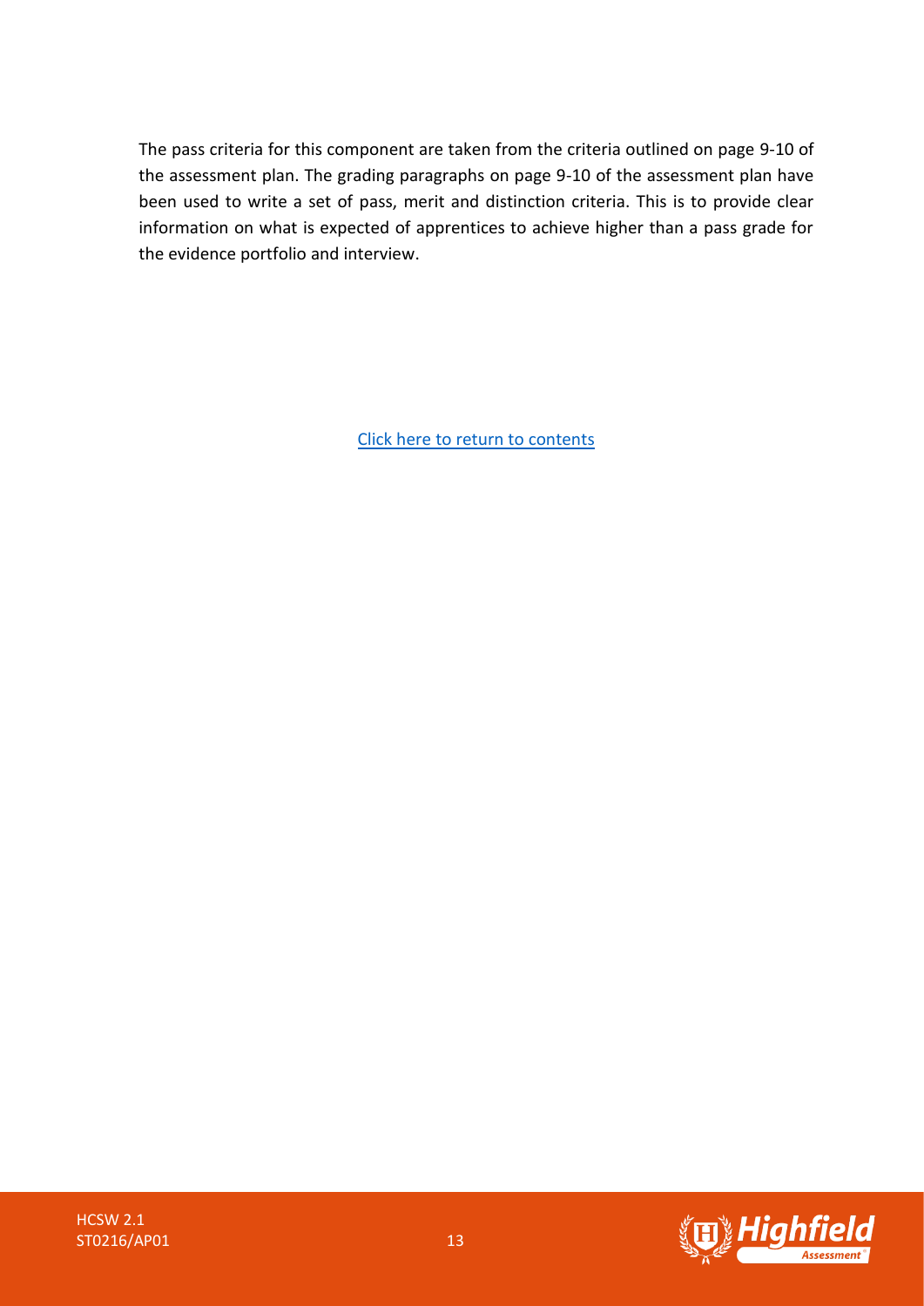The pass criteria for this component are taken from the criteria outlined on page 9-10 of the assessment plan. The grading paragraphs on page 9-10 of the assessment plan have been used to write a set of pass, merit and distinction criteria. This is to provide clear information on what is expected of apprentices to achieve higher than a pass grade for the evidence portfolio and interview.

Click here to return to contents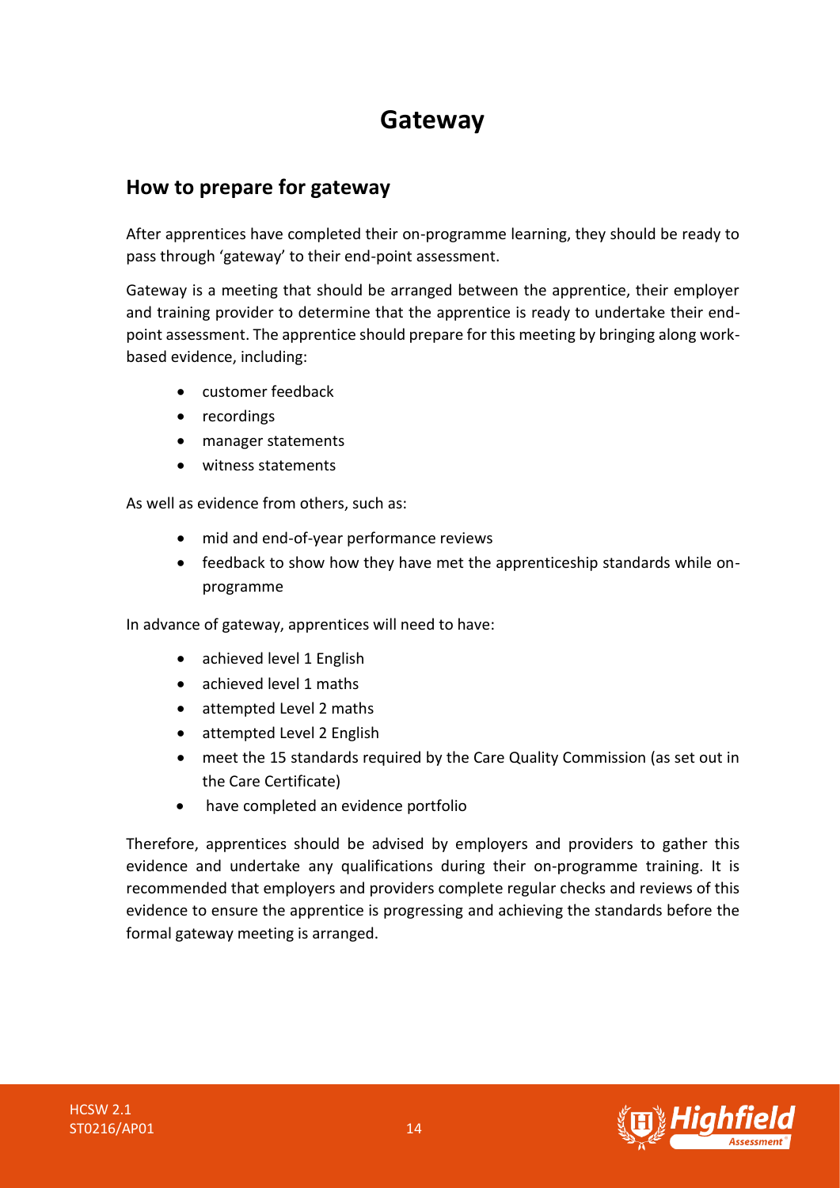# Gateway

## How to prepare for gateway

After apprentices have completed their on-programme learning, they should be ready to pass through 'gateway' to their end-point assessment.

Gateway is a meeting that should be arranged between the apprentice, their employer and training provider to determine that the apprentice is ready to undertake their end-point assessment. The apprentice should prepare for this meeting by bringing along work-based evidence, including:

- customer feedback
- recordings
- manager statements
- witness statements

As well as evidence from others, such as:

- mid and end-of-year performance reviews
- feedback to show how they have met the apprenticeship standards while on-programme

In advance of gateway, apprentices will need to have:

- achieved level 1 English
- achieved level 1 maths
- attempted Level 2 maths
- attempted Level 2 English
- meet the 15 standards required by the Care Quality Commission (as set out in the Care Certificate)
- have completed an evidence portfolio

Therefore, apprentices should be advised by employers and providers to gather this evidence and undertake any qualifications during their on-programme training. It is recommended that employers and providers complete regular checks and reviews of this evidence to ensure the apprentice is progressing and achieving the standards before the formal gateway meeting is arranged.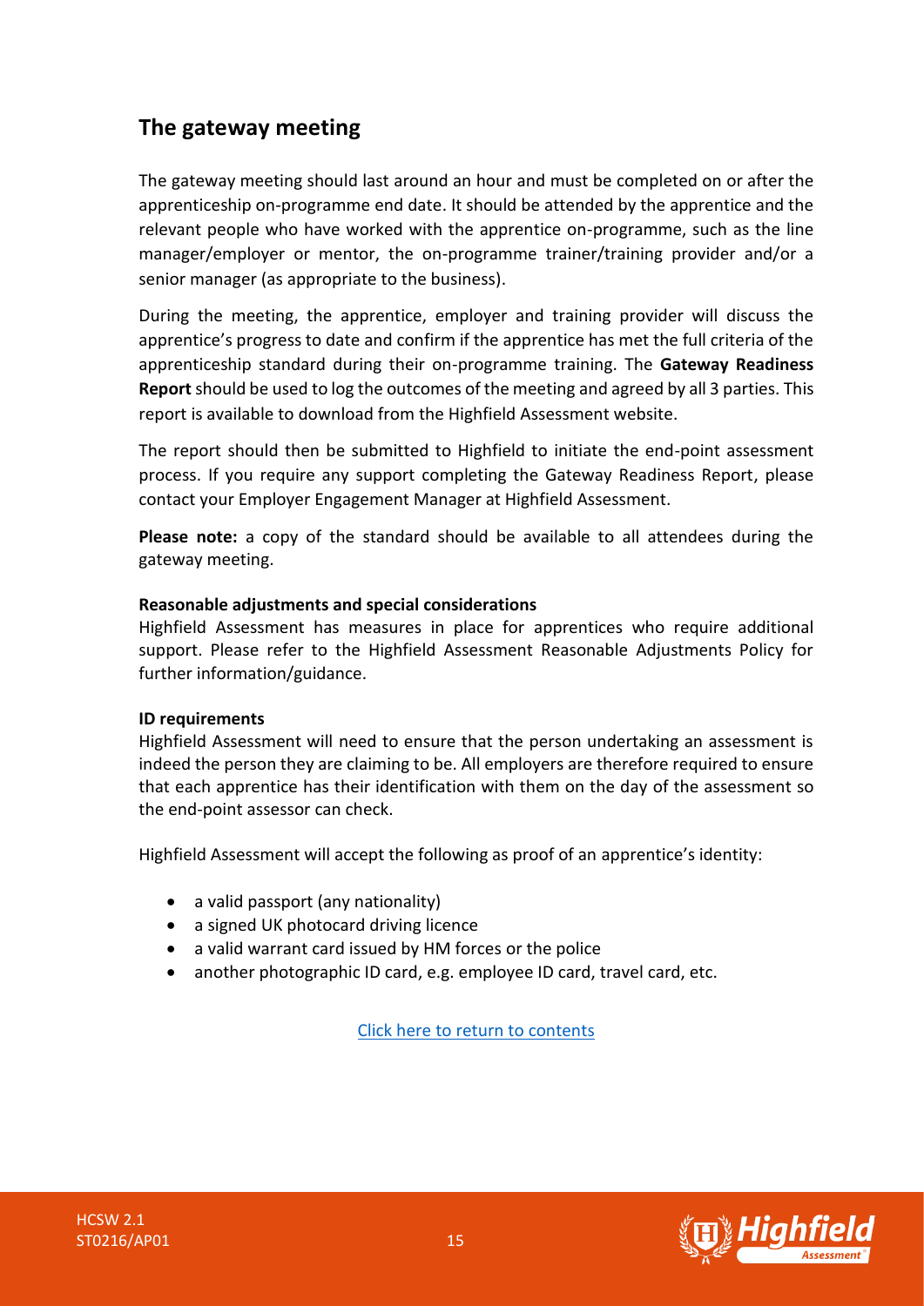## The gateway meeting

The gateway meeting should last around an hour and must be completed on or after the apprenticeship on-programme end date. It should be attended by the apprentice and the relevant people who have worked with the apprentice on-programme, such as the line manager/employer or mentor, the on-programme trainer/training provider and/or a senior manager (as appropriate to the business).

During the meeting, the apprentice, employer and training provider will discuss the apprentice's progress to date and confirm if the apprentice has met the full criteria of the apprenticeship standard during their on-programme training. The **Gateway Readiness Report** should be used to log the outcomes of the meeting and agreed by all 3 parties. This report is available to download from the Highfield Assessment website.

The report should then be submitted to Highfield to initiate the end-point assessment process. If you require any support completing the Gateway Readiness Report, please contact your Employer Engagement Manager at Highfield Assessment.

**Please note:** a copy of the standard should be available to all attendees during the gateway meeting.

**Reasonable adjustments and special considerations**
Highfield Assessment has measures in place for apprentices who require additional support. Please refer to the Highfield Assessment Reasonable Adjustments Policy for further information/guidance.

**ID requirements**
Highfield Assessment will need to ensure that the person undertaking an assessment is indeed the person they are claiming to be. All employers are therefore required to ensure that each apprentice has their identification with them on the day of the assessment so the end-point assessor can check.

Highfield Assessment will accept the following as proof of an apprentice's identity:

- a valid passport (any nationality)
- a signed UK photocard driving licence
- a valid warrant card issued by HM forces or the police
- another photographic ID card, e.g. employee ID card, travel card, etc.

Click here to return to contents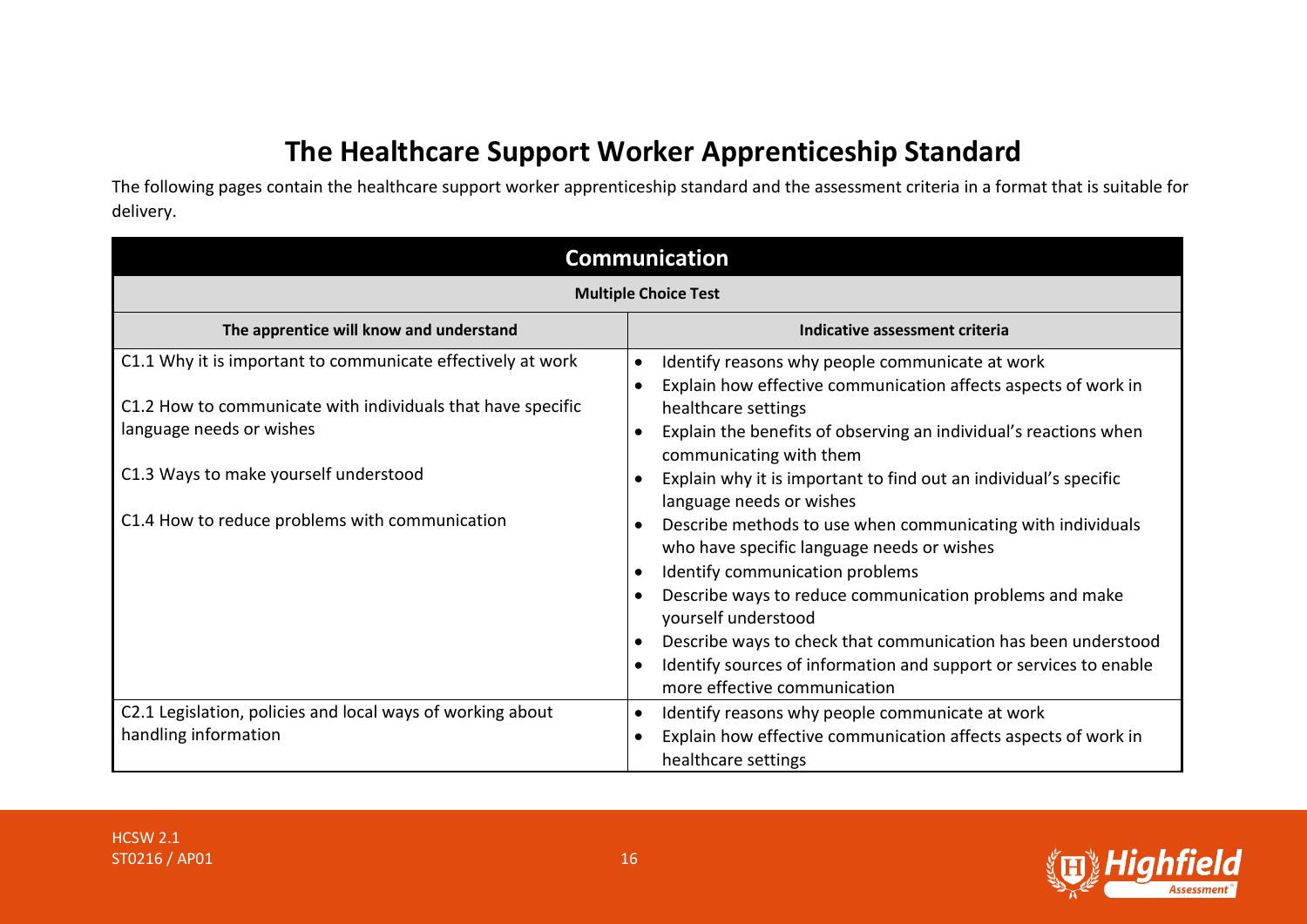# The Healthcare Support Worker Apprenticeship Standard

The following pages contain the healthcare support worker apprenticeship standard and the assessment criteria in a format that is suitable for delivery.

| Communication | |
|---|---|
| **Multiple Choice Test** | |
| **The apprentice will know and understand** | **Indicative assessment criteria** |
| C1.1 Why it is important to communicate effectively at work<br><br>C1.2 How to communicate with individuals that have specific language needs or wishes<br><br>C1.3 Ways to make yourself understood<br><br>C1.4 How to reduce problems with communication | • Identify reasons why people communicate at work<br>• Explain how effective communication affects aspects of work in healthcare settings<br>• Explain the benefits of observing an individual's reactions when communicating with them<br>• Explain why it is important to find out an individual's specific language needs or wishes<br>• Describe methods to use when communicating with individuals who have specific language needs or wishes<br>• Identify communication problems<br>• Describe ways to reduce communication problems and make yourself understood<br>• Describe ways to check that communication has been understood<br>• Identify sources of information and support or services to enable more effective communication |
| C2.1 Legislation, policies and local ways of working about handling information | • Identify reasons why people communicate at work<br>• Explain how effective communication affects aspects of work in healthcare settings |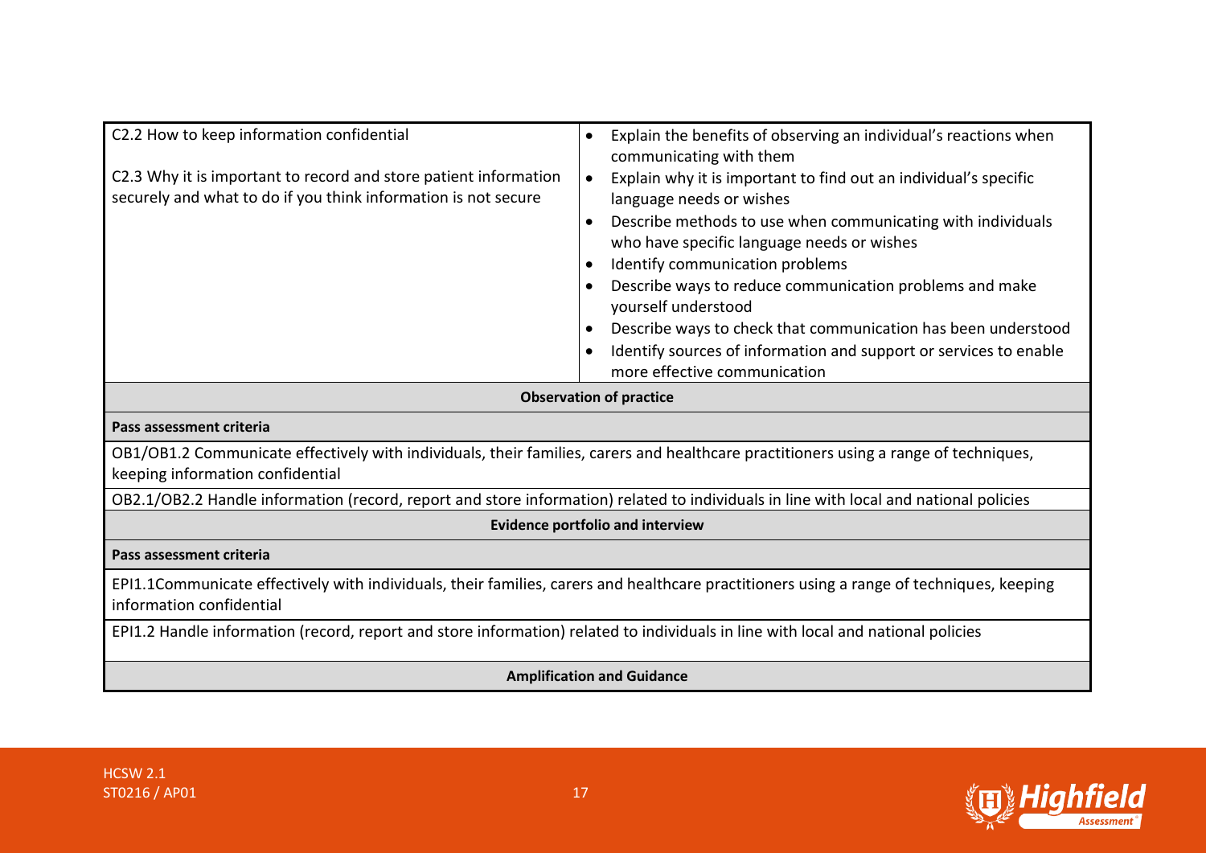| | |
|---|---|
| C2.2 How to keep information confidential<br><br>C2.3 Why it is important to record and store patient information securely and what to do if you think information is not secure | • Explain the benefits of observing an individual's reactions when communicating with them<br>• Explain why it is important to find out an individual's specific language needs or wishes<br>• Describe methods to use when communicating with individuals who have specific language needs or wishes<br>• Identify communication problems<br>• Describe ways to reduce communication problems and make yourself understood<br>• Describe ways to check that communication has been understood<br>• Identify sources of information and support or services to enable more effective communication |
| **Observation of practice** | |
| **Pass assessment criteria** | |
| OB1/OB1.2 Communicate effectively with individuals, their families, carers and healthcare practitioners using a range of techniques, keeping information confidential | |
| OB2.1/OB2.2 Handle information (record, report and store information) related to individuals in line with local and national policies | |
| **Evidence portfolio and interview** | |
| **Pass assessment criteria** | |
| EPI1.1Communicate effectively with individuals, their families, carers and healthcare practitioners using a range of techniques, keeping information confidential | |
| EPI1.2 Handle information (record, report and store information) related to individuals in line with local and national policies | |
| **Amplification and Guidance** | |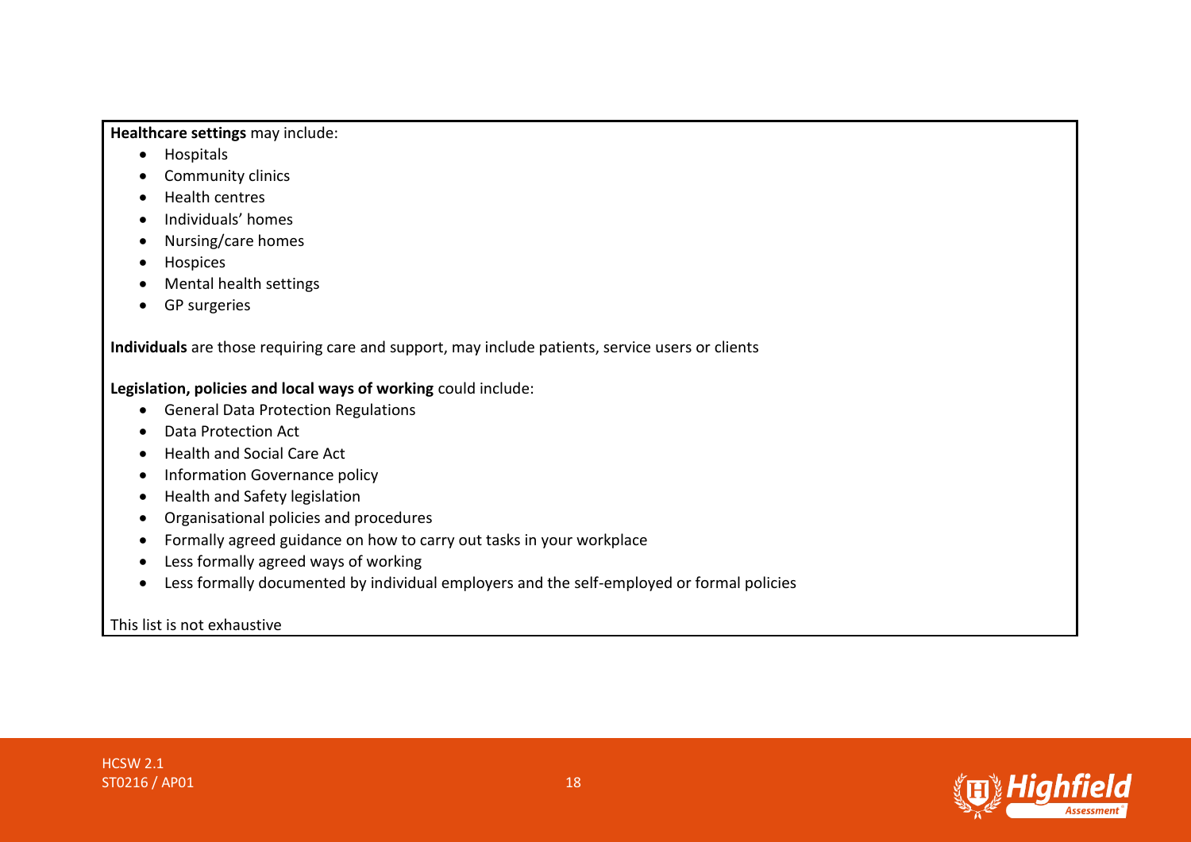**Healthcare settings** may include:

- Hospitals
- Community clinics
- Health centres
- Individuals' homes
- Nursing/care homes
- Hospices
- Mental health settings
- GP surgeries

**Individuals** are those requiring care and support, may include patients, service users or clients

**Legislation, policies and local ways of working** could include:

- General Data Protection Regulations
- Data Protection Act
- Health and Social Care Act
- Information Governance policy
- Health and Safety legislation
- Organisational policies and procedures
- Formally agreed guidance on how to carry out tasks in your workplace
- Less formally agreed ways of working
- Less formally documented by individual employers and the self-employed or formal policies

This list is not exhaustive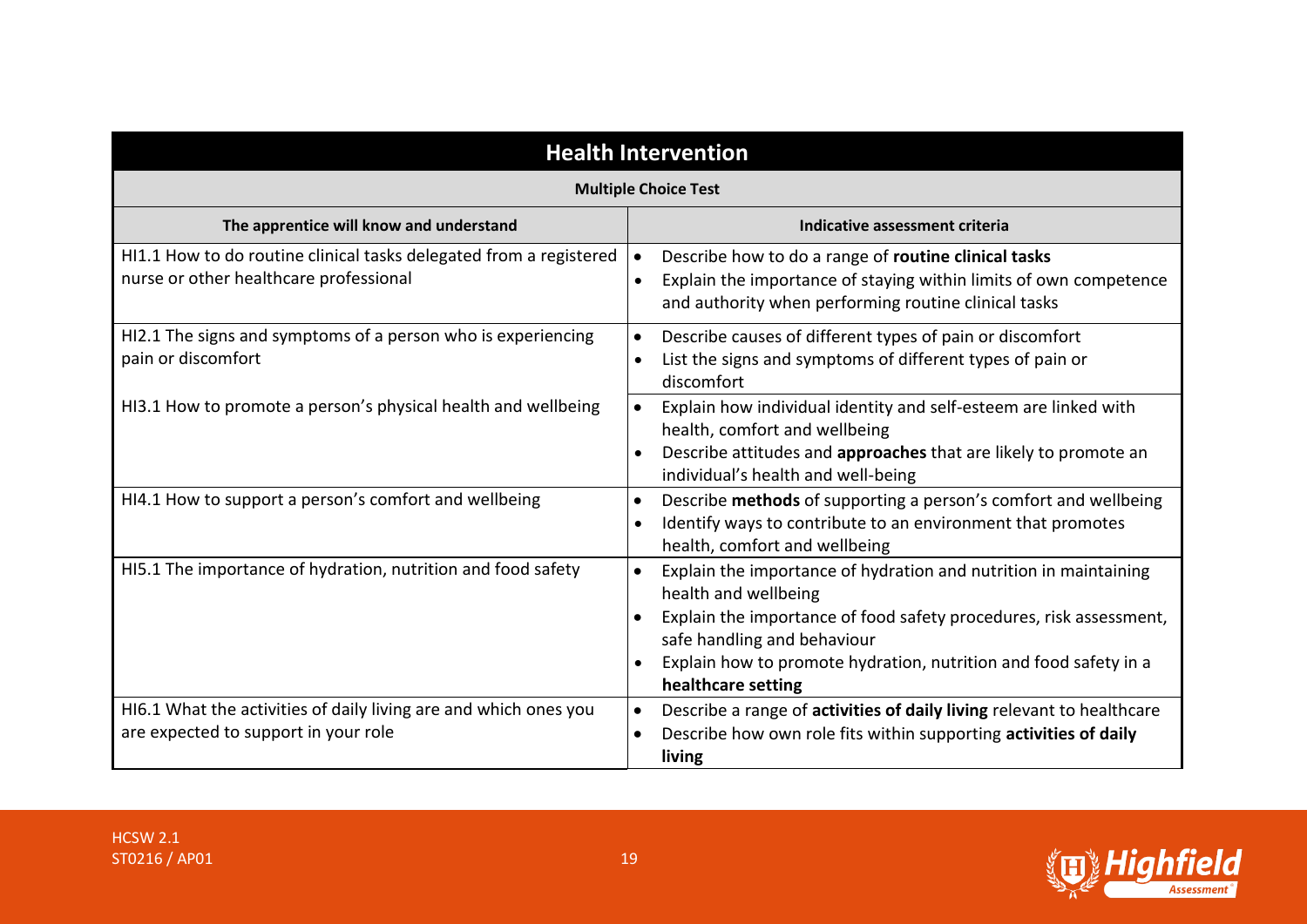| Health Intervention | |
|---|---|
| **Multiple Choice Test** | |
| **The apprentice will know and understand** | **Indicative assessment criteria** |
| HI1.1 How to do routine clinical tasks delegated from a registered nurse or other healthcare professional | • Describe how to do a range of **routine clinical tasks**<br>• Explain the importance of staying within limits of own competence and authority when performing routine clinical tasks |
| HI2.1 The signs and symptoms of a person who is experiencing pain or discomfort | • Describe causes of different types of pain or discomfort<br>• List the signs and symptoms of different types of pain or discomfort |
| HI3.1 How to promote a person's physical health and wellbeing | • Explain how individual identity and self-esteem are linked with health, comfort and wellbeing<br>• Describe attitudes and **approaches** that are likely to promote an individual's health and well-being |
| HI4.1 How to support a person's comfort and wellbeing | • Describe **methods** of supporting a person's comfort and wellbeing<br>• Identify ways to contribute to an environment that promotes health, comfort and wellbeing |
| HI5.1 The importance of hydration, nutrition and food safety | • Explain the importance of hydration and nutrition in maintaining health and wellbeing<br>• Explain the importance of food safety procedures, risk assessment, safe handling and behaviour<br>• Explain how to promote hydration, nutrition and food safety in a **healthcare setting** |
| HI6.1 What the activities of daily living are and which ones you are expected to support in your role | • Describe a range of **activities of daily living** relevant to healthcare<br>• Describe how own role fits within supporting **activities of daily living** |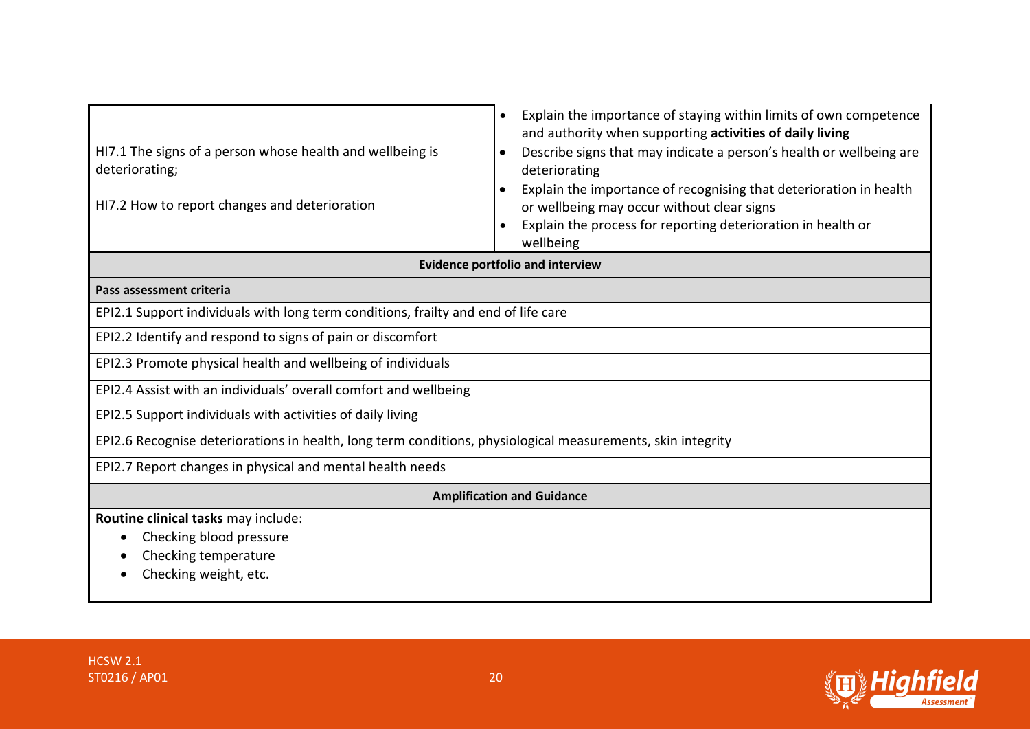|  |  |
|---|---|
|  | • Explain the importance of staying within limits of own competence and authority when supporting **activities of daily living** |
| HI7.1 The signs of a person whose health and wellbeing is deteriorating;<br><br>HI7.2 How to report changes and deterioration | • Describe signs that may indicate a person's health or wellbeing are deteriorating<br>• Explain the importance of recognising that deterioration in health or wellbeing may occur without clear signs<br>• Explain the process for reporting deterioration in health or wellbeing |

| **Evidence portfolio and interview** |
|---|
| **Pass assessment criteria** |
| EPI2.1 Support individuals with long term conditions, frailty and end of life care |
| EPI2.2 Identify and respond to signs of pain or discomfort |
| EPI2.3 Promote physical health and wellbeing of individuals |
| EPI2.4 Assist with an individuals' overall comfort and wellbeing |
| EPI2.5 Support individuals with activities of daily living |
| EPI2.6 Recognise deteriorations in health, long term conditions, physiological measurements, skin integrity |
| EPI2.7 Report changes in physical and mental health needs |

**Amplification and Guidance**

**Routine clinical tasks** may include:

- Checking blood pressure
- Checking temperature
- Checking weight, etc.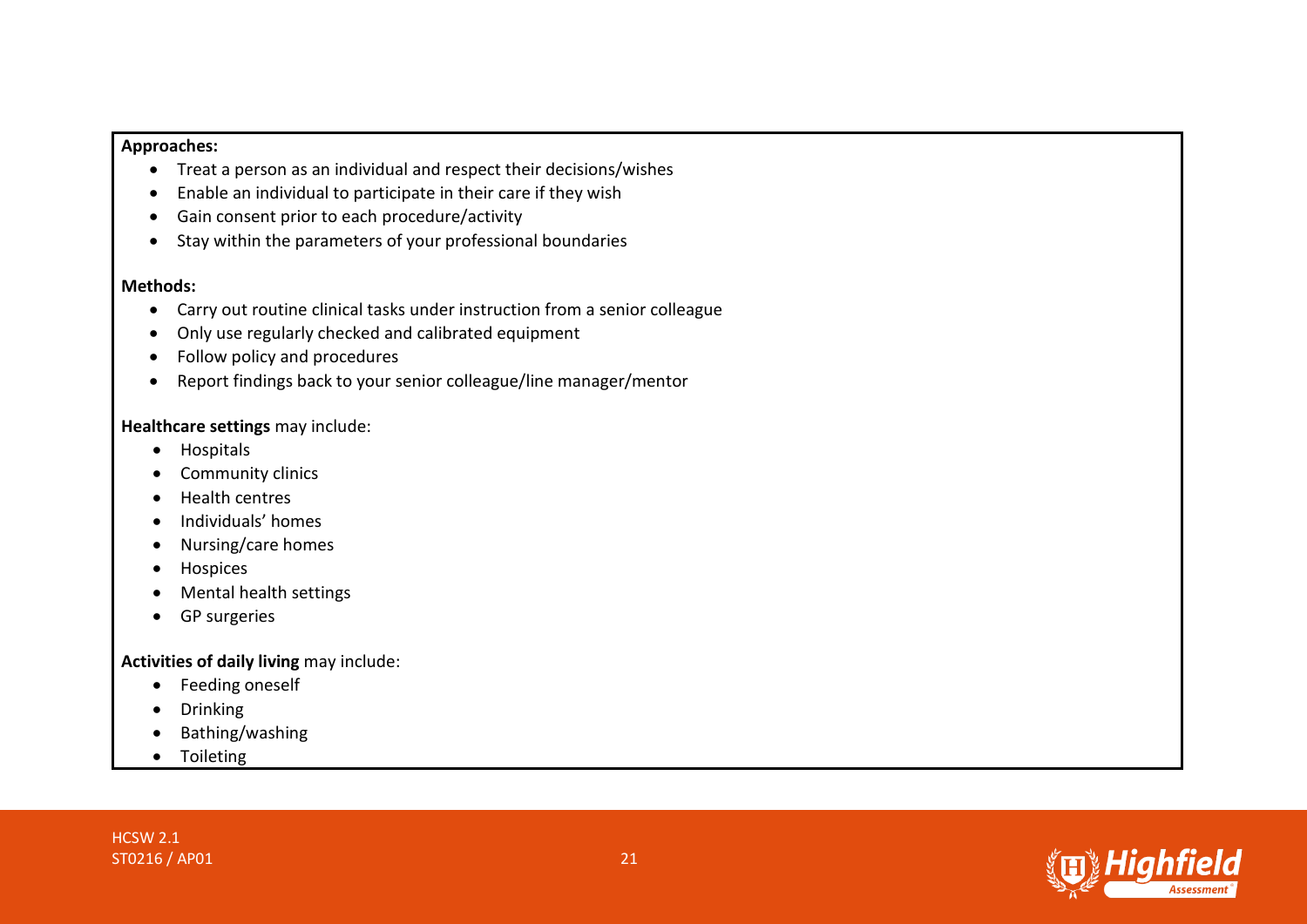**Approaches:**

- Treat a person as an individual and respect their decisions/wishes
- Enable an individual to participate in their care if they wish
- Gain consent prior to each procedure/activity
- Stay within the parameters of your professional boundaries

**Methods:**

- Carry out routine clinical tasks under instruction from a senior colleague
- Only use regularly checked and calibrated equipment
- Follow policy and procedures
- Report findings back to your senior colleague/line manager/mentor

**Healthcare settings** may include:

- Hospitals
- Community clinics
- Health centres
- Individuals' homes
- Nursing/care homes
- Hospices
- Mental health settings
- GP surgeries

**Activities of daily living** may include:

- Feeding oneself
- Drinking
- Bathing/washing
- Toileting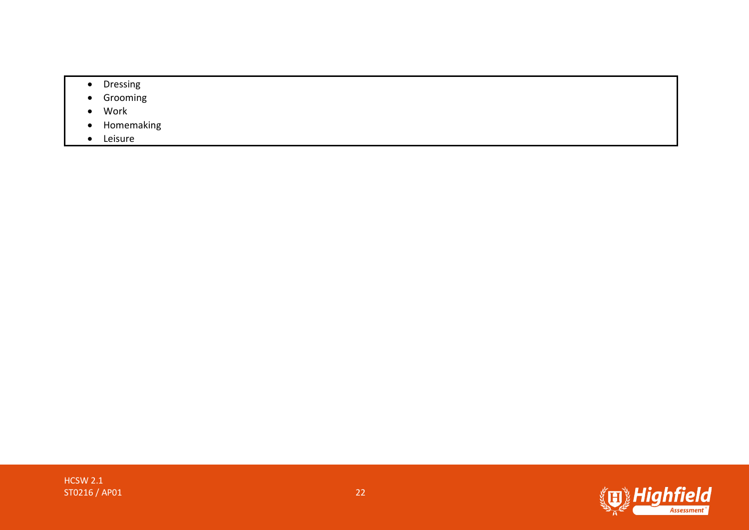- Dressing
- Grooming
- Work
- Homemaking
- Leisure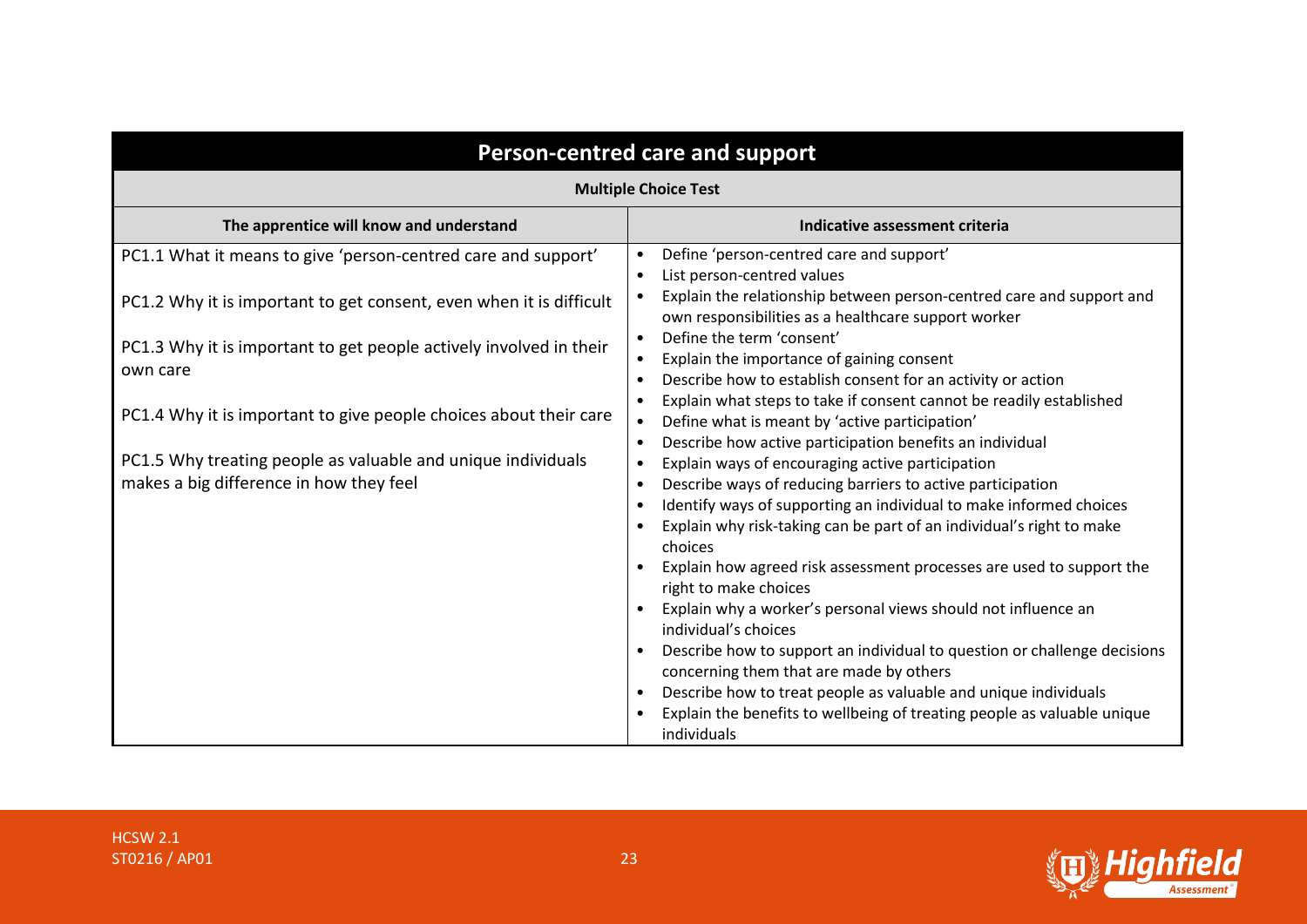| Person-centred care and support | |
|---|---|
| **Multiple Choice Test** | |
| **The apprentice will know and understand** | **Indicative assessment criteria** |
| PC1.1 What it means to give 'person-centred care and support'<br><br>PC1.2 Why it is important to get consent, even when it is difficult<br><br>PC1.3 Why it is important to get people actively involved in their own care<br><br>PC1.4 Why it is important to give people choices about their care<br><br>PC1.5 Why treating people as valuable and unique individuals makes a big difference in how they feel | • Define 'person-centred care and support'<br>• List person-centred values<br>• Explain the relationship between person-centred care and support and own responsibilities as a healthcare support worker<br>• Define the term 'consent'<br>• Explain the importance of gaining consent<br>• Describe how to establish consent for an activity or action<br>• Explain what steps to take if consent cannot be readily established<br>• Define what is meant by 'active participation'<br>• Describe how active participation benefits an individual<br>• Explain ways of encouraging active participation<br>• Describe ways of reducing barriers to active participation<br>• Identify ways of supporting an individual to make informed choices<br>• Explain why risk-taking can be part of an individual's right to make choices<br>• Explain how agreed risk assessment processes are used to support the right to make choices<br>• Explain why a worker's personal views should not influence an individual's choices<br>• Describe how to support an individual to question or challenge decisions concerning them that are made by others<br>• Describe how to treat people as valuable and unique individuals<br>• Explain the benefits to wellbeing of treating people as valuable unique individuals |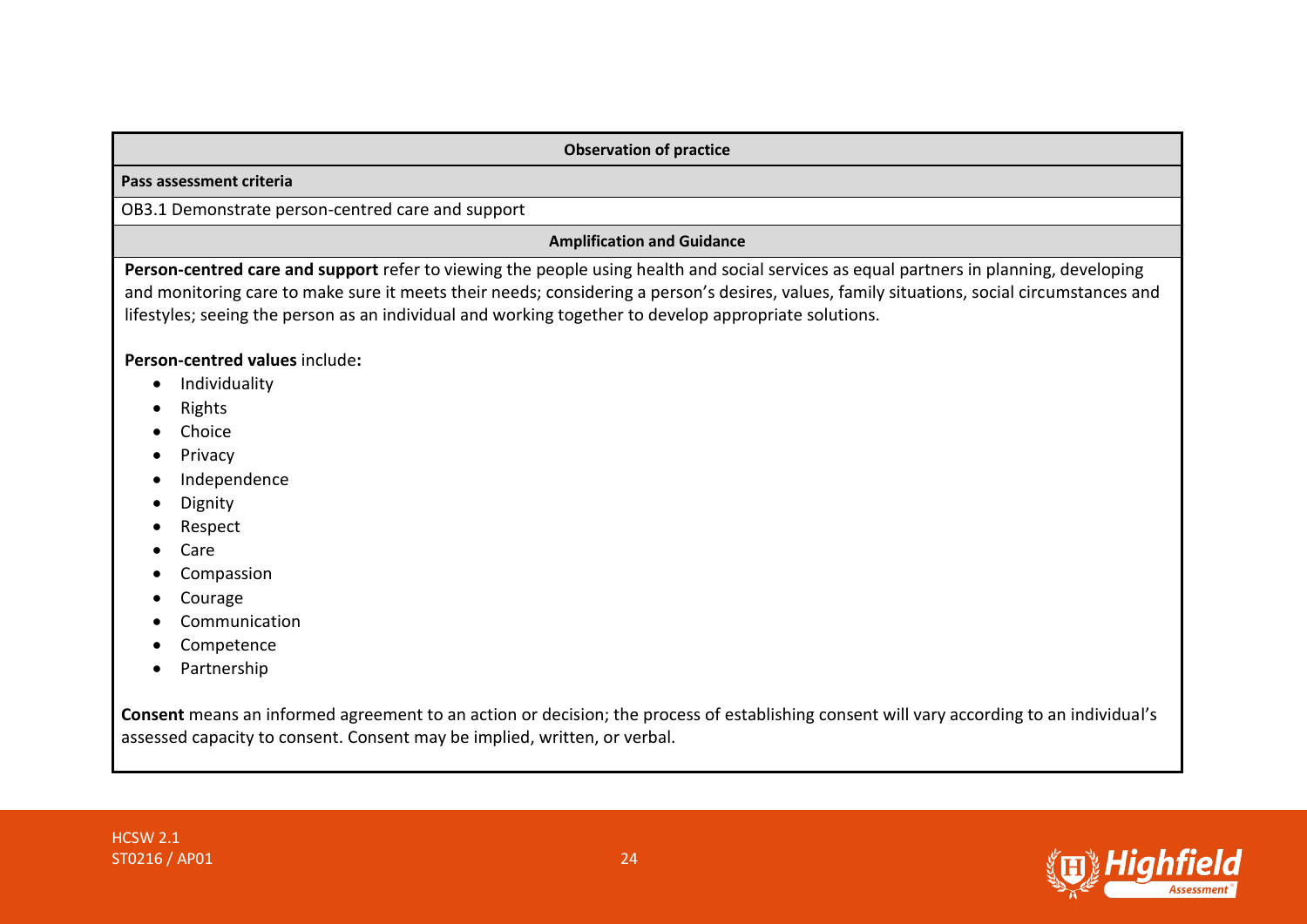**Observation of practice**

**Pass assessment criteria**

OB3.1 Demonstrate person-centred care and support

**Amplification and Guidance**

**Person-centred care and support** refer to viewing the people using health and social services as equal partners in planning, developing and monitoring care to make sure it meets their needs; considering a person's desires, values, family situations, social circumstances and lifestyles; seeing the person as an individual and working together to develop appropriate solutions.

**Person-centred values** include**:**

- Individuality
- Rights
- Choice
- Privacy
- Independence
- Dignity
- Respect
- Care
- Compassion
- Courage
- Communication
- Competence
- Partnership

**Consent** means an informed agreement to an action or decision; the process of establishing consent will vary according to an individual's assessed capacity to consent. Consent may be implied, written, or verbal.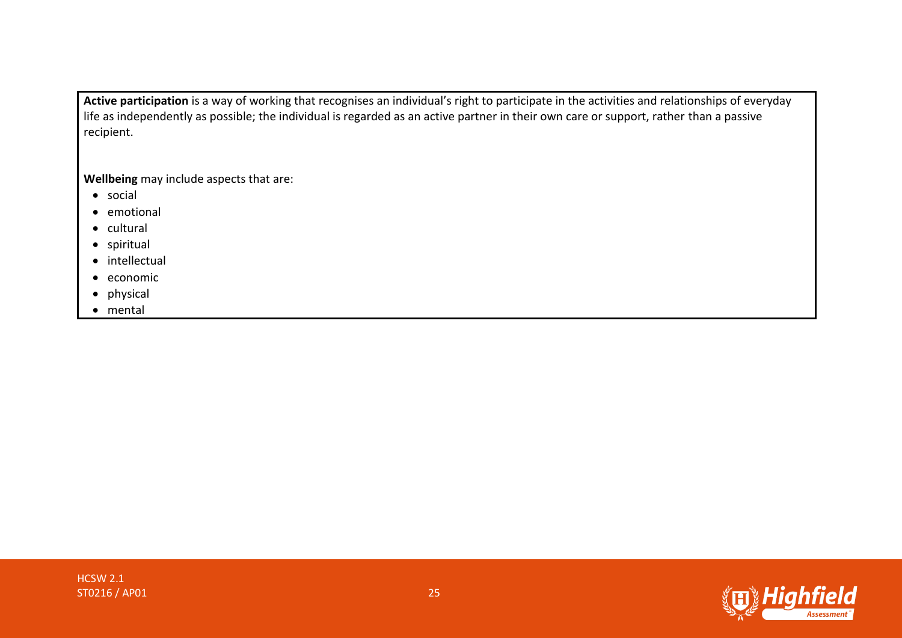**Active participation** is a way of working that recognises an individual's right to participate in the activities and relationships of everyday life as independently as possible; the individual is regarded as an active partner in their own care or support, rather than a passive recipient.

**Wellbeing** may include aspects that are:

- social
- emotional
- cultural
- spiritual
- intellectual
- economic
- physical
- mental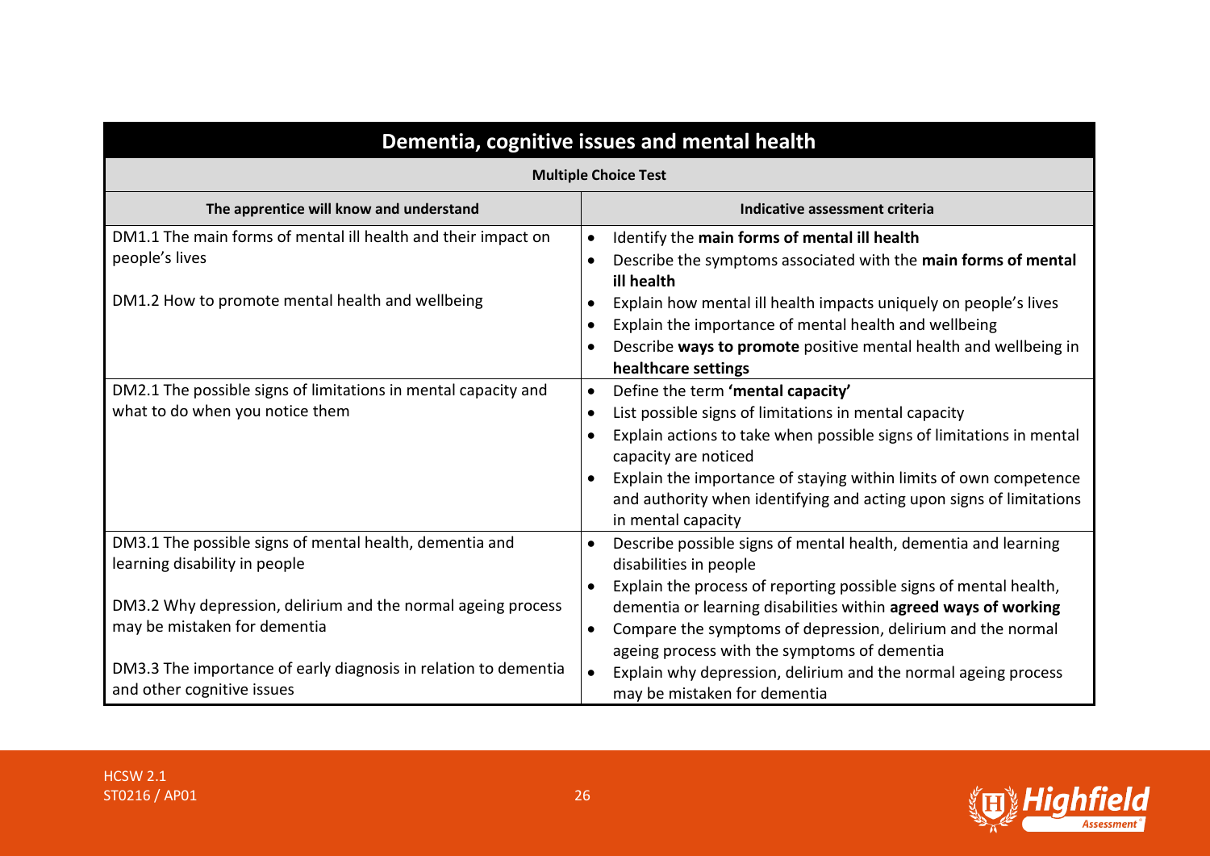## Dementia, cognitive issues and mental health

**Multiple Choice Test**

| The apprentice will know and understand | Indicative assessment criteria |
|---|---|
| DM1.1 The main forms of mental ill health and their impact on people's lives<br><br>DM1.2 How to promote mental health and wellbeing | • Identify the **main forms of mental ill health**<br>• Describe the symptoms associated with the **main forms of mental ill health**<br>• Explain how mental ill health impacts uniquely on people's lives<br>• Explain the importance of mental health and wellbeing<br>• Describe **ways to promote** positive mental health and wellbeing in **healthcare settings** |
| DM2.1 The possible signs of limitations in mental capacity and what to do when you notice them | • Define the term **'mental capacity'**<br>• List possible signs of limitations in mental capacity<br>• Explain actions to take when possible signs of limitations in mental capacity are noticed<br>• Explain the importance of staying within limits of own competence and authority when identifying and acting upon signs of limitations in mental capacity |
| DM3.1 The possible signs of mental health, dementia and learning disability in people<br><br>DM3.2 Why depression, delirium and the normal ageing process may be mistaken for dementia<br><br>DM3.3 The importance of early diagnosis in relation to dementia and other cognitive issues | • Describe possible signs of mental health, dementia and learning disabilities in people<br>• Explain the process of reporting possible signs of mental health, dementia or learning disabilities within **agreed ways of working**<br>• Compare the symptoms of depression, delirium and the normal ageing process with the symptoms of dementia<br>• Explain why depression, delirium and the normal ageing process may be mistaken for dementia |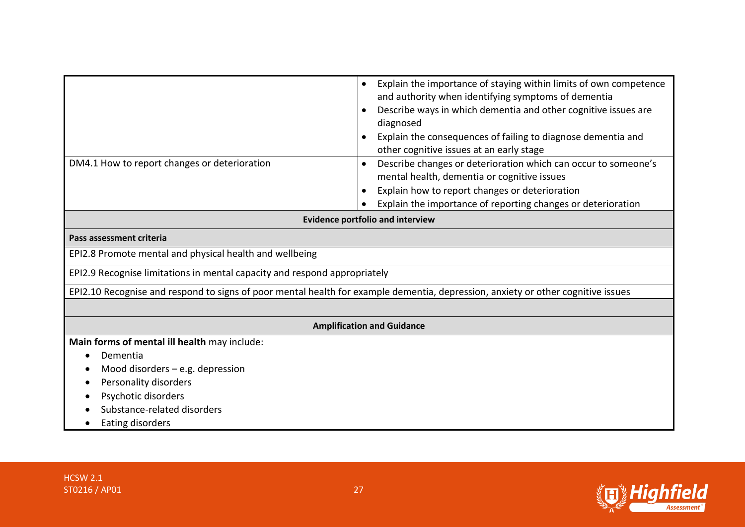| | |
|---|---|
| | • Explain the importance of staying within limits of own competence and authority when identifying symptoms of dementia<br>• Describe ways in which dementia and other cognitive issues are diagnosed<br>• Explain the consequences of failing to diagnose dementia and other cognitive issues at an early stage |
| DM4.1 How to report changes or deterioration | • Describe changes or deterioration which can occur to someone's mental health, dementia or cognitive issues<br>• Explain how to report changes or deterioration<br>• Explain the importance of reporting changes or deterioration |

| **Evidence portfolio and interview** |
|---|
| **Pass assessment criteria** |
| EPI2.8 Promote mental and physical health and wellbeing |
| EPI2.9 Recognise limitations in mental capacity and respond appropriately |
| EPI2.10 Recognise and respond to signs of poor mental health for example dementia, depression, anxiety or other cognitive issues |
| |

**Amplification and Guidance**

**Main forms of mental ill health** may include:

- Dementia
- Mood disorders – e.g. depression
- Personality disorders
- Psychotic disorders
- Substance-related disorders
- Eating disorders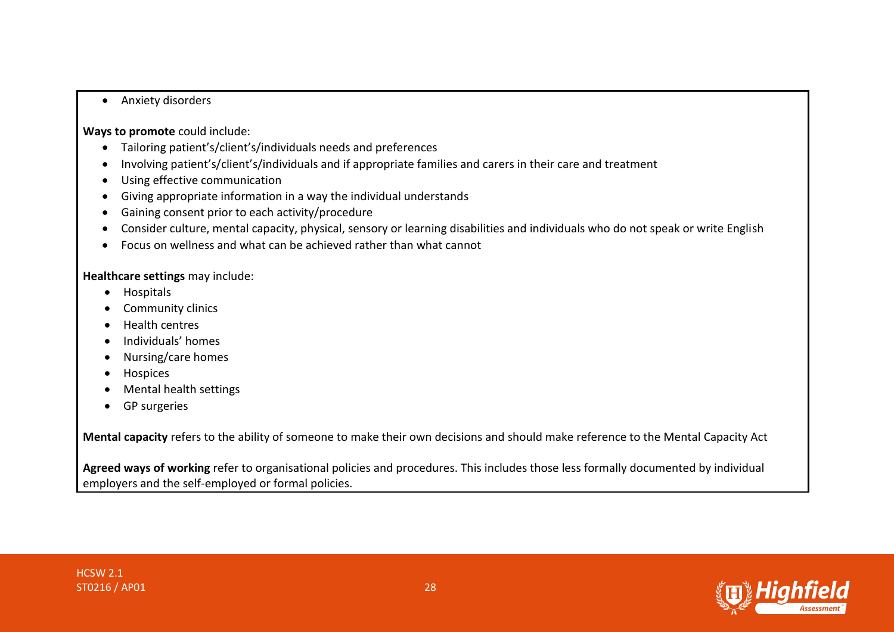- Anxiety disorders

**Ways to promote** could include:

- Tailoring patient's/client's/individuals needs and preferences
- Involving patient's/client's/individuals and if appropriate families and carers in their care and treatment
- Using effective communication
- Giving appropriate information in a way the individual understands
- Gaining consent prior to each activity/procedure
- Consider culture, mental capacity, physical, sensory or learning disabilities and individuals who do not speak or write English
- Focus on wellness and what can be achieved rather than what cannot

**Healthcare settings** may include:

- Hospitals
- Community clinics
- Health centres
- Individuals' homes
- Nursing/care homes
- Hospices
- Mental health settings
- GP surgeries

**Mental capacity** refers to the ability of someone to make their own decisions and should make reference to the Mental Capacity Act

**Agreed ways of working** refer to organisational policies and procedures. This includes those less formally documented by individual employers and the self-employed or formal policies.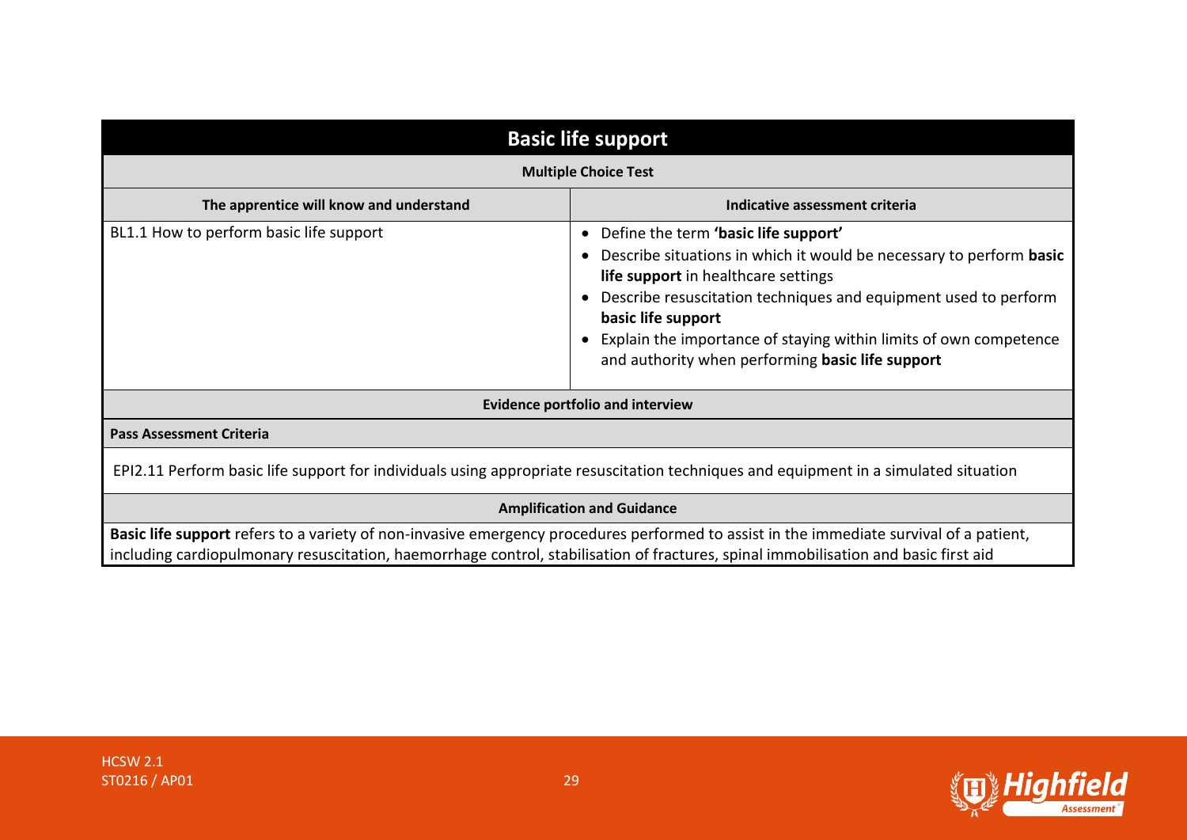## Basic life support

**Multiple Choice Test**

| The apprentice will know and understand | Indicative assessment criteria |
|---|---|
| BL1.1 How to perform basic life support | • Define the term **'basic life support'**<br>• Describe situations in which it would be necessary to perform **basic life support** in healthcare settings<br>• Describe resuscitation techniques and equipment used to perform **basic life support**<br>• Explain the importance of staying within limits of own competence and authority when performing **basic life support** |

**Evidence portfolio and interview**

**Pass Assessment Criteria**

EPI2.11 Perform basic life support for individuals using appropriate resuscitation techniques and equipment in a simulated situation

**Amplification and Guidance**

**Basic life support** refers to a variety of non-invasive emergency procedures performed to assist in the immediate survival of a patient, including cardiopulmonary resuscitation, haemorrhage control, stabilisation of fractures, spinal immobilisation and basic first aid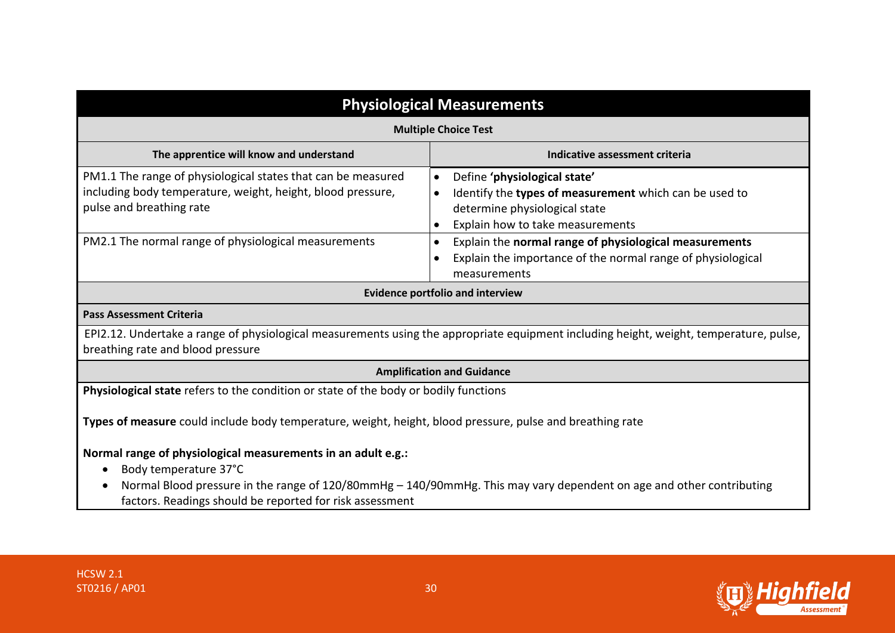## Physiological Measurements

### Multiple Choice Test

| The apprentice will know and understand | Indicative assessment criteria |
|---|---|
| PM1.1 The range of physiological states that can be measured including body temperature, weight, height, blood pressure, pulse and breathing rate | • Define **'physiological state'**<br>• Identify the **types of measurement** which can be used to determine physiological state<br>• Explain how to take measurements |
| PM2.1 The normal range of physiological measurements | • Explain the **normal range of physiological measurements**<br>• Explain the importance of the normal range of physiological measurements |

### Evidence portfolio and interview

**Pass Assessment Criteria**

EPI2.12. Undertake a range of physiological measurements using the appropriate equipment including height, weight, temperature, pulse, breathing rate and blood pressure

### Amplification and Guidance

**Physiological state** refers to the condition or state of the body or bodily functions

**Types of measure** could include body temperature, weight, height, blood pressure, pulse and breathing rate

**Normal range of physiological measurements in an adult e.g.:**

- Body temperature 37°C
- Normal Blood pressure in the range of 120/80mmHg – 140/90mmHg. This may vary dependent on age and other contributing factors. Readings should be reported for risk assessment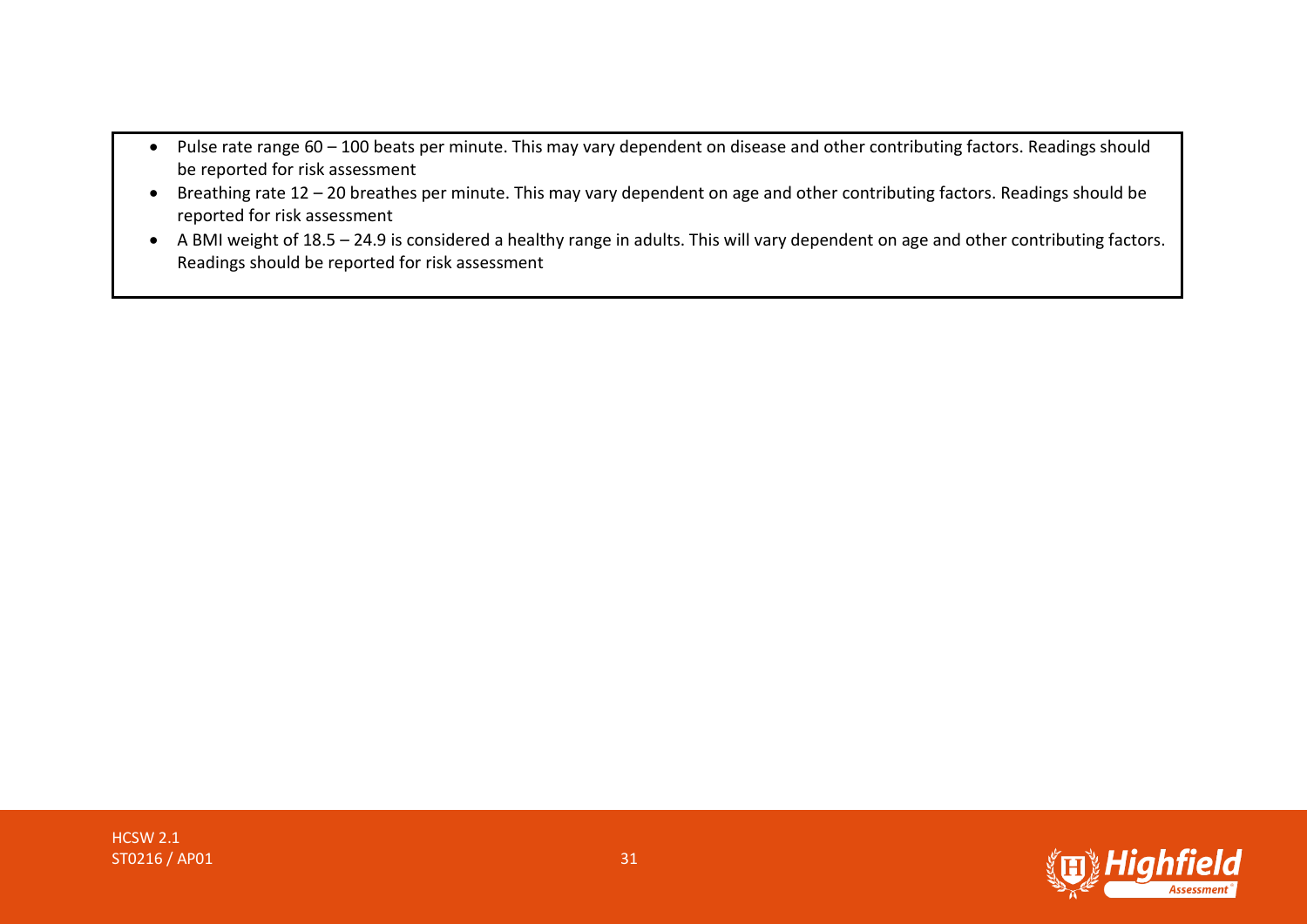- Pulse rate range 60 – 100 beats per minute. This may vary dependent on disease and other contributing factors. Readings should be reported for risk assessment
- Breathing rate 12 – 20 breathes per minute. This may vary dependent on age and other contributing factors. Readings should be reported for risk assessment
- A BMI weight of 18.5 – 24.9 is considered a healthy range in adults. This will vary dependent on age and other contributing factors. Readings should be reported for risk assessment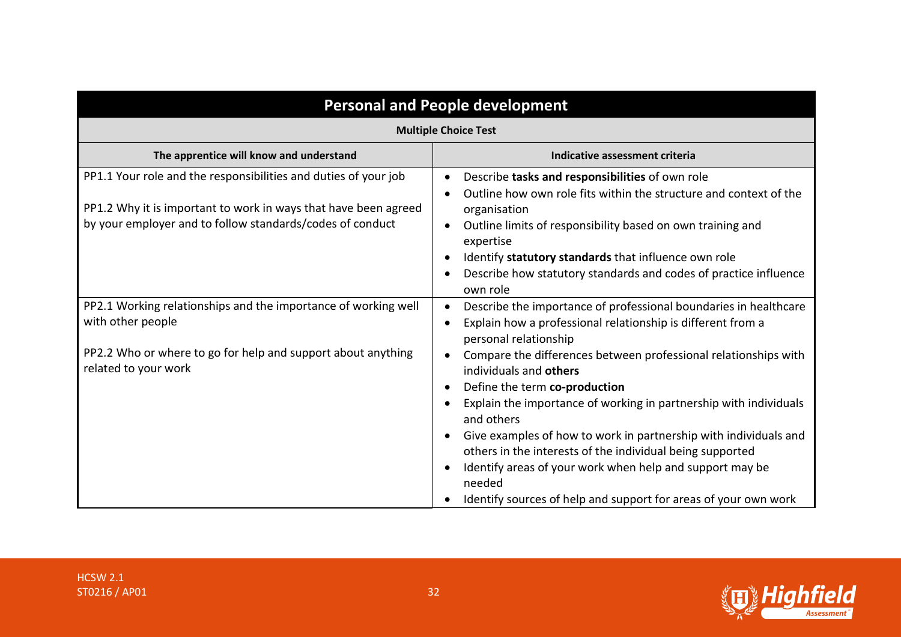## Personal and People development

**Multiple Choice Test**

| The apprentice will know and understand | Indicative assessment criteria |
|---|---|
| PP1.1 Your role and the responsibilities and duties of your job<br><br>PP1.2 Why it is important to work in ways that have been agreed by your employer and to follow standards/codes of conduct | • Describe **tasks and responsibilities** of own role<br>• Outline how own role fits within the structure and context of the organisation<br>• Outline limits of responsibility based on own training and expertise<br>• Identify **statutory standards** that influence own role<br>• Describe how statutory standards and codes of practice influence own role |
| PP2.1 Working relationships and the importance of working well with other people<br><br>PP2.2 Who or where to go for help and support about anything related to your work | • Describe the importance of professional boundaries in healthcare<br>• Explain how a professional relationship is different from a personal relationship<br>• Compare the differences between professional relationships with individuals and **others**<br>• Define the term **co-production**<br>• Explain the importance of working in partnership with individuals and others<br>• Give examples of how to work in partnership with individuals and others in the interests of the individual being supported<br>• Identify areas of your work when help and support may be needed<br>• Identify sources of help and support for areas of your own work |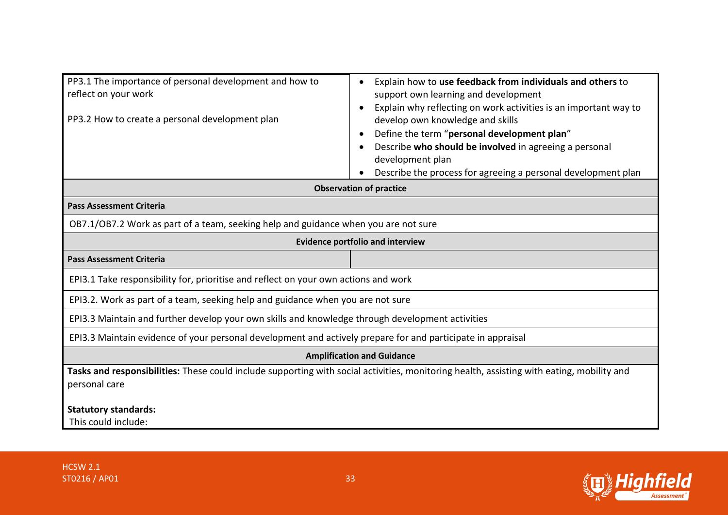| | |
|---|---|
| PP3.1 The importance of personal development and how to reflect on your work<br><br>PP3.2 How to create a personal development plan | • Explain how to **use feedback from individuals and others** to support own learning and development<br>• Explain why reflecting on work activities is an important way to develop own knowledge and skills<br>• Define the term "**personal development plan**"<br>• Describe **who should be involved** in agreeing a personal development plan<br>• Describe the process for agreeing a personal development plan |

**Observation of practice**

| Pass Assessment Criteria |
|---|
| OB7.1/OB7.2 Work as part of a team, seeking help and guidance when you are not sure |

**Evidence portfolio and interview**

| Pass Assessment Criteria |
|---|
| EPI3.1 Take responsibility for, prioritise and reflect on your own actions and work |
| EPI3.2. Work as part of a team, seeking help and guidance when you are not sure |
| EPI3.3 Maintain and further develop your own skills and knowledge through development activities |
| EPI3.3 Maintain evidence of your personal development and actively prepare for and participate in appraisal |

**Amplification and Guidance**

**Tasks and responsibilities:** These could include supporting with social activities, monitoring health, assisting with eating, mobility and personal care

**Statutory standards:**
This could include: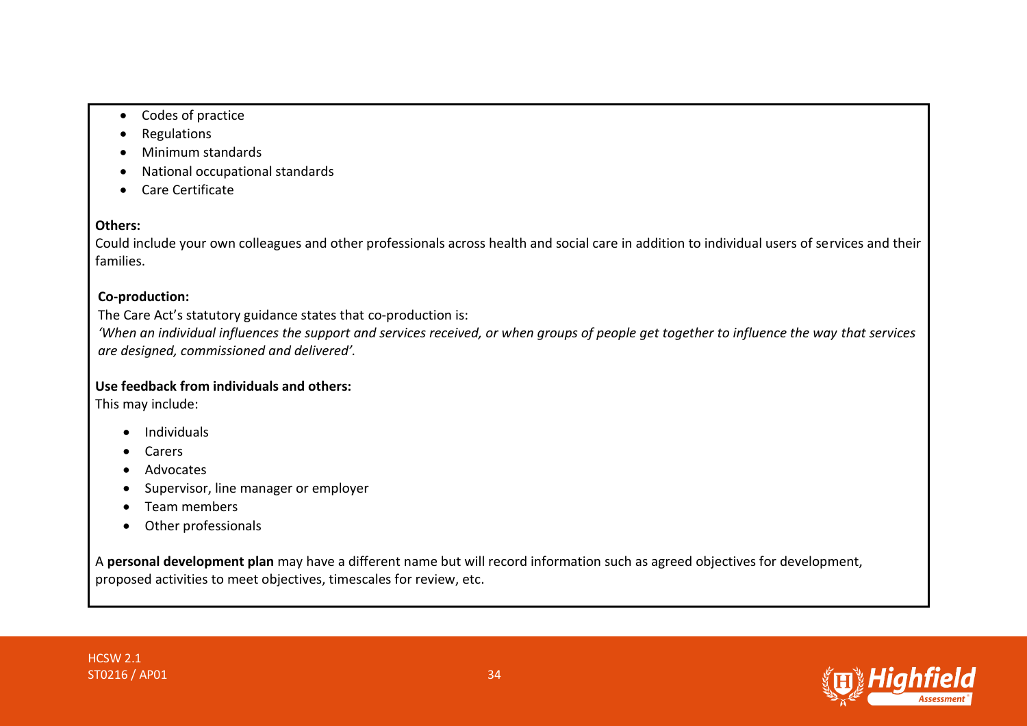- Codes of practice
- Regulations
- Minimum standards
- National occupational standards
- Care Certificate

**Others:**

Could include your own colleagues and other professionals across health and social care in addition to individual users of services and their families.

**Co-production:**

The Care Act's statutory guidance states that co-production is:

*'When an individual influences the support and services received, or when groups of people get together to influence the way that services are designed, commissioned and delivered'.*

**Use feedback from individuals and others:**

This may include:

- Individuals
- Carers
- Advocates
- Supervisor, line manager or employer
- Team members
- Other professionals

A **personal development plan** may have a different name but will record information such as agreed objectives for development, proposed activities to meet objectives, timescales for review, etc.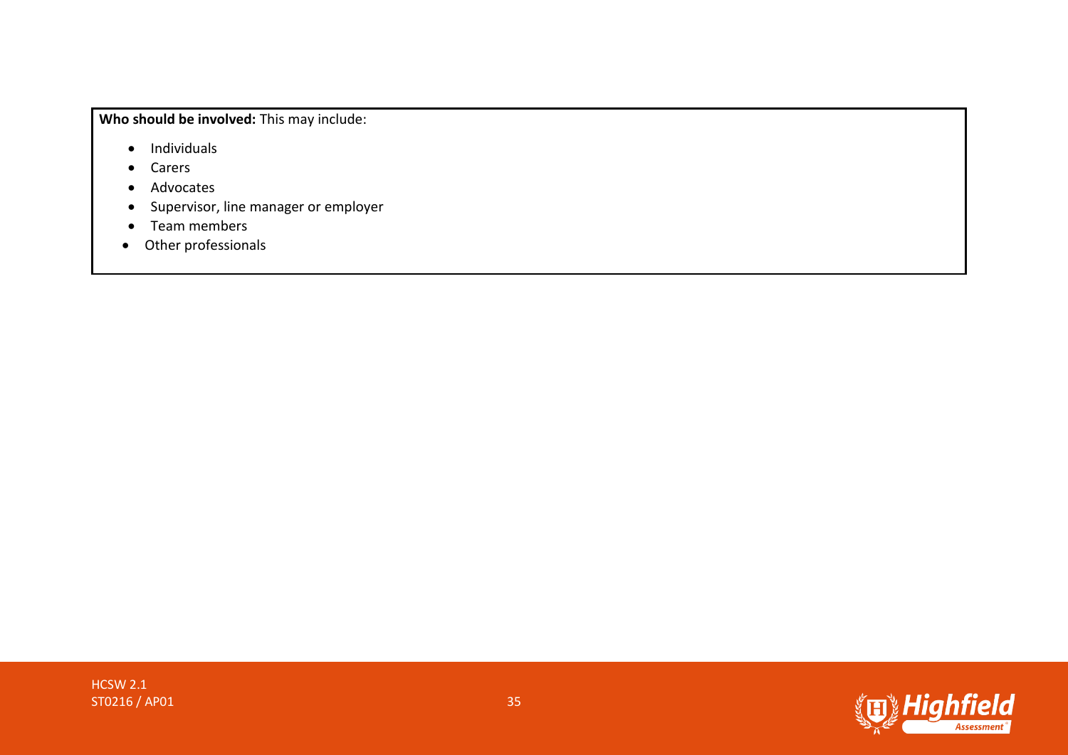**Who should be involved:** This may include:

- Individuals
- Carers
- Advocates
- Supervisor, line manager or employer
- Team members
- Other professionals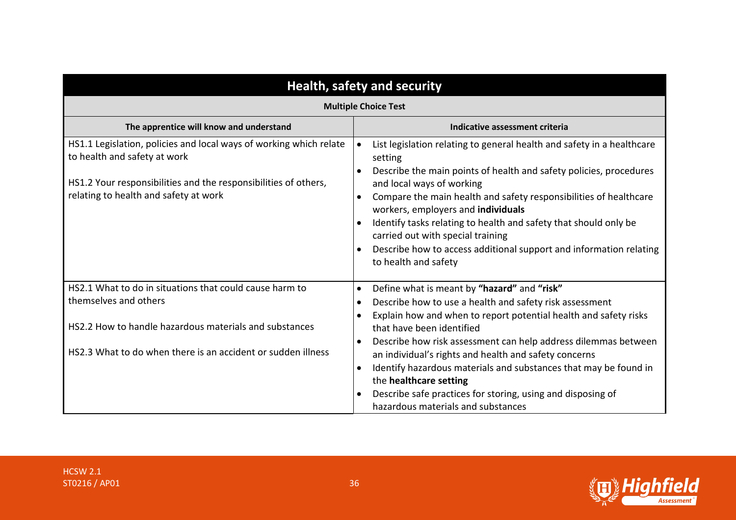## Health, safety and security

**Multiple Choice Test**

| The apprentice will know and understand | Indicative assessment criteria |
|---|---|
| HS1.1 Legislation, policies and local ways of working which relate to health and safety at work<br><br>HS1.2 Your responsibilities and the responsibilities of others, relating to health and safety at work | • List legislation relating to general health and safety in a healthcare setting<br>• Describe the main points of health and safety policies, procedures and local ways of working<br>• Compare the main health and safety responsibilities of healthcare workers, employers and **individuals**<br>• Identify tasks relating to health and safety that should only be carried out with special training<br>• Describe how to access additional support and information relating to health and safety |
| HS2.1 What to do in situations that could cause harm to themselves and others<br><br>HS2.2 How to handle hazardous materials and substances<br><br>HS2.3 What to do when there is an accident or sudden illness | • Define what is meant by **"hazard"** and **"risk"**<br>• Describe how to use a health and safety risk assessment<br>• Explain how and when to report potential health and safety risks that have been identified<br>• Describe how risk assessment can help address dilemmas between an individual's rights and health and safety concerns<br>• Identify hazardous materials and substances that may be found in the **healthcare setting**<br>• Describe safe practices for storing, using and disposing of hazardous materials and substances |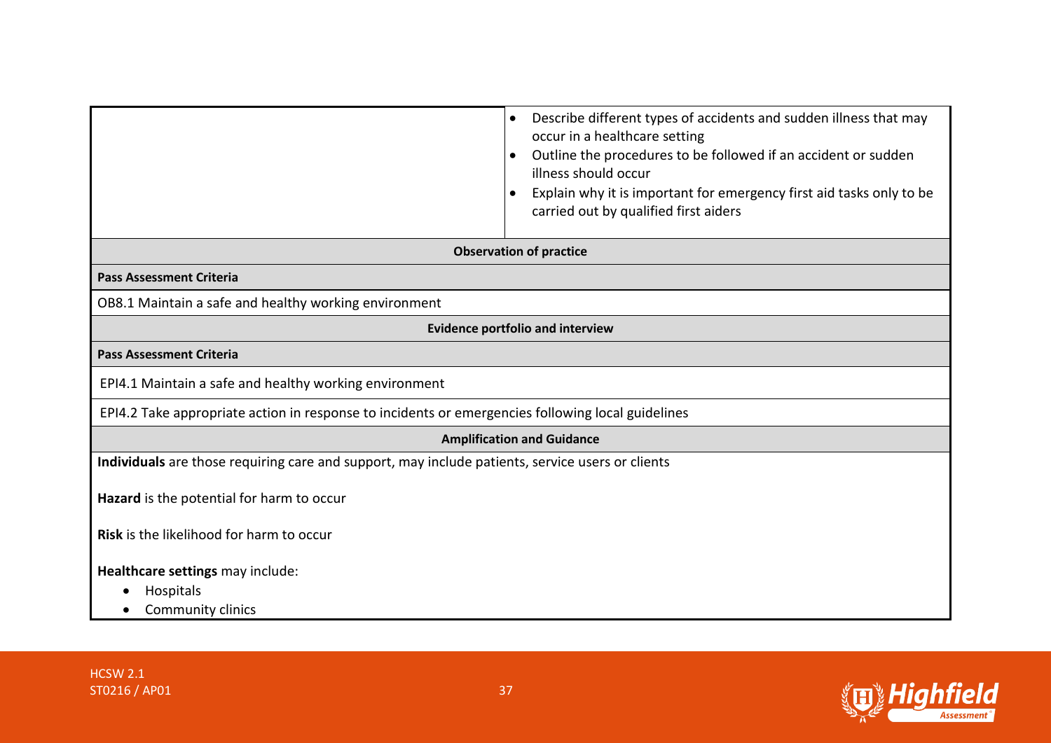| | |
|---|---|
| | • Describe different types of accidents and sudden illness that may occur in a healthcare setting<br>• Outline the procedures to be followed if an accident or sudden illness should occur<br>• Explain why it is important for emergency first aid tasks only to be carried out by qualified first aiders |

**Observation of practice**

**Pass Assessment Criteria**

OB8.1 Maintain a safe and healthy working environment

**Evidence portfolio and interview**

**Pass Assessment Criteria**

EPI4.1 Maintain a safe and healthy working environment

EPI4.2 Take appropriate action in response to incidents or emergencies following local guidelines

**Amplification and Guidance**

**Individuals** are those requiring care and support, may include patients, service users or clients

**Hazard** is the potential for harm to occur

**Risk** is the likelihood for harm to occur

**Healthcare settings** may include:

- Hospitals
- Community clinics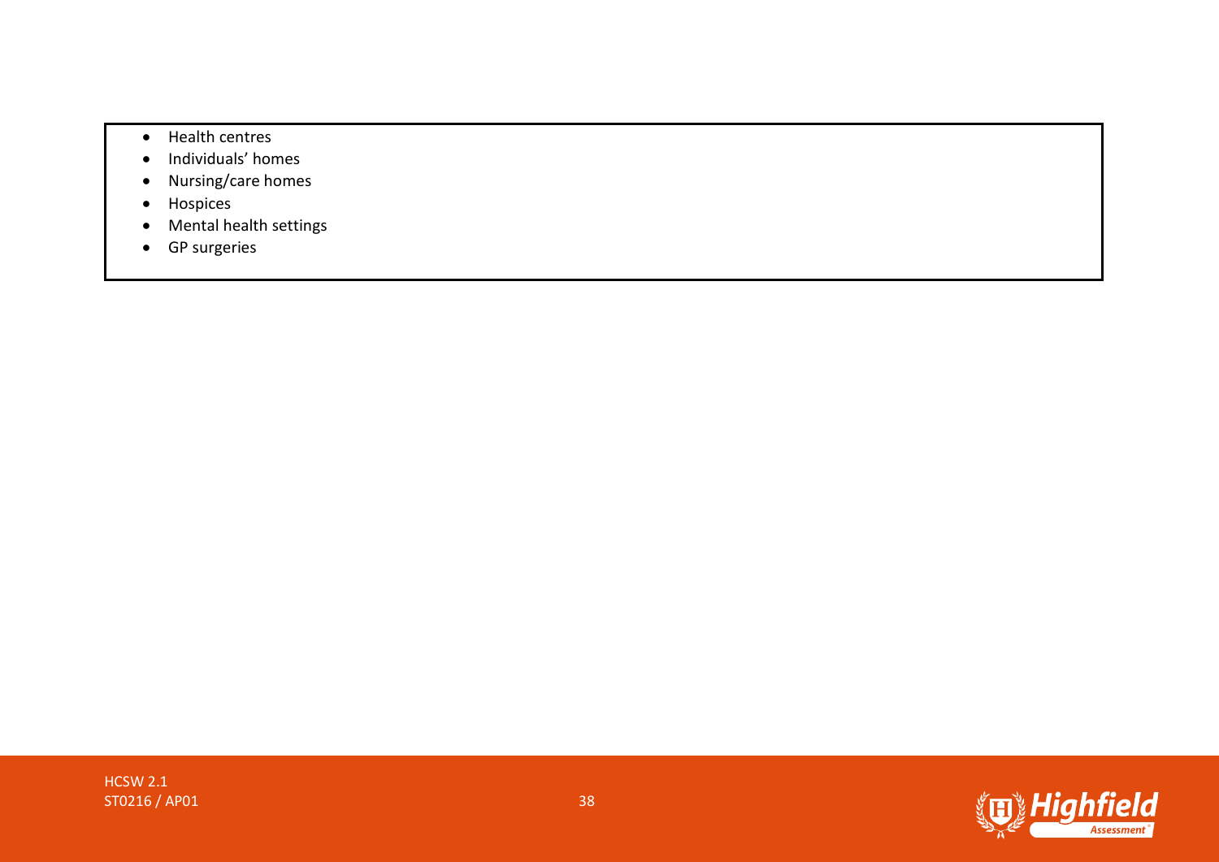- Health centres
- Individuals' homes
- Nursing/care homes
- Hospices
- Mental health settings
- GP surgeries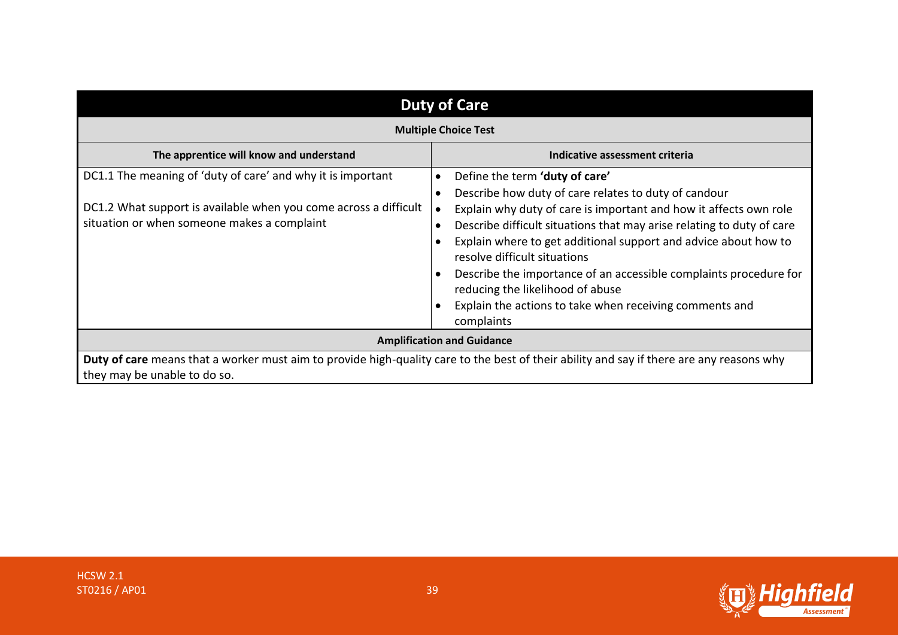## Duty of Care

**Multiple Choice Test**

| The apprentice will know and understand | Indicative assessment criteria |
|---|---|
| DC1.1 The meaning of 'duty of care' and why it is important<br><br>DC1.2 What support is available when you come across a difficult situation or when someone makes a complaint | • Define the term **'duty of care'**<br>• Describe how duty of care relates to duty of candour<br>• Explain why duty of care is important and how it affects own role<br>• Describe difficult situations that may arise relating to duty of care<br>• Explain where to get additional support and advice about how to resolve difficult situations<br>• Describe the importance of an accessible complaints procedure for reducing the likelihood of abuse<br>• Explain the actions to take when receiving comments and complaints |

**Amplification and Guidance**

**Duty of care** means that a worker must aim to provide high-quality care to the best of their ability and say if there are any reasons why they may be unable to do so.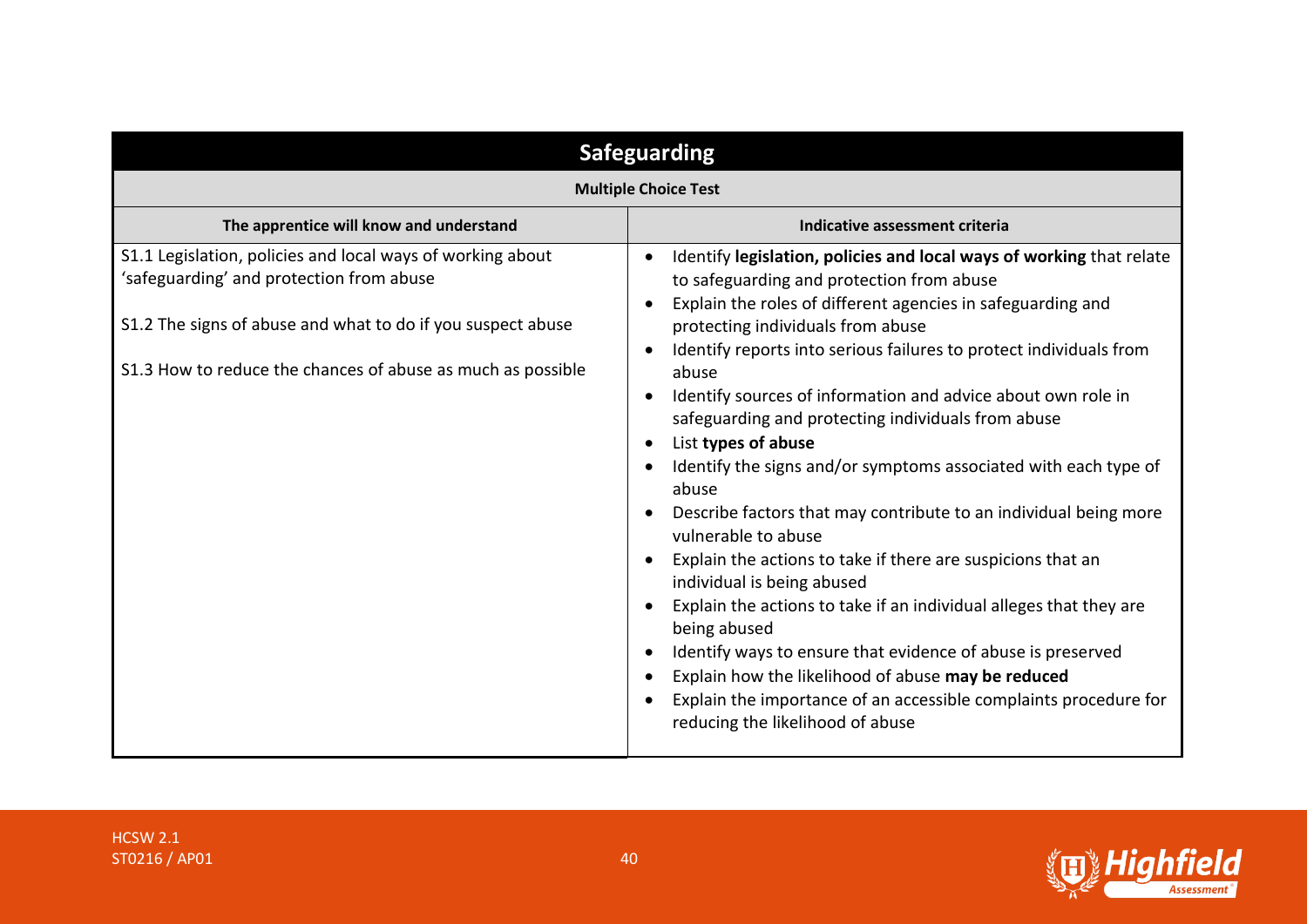| Safeguarding | |
|---|---|
| **Multiple Choice Test** | |
| **The apprentice will know and understand** | **Indicative assessment criteria** |
| S1.1 Legislation, policies and local ways of working about 'safeguarding' and protection from abuse<br><br>S1.2 The signs of abuse and what to do if you suspect abuse<br><br>S1.3 How to reduce the chances of abuse as much as possible | • Identify **legislation, policies and local ways of working** that relate to safeguarding and protection from abuse<br>• Explain the roles of different agencies in safeguarding and protecting individuals from abuse<br>• Identify reports into serious failures to protect individuals from abuse<br>• Identify sources of information and advice about own role in safeguarding and protecting individuals from abuse<br>• List **types of abuse**<br>• Identify the signs and/or symptoms associated with each type of abuse<br>• Describe factors that may contribute to an individual being more vulnerable to abuse<br>• Explain the actions to take if there are suspicions that an individual is being abused<br>• Explain the actions to take if an individual alleges that they are being abused<br>• Identify ways to ensure that evidence of abuse is preserved<br>• Explain how the likelihood of abuse **may be reduced**<br>• Explain the importance of an accessible complaints procedure for reducing the likelihood of abuse |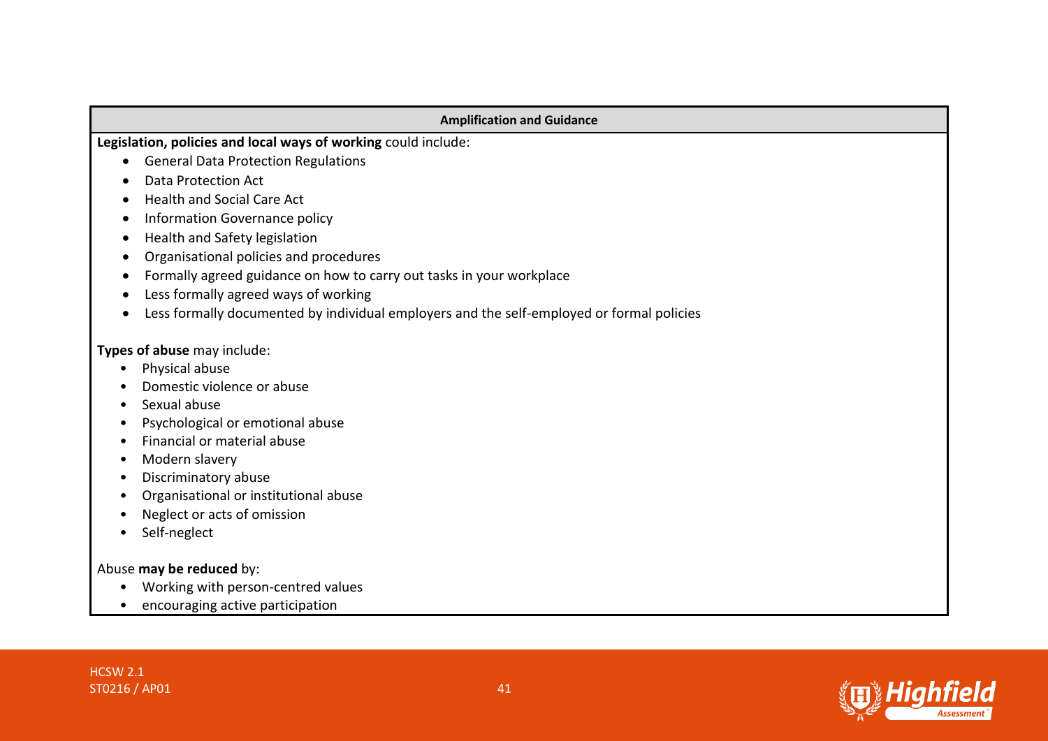| Amplification and Guidance |
| --- |

**Legislation, policies and local ways of working** could include:

- General Data Protection Regulations
- Data Protection Act
- Health and Social Care Act
- Information Governance policy
- Health and Safety legislation
- Organisational policies and procedures
- Formally agreed guidance on how to carry out tasks in your workplace
- Less formally agreed ways of working
- Less formally documented by individual employers and the self-employed or formal policies

**Types of abuse** may include:

- Physical abuse
- Domestic violence or abuse
- Sexual abuse
- Psychological or emotional abuse
- Financial or material abuse
- Modern slavery
- Discriminatory abuse
- Organisational or institutional abuse
- Neglect or acts of omission
- Self-neglect

Abuse **may be reduced** by:

- Working with person-centred values
- encouraging active participation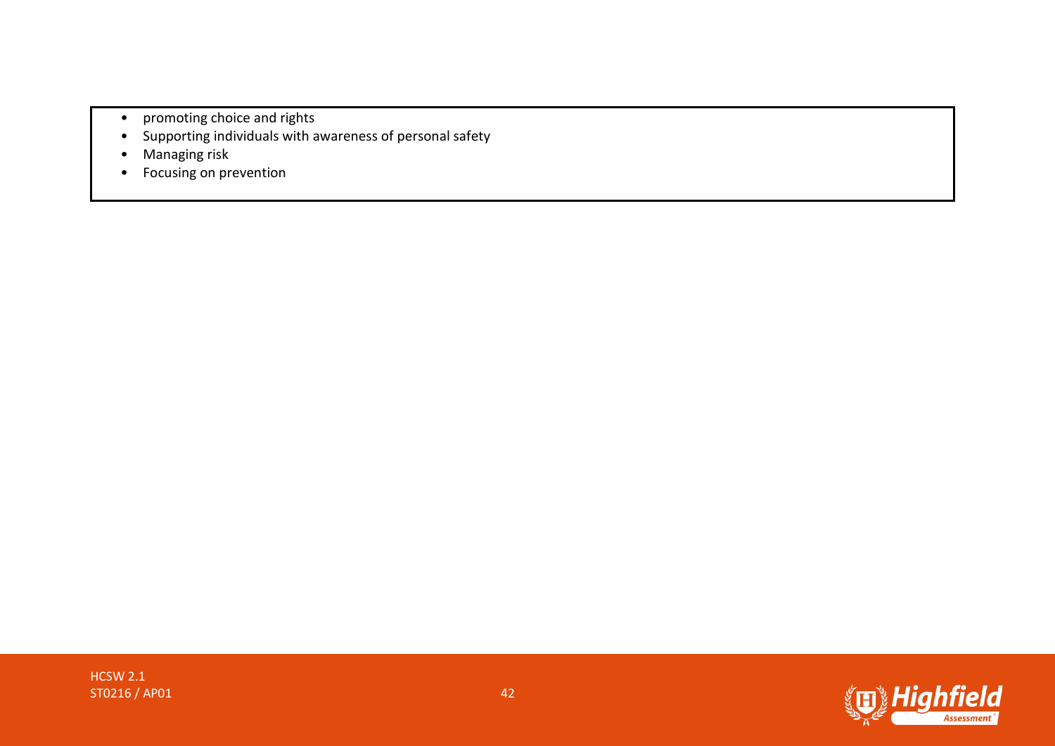- promoting choice and rights
- Supporting individuals with awareness of personal safety
- Managing risk
- Focusing on prevention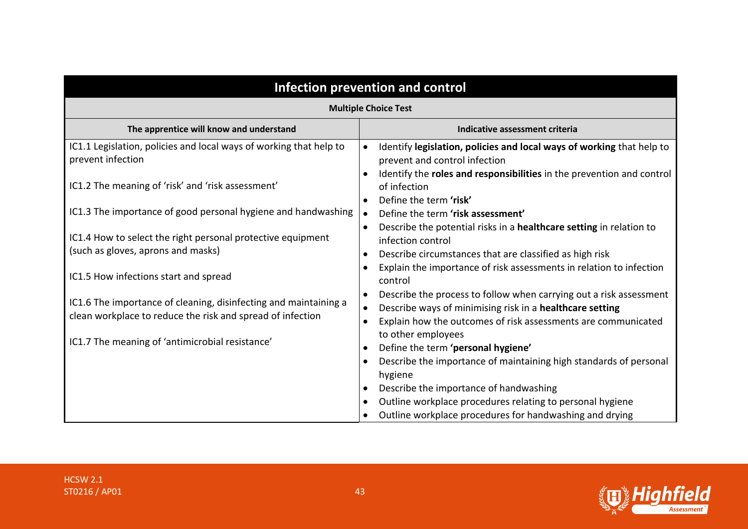| Infection prevention and control | |
|---|---|
| **Multiple Choice Test** | |
| **The apprentice will know and understand** | **Indicative assessment criteria** |
| IC1.1 Legislation, policies and local ways of working that help to prevent infection<br><br>IC1.2 The meaning of 'risk' and 'risk assessment'<br><br>IC1.3 The importance of good personal hygiene and handwashing<br><br>IC1.4 How to select the right personal protective equipment (such as gloves, aprons and masks)<br><br>IC1.5 How infections start and spread<br><br>IC1.6 The importance of cleaning, disinfecting and maintaining a clean workplace to reduce the risk and spread of infection<br><br>IC1.7 The meaning of 'antimicrobial resistance' | • Identify **legislation, policies and local ways of working** that help to prevent and control infection<br>• Identify the **roles and responsibilities** in the prevention and control of infection<br>• Define the term **'risk'**<br>• Define the term **'risk assessment'**<br>• Describe the potential risks in a **healthcare setting** in relation to infection control<br>• Describe circumstances that are classified as high risk<br>• Explain the importance of risk assessments in relation to infection control<br>• Describe the process to follow when carrying out a risk assessment<br>• Describe ways of minimising risk in a **healthcare setting**<br>• Explain how the outcomes of risk assessments are communicated to other employees<br>• Define the term **'personal hygiene'**<br>• Describe the importance of maintaining high standards of personal hygiene<br>• Describe the importance of handwashing<br>• Outline workplace procedures relating to personal hygiene<br>• Outline workplace procedures for handwashing and drying |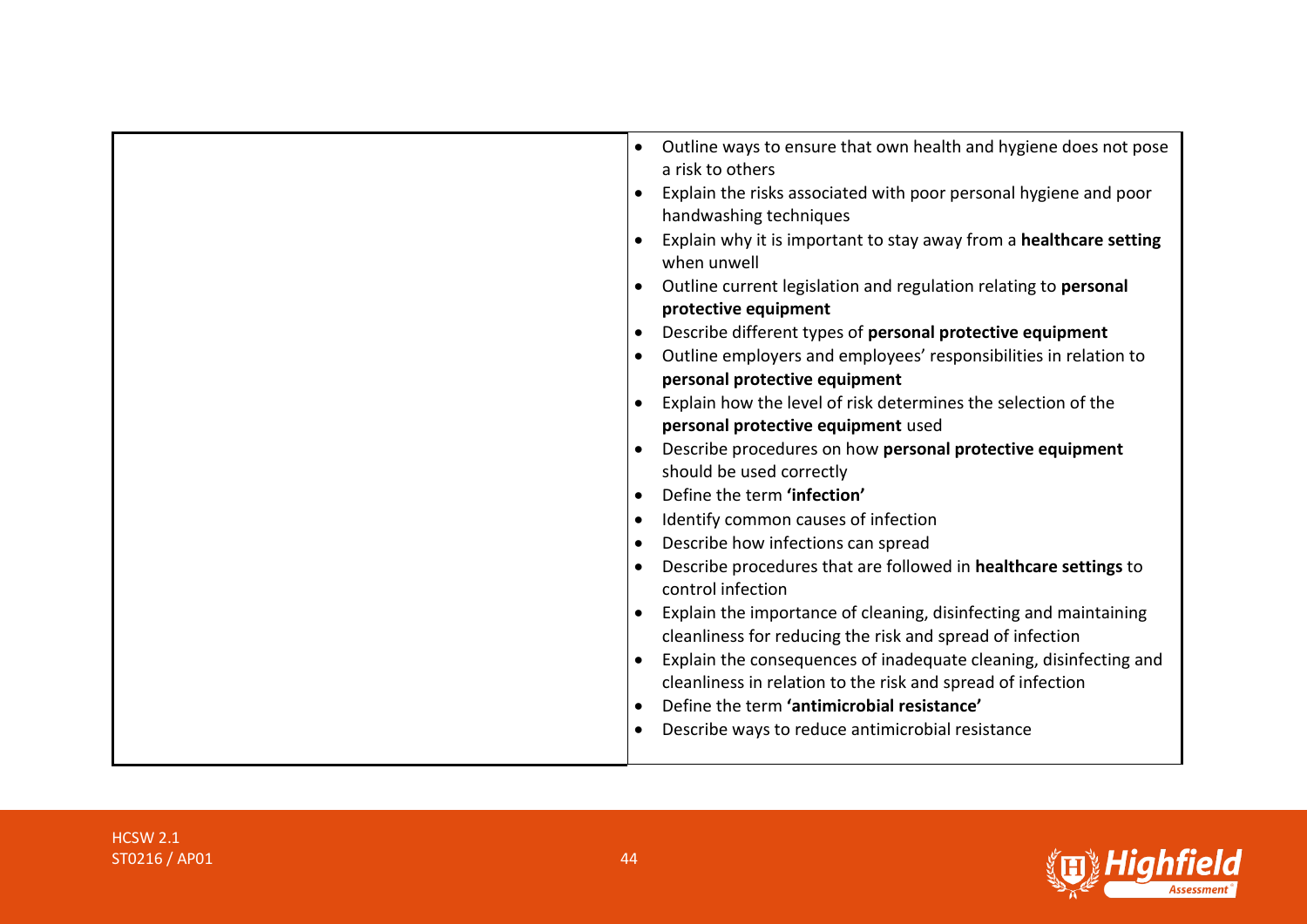| | |
|---|---|
| | • Outline ways to ensure that own health and hygiene does not pose a risk to others<br>• Explain the risks associated with poor personal hygiene and poor handwashing techniques<br>• Explain why it is important to stay away from a **healthcare setting** when unwell<br>• Outline current legislation and regulation relating to **personal protective equipment**<br>• Describe different types of **personal protective equipment**<br>• Outline employers and employees' responsibilities in relation to **personal protective equipment**<br>• Explain how the level of risk determines the selection of the **personal protective equipment** used<br>• Describe procedures on how **personal protective equipment** should be used correctly<br>• Define the term **'infection'**<br>• Identify common causes of infection<br>• Describe how infections can spread<br>• Describe procedures that are followed in **healthcare settings** to control infection<br>• Explain the importance of cleaning, disinfecting and maintaining cleanliness for reducing the risk and spread of infection<br>• Explain the consequences of inadequate cleaning, disinfecting and cleanliness in relation to the risk and spread of infection<br>• Define the term **'antimicrobial resistance'**<br>• Describe ways to reduce antimicrobial resistance |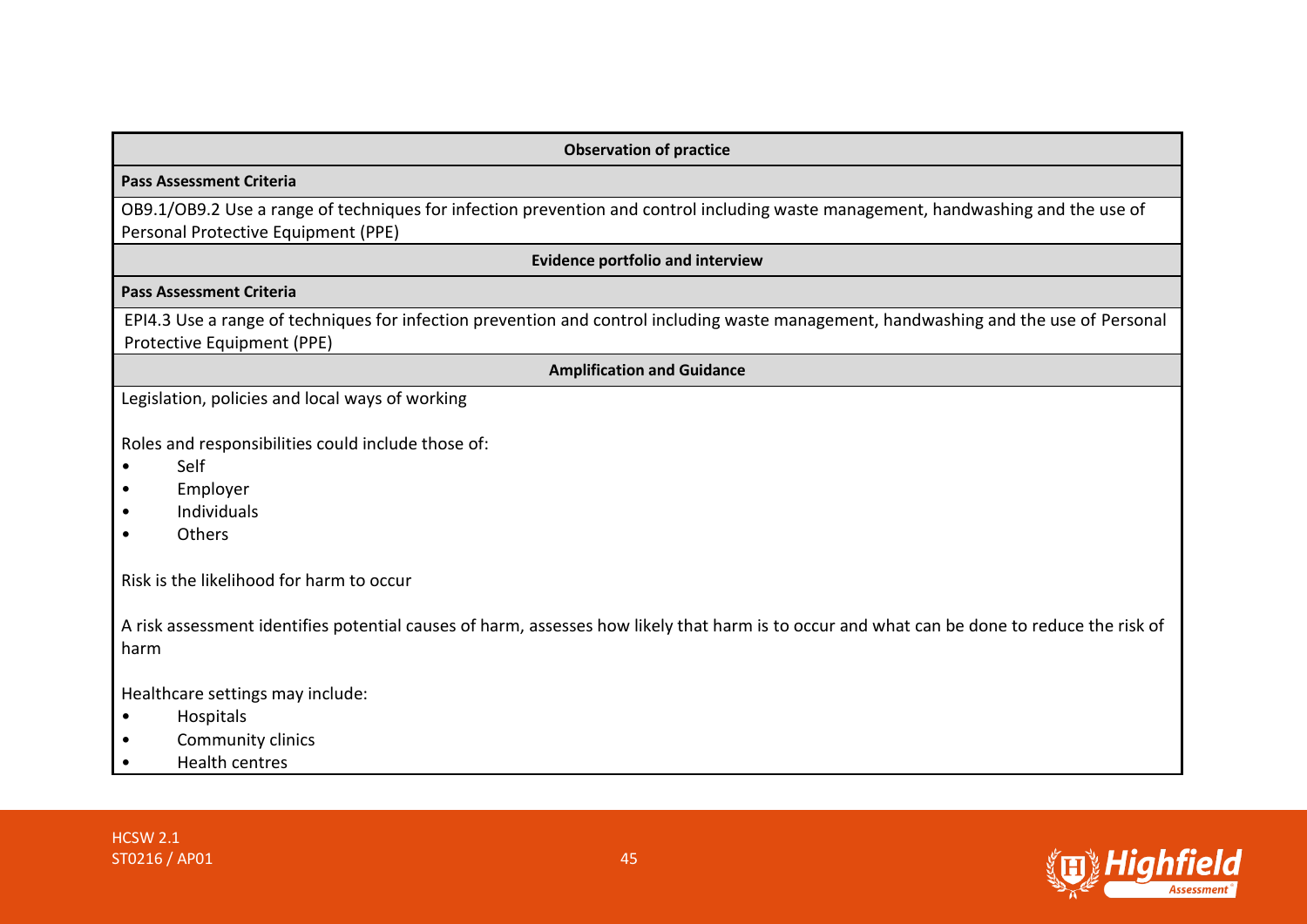| Observation of practice |
|---|
| **Pass Assessment Criteria** |
| OB9.1/OB9.2 Use a range of techniques for infection prevention and control including waste management, handwashing and the use of Personal Protective Equipment (PPE) |
| **Evidence portfolio and interview** |
| **Pass Assessment Criteria** |
| EPI4.3 Use a range of techniques for infection prevention and control including waste management, handwashing and the use of Personal Protective Equipment (PPE) |
| **Amplification and Guidance** |
| Legislation, policies and local ways of working<br><br>Roles and responsibilities could include those of:<br>• Self<br>• Employer<br>• Individuals<br>• Others<br><br>Risk is the likelihood for harm to occur<br><br>A risk assessment identifies potential causes of harm, assesses how likely that harm is to occur and what can be done to reduce the risk of harm<br><br>Healthcare settings may include:<br>• Hospitals<br>• Community clinics<br>• Health centres |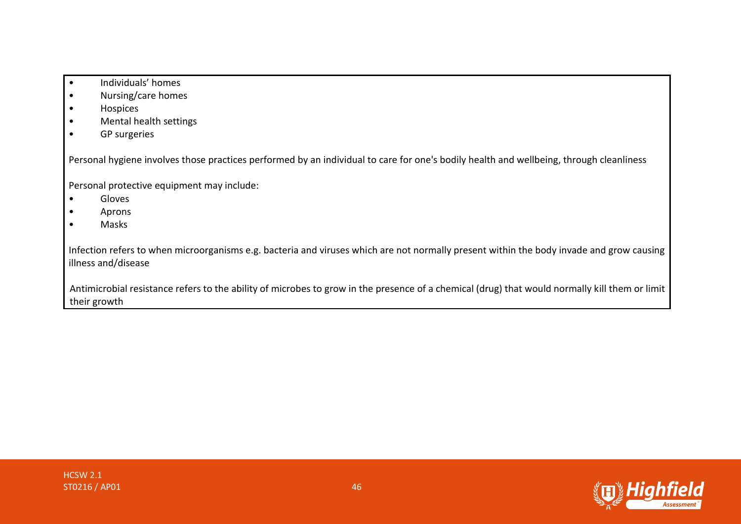- Individuals' homes
- Nursing/care homes
- Hospices
- Mental health settings
- GP surgeries

Personal hygiene involves those practices performed by an individual to care for one's bodily health and wellbeing, through cleanliness

Personal protective equipment may include:

- Gloves
- Aprons
- Masks

Infection refers to when microorganisms e.g. bacteria and viruses which are not normally present within the body invade and grow causing illness and/disease

Antimicrobial resistance refers to the ability of microbes to grow in the presence of a chemical (drug) that would normally kill them or limit their growth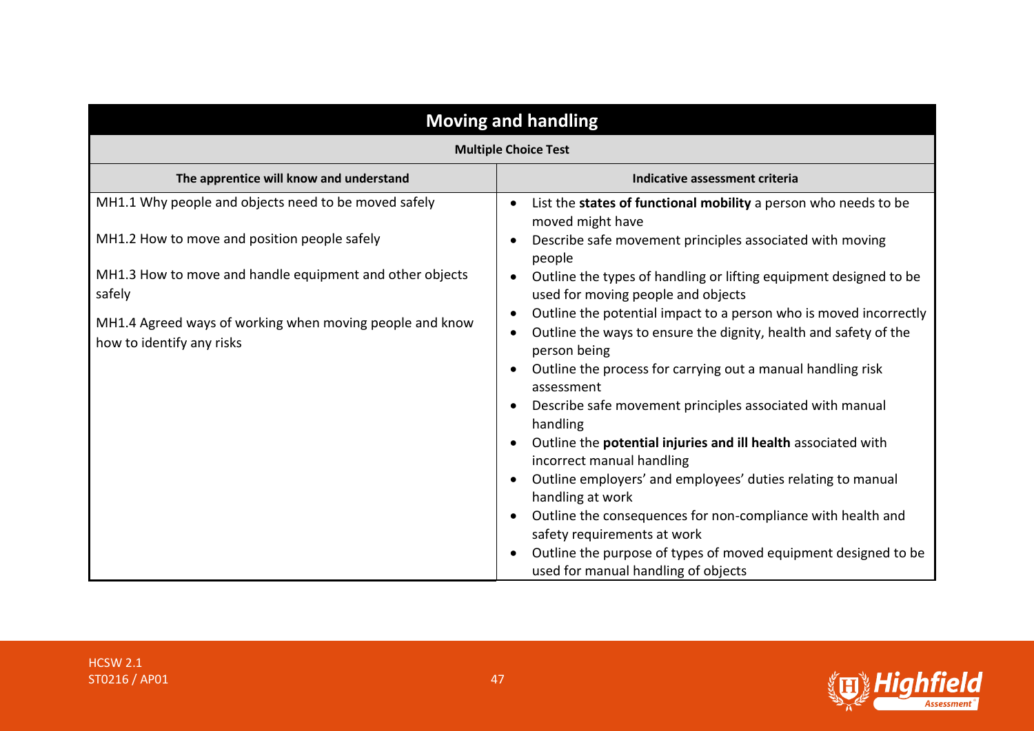| Moving and handling | |
|---|---|
| **Multiple Choice Test** | |
| **The apprentice will know and understand** | **Indicative assessment criteria** |
| MH1.1 Why people and objects need to be moved safely<br><br>MH1.2 How to move and position people safely<br><br>MH1.3 How to move and handle equipment and other objects safely<br><br>MH1.4 Agreed ways of working when moving people and know how to identify any risks | • List the **states of functional mobility** a person who needs to be moved might have<br>• Describe safe movement principles associated with moving people<br>• Outline the types of handling or lifting equipment designed to be used for moving people and objects<br>• Outline the potential impact to a person who is moved incorrectly<br>• Outline the ways to ensure the dignity, health and safety of the person being<br>• Outline the process for carrying out a manual handling risk assessment<br>• Describe safe movement principles associated with manual handling<br>• Outline the **potential injuries and ill health** associated with incorrect manual handling<br>• Outline employers' and employees' duties relating to manual handling at work<br>• Outline the consequences for non-compliance with health and safety requirements at work<br>• Outline the purpose of types of moved equipment designed to be used for manual handling of objects |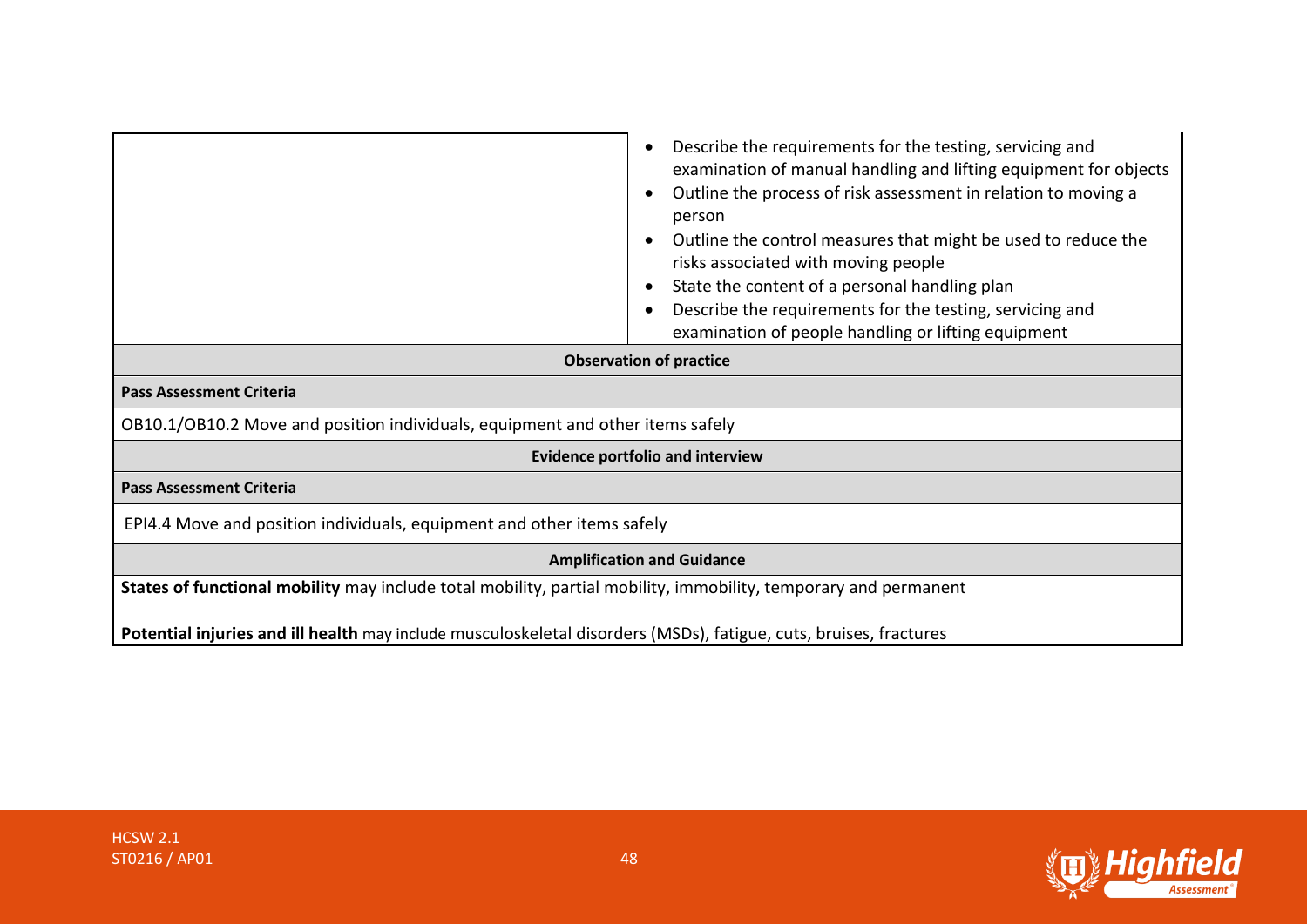| | |
|---|---|
| | • Describe the requirements for the testing, servicing and examination of manual handling and lifting equipment for objects<br>• Outline the process of risk assessment in relation to moving a person<br>• Outline the control measures that might be used to reduce the risks associated with moving people<br>• State the content of a personal handling plan<br>• Describe the requirements for the testing, servicing and examination of people handling or lifting equipment |

| **Observation of practice** |
|---|
| **Pass Assessment Criteria** |
| OB10.1/OB10.2 Move and position individuals, equipment and other items safely |

| **Evidence portfolio and interview** |
|---|
| **Pass Assessment Criteria** |
| EPI4.4 Move and position individuals, equipment and other items safely |

| **Amplification and Guidance** |
|---|
| **States of functional mobility** may include total mobility, partial mobility, immobility, temporary and permanent<br><br>**Potential injuries and ill health** may include musculoskeletal disorders (MSDs), fatigue, cuts, bruises, fractures |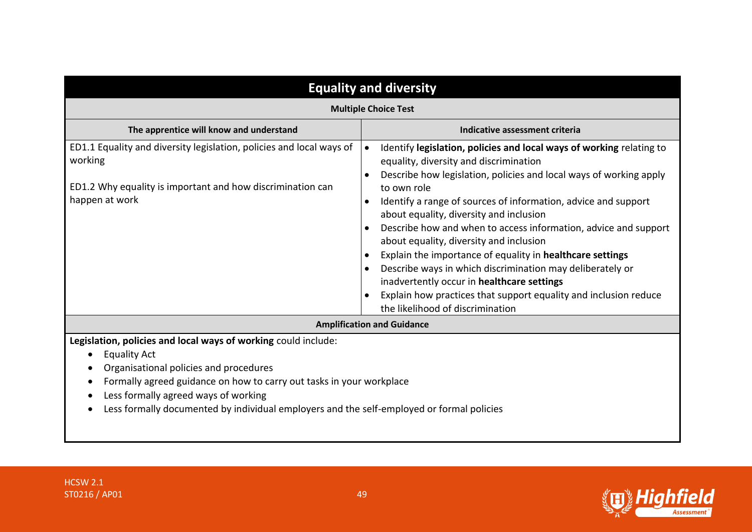## Equality and diversity

**Multiple Choice Test**

| The apprentice will know and understand | Indicative assessment criteria |
| --- | --- |
| ED1.1 Equality and diversity legislation, policies and local ways of working<br><br>ED1.2 Why equality is important and how discrimination can happen at work | • Identify **legislation, policies and local ways of working** relating to equality, diversity and discrimination<br>• Describe how legislation, policies and local ways of working apply to own role<br>• Identify a range of sources of information, advice and support about equality, diversity and inclusion<br>• Describe how and when to access information, advice and support about equality, diversity and inclusion<br>• Explain the importance of equality in **healthcare settings**<br>• Describe ways in which discrimination may deliberately or inadvertently occur in **healthcare settings**<br>• Explain how practices that support equality and inclusion reduce the likelihood of discrimination |

**Amplification and Guidance**

**Legislation, policies and local ways of working** could include:

- Equality Act
- Organisational policies and procedures
- Formally agreed guidance on how to carry out tasks in your workplace
- Less formally agreed ways of working
- Less formally documented by individual employers and the self-employed or formal policies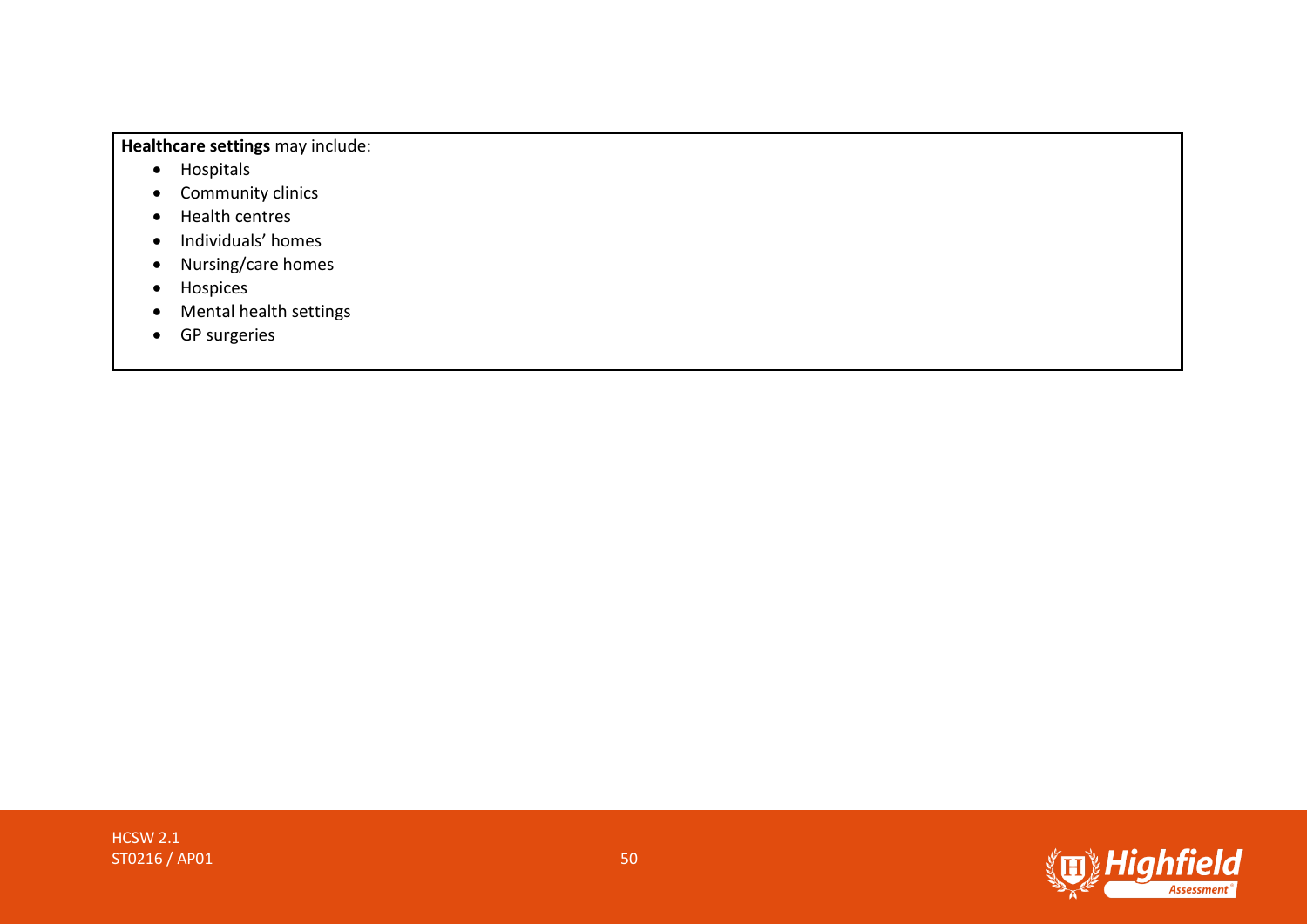**Healthcare settings** may include:

- Hospitals
- Community clinics
- Health centres
- Individuals' homes
- Nursing/care homes
- Hospices
- Mental health settings
- GP surgeries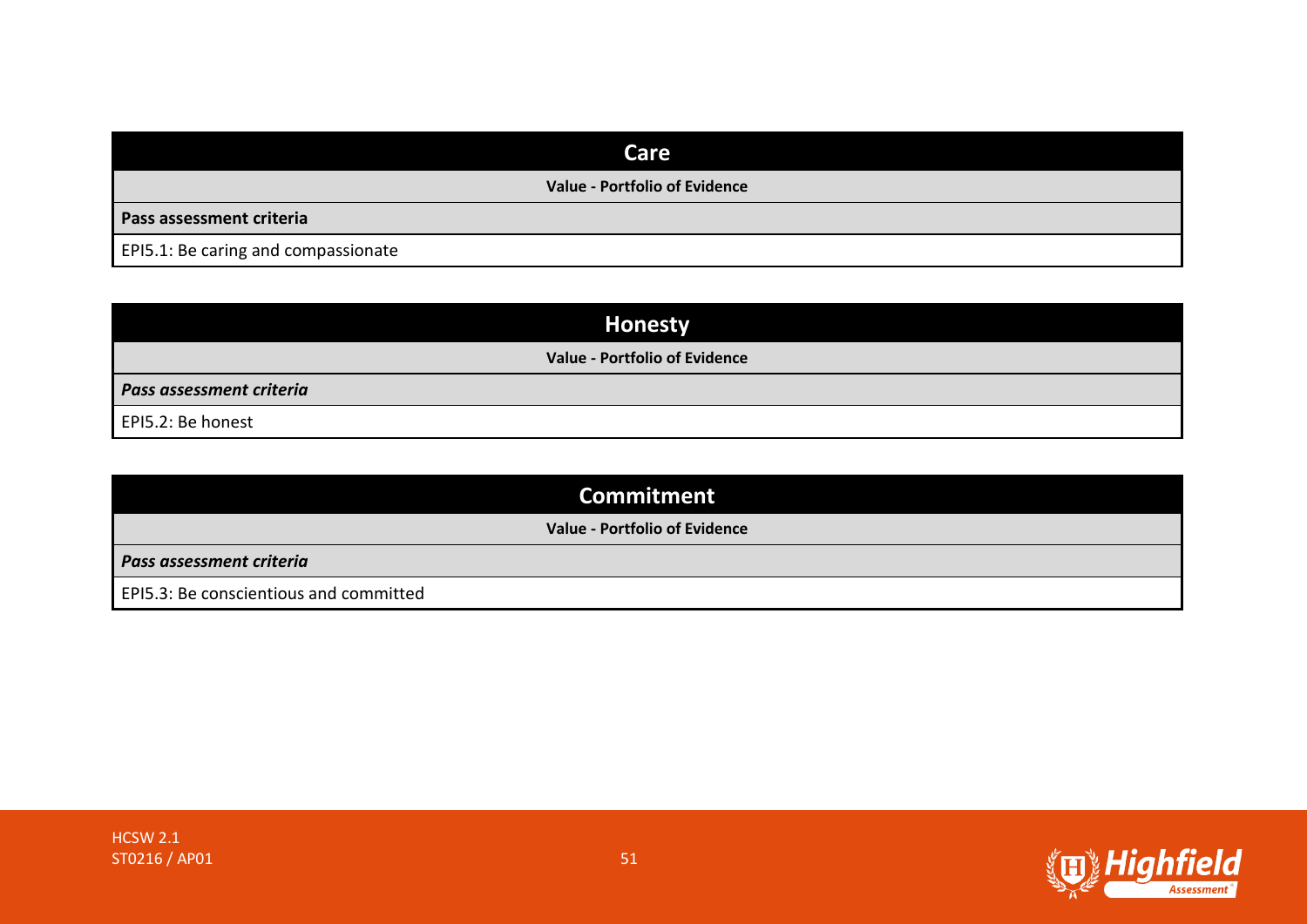| Care |
| --- |
| **Value - Portfolio of Evidence** |
| **Pass assessment criteria** |
| EPI5.1: Be caring and compassionate |

| Honesty |
| --- |
| **Value - Portfolio of Evidence** |
| ***Pass assessment criteria*** |
| EPI5.2: Be honest |

| Commitment |
| --- |
| **Value - Portfolio of Evidence** |
| ***Pass assessment criteria*** |
| EPI5.3: Be conscientious and committed |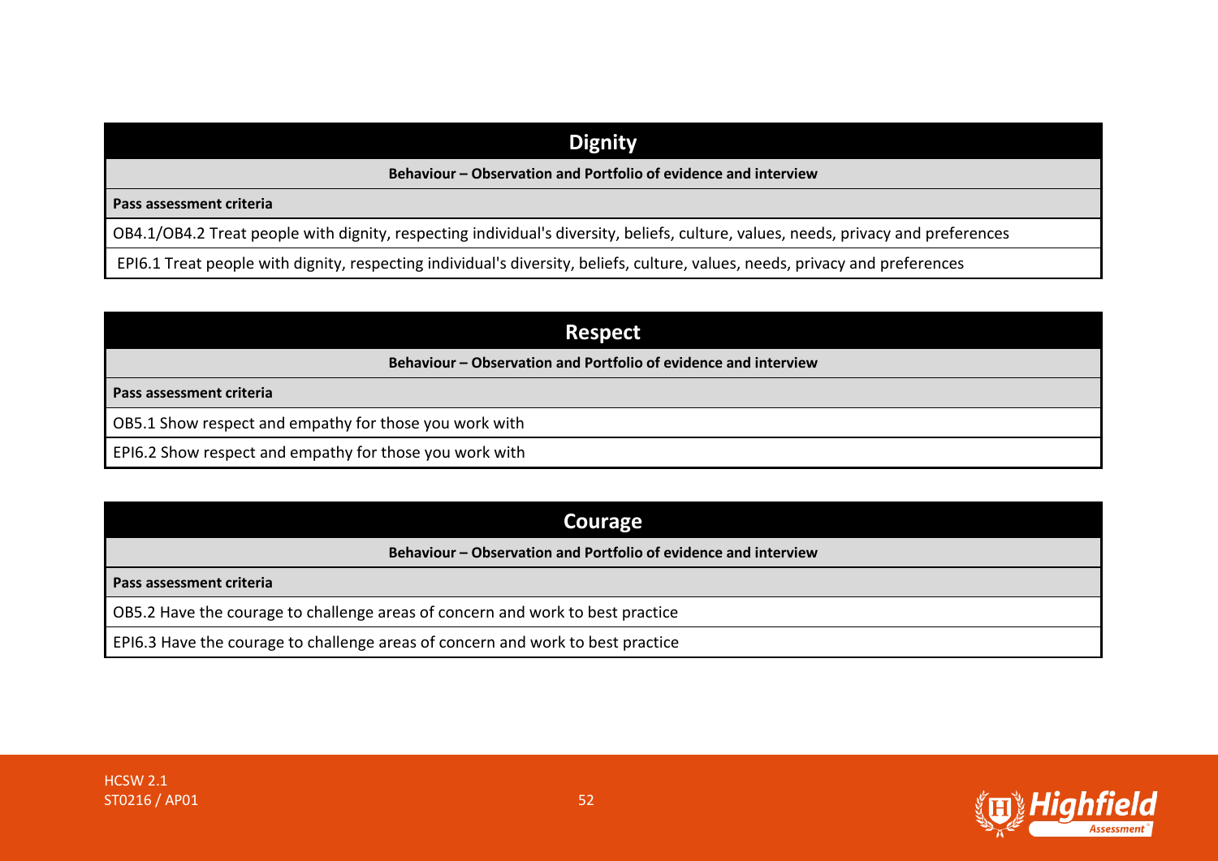| Dignity |
|---|
| **Behaviour – Observation and Portfolio of evidence and interview** |
| **Pass assessment criteria** |
| OB4.1/OB4.2 Treat people with dignity, respecting individual's diversity, beliefs, culture, values, needs, privacy and preferences |
| EPI6.1 Treat people with dignity, respecting individual's diversity, beliefs, culture, values, needs, privacy and preferences |

| Respect |
|---|
| **Behaviour – Observation and Portfolio of evidence and interview** |
| **Pass assessment criteria** |
| OB5.1 Show respect and empathy for those you work with |
| EPI6.2 Show respect and empathy for those you work with |

| Courage |
|---|
| **Behaviour – Observation and Portfolio of evidence and interview** |
| **Pass assessment criteria** |
| OB5.2 Have the courage to challenge areas of concern and work to best practice |
| EPI6.3 Have the courage to challenge areas of concern and work to best practice |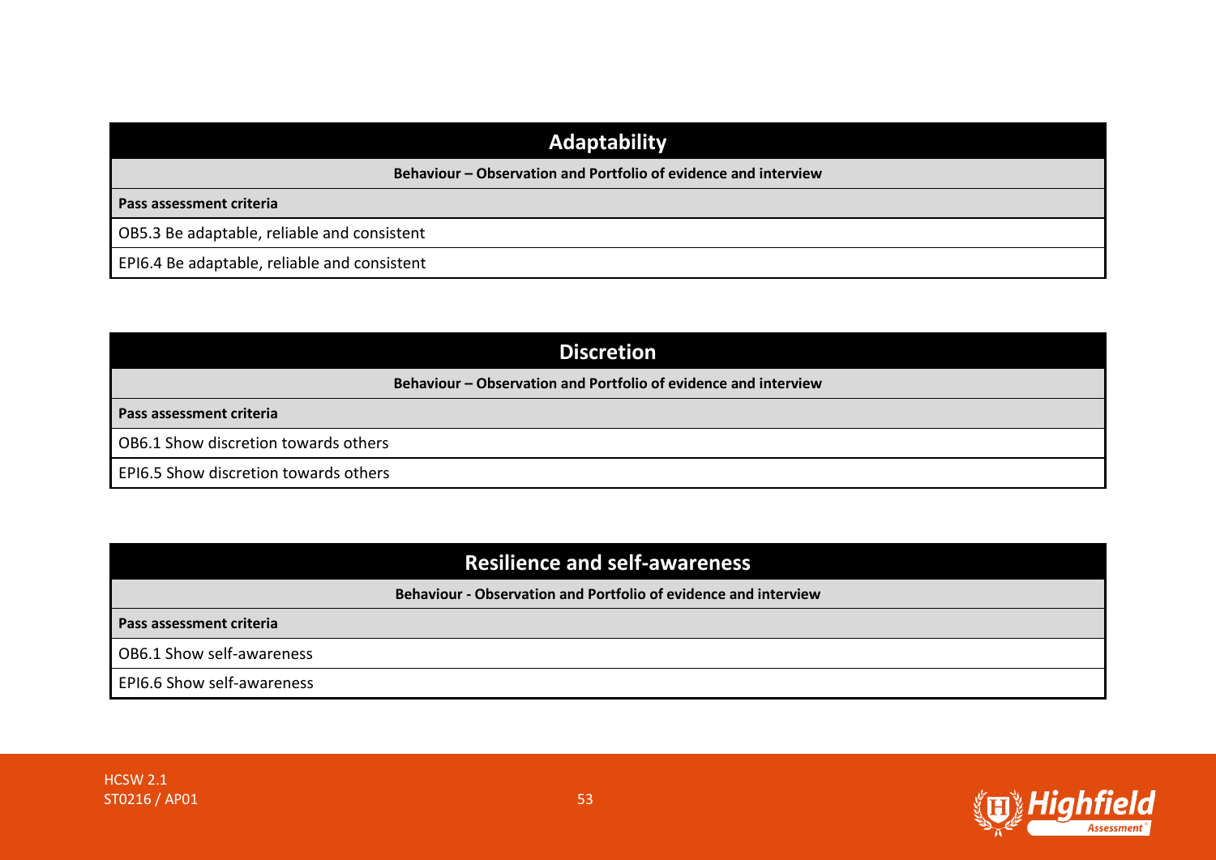| Adaptability |
| --- |
| **Behaviour – Observation and Portfolio of evidence and interview** |
| **Pass assessment criteria** |
| OB5.3 Be adaptable, reliable and consistent |
| EPI6.4 Be adaptable, reliable and consistent |

| Discretion |
| --- |
| **Behaviour – Observation and Portfolio of evidence and interview** |
| **Pass assessment criteria** |
| OB6.1 Show discretion towards others |
| EPI6.5 Show discretion towards others |

| Resilience and self-awareness |
| --- |
| **Behaviour - Observation and Portfolio of evidence and interview** |
| **Pass assessment criteria** |
| OB6.1 Show self-awareness |
| EPI6.6 Show self-awareness |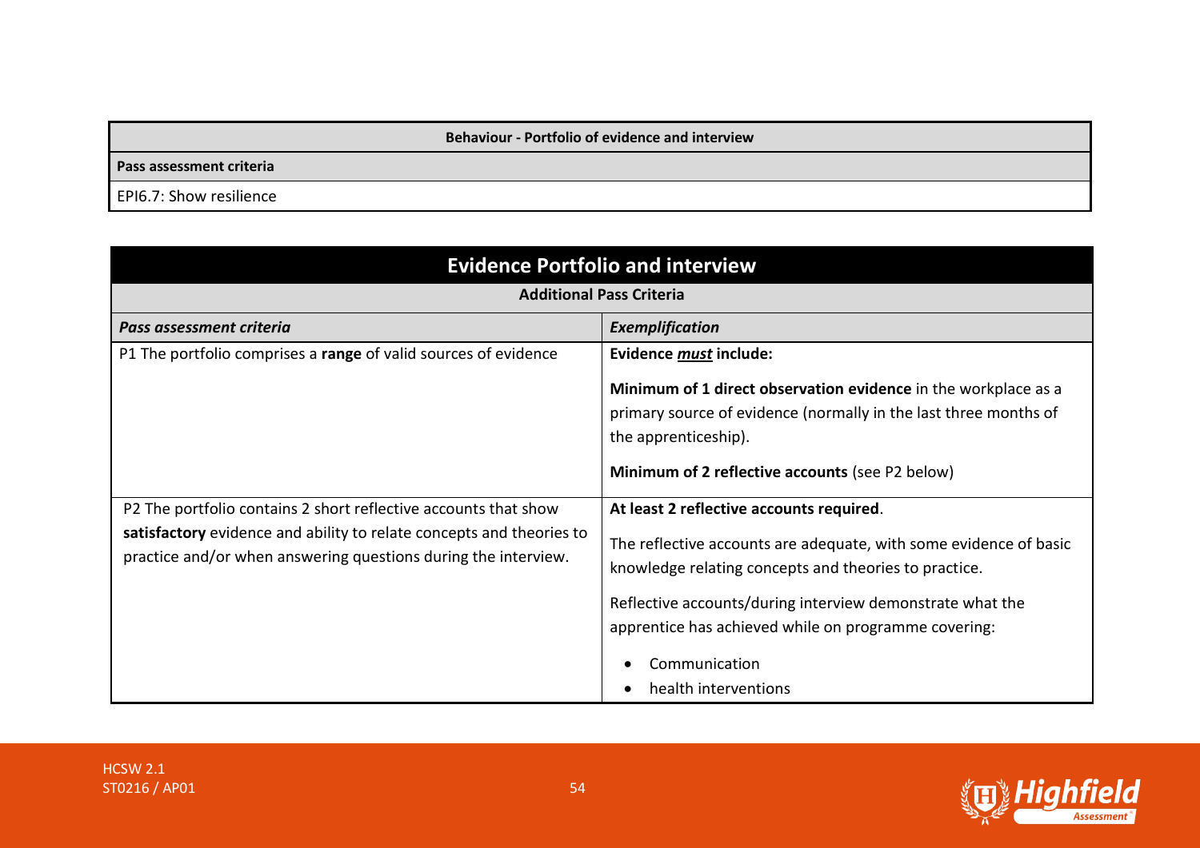| Behaviour - Portfolio of evidence and interview |
|---|
| **Pass assessment criteria** |
| EPI6.7: Show resilience |

## Evidence Portfolio and interview

**Additional Pass Criteria**

| ***Pass assessment criteria*** | ***Exemplification*** |
|---|---|
| P1 The portfolio comprises a **range** of valid sources of evidence | **Evidence *must* include:**<br><br>**Minimum of 1 direct observation evidence** in the workplace as a primary source of evidence (normally in the last three months of the apprenticeship).<br><br>**Minimum of 2 reflective accounts** (see P2 below) |
| P2 The portfolio contains 2 short reflective accounts that show **satisfactory** evidence and ability to relate concepts and theories to practice and/or when answering questions during the interview. | **At least 2 reflective accounts required**.<br><br>The reflective accounts are adequate, with some evidence of basic knowledge relating concepts and theories to practice.<br><br>Reflective accounts/during interview demonstrate what the apprentice has achieved while on programme covering:<br><br>• Communication<br>• health interventions |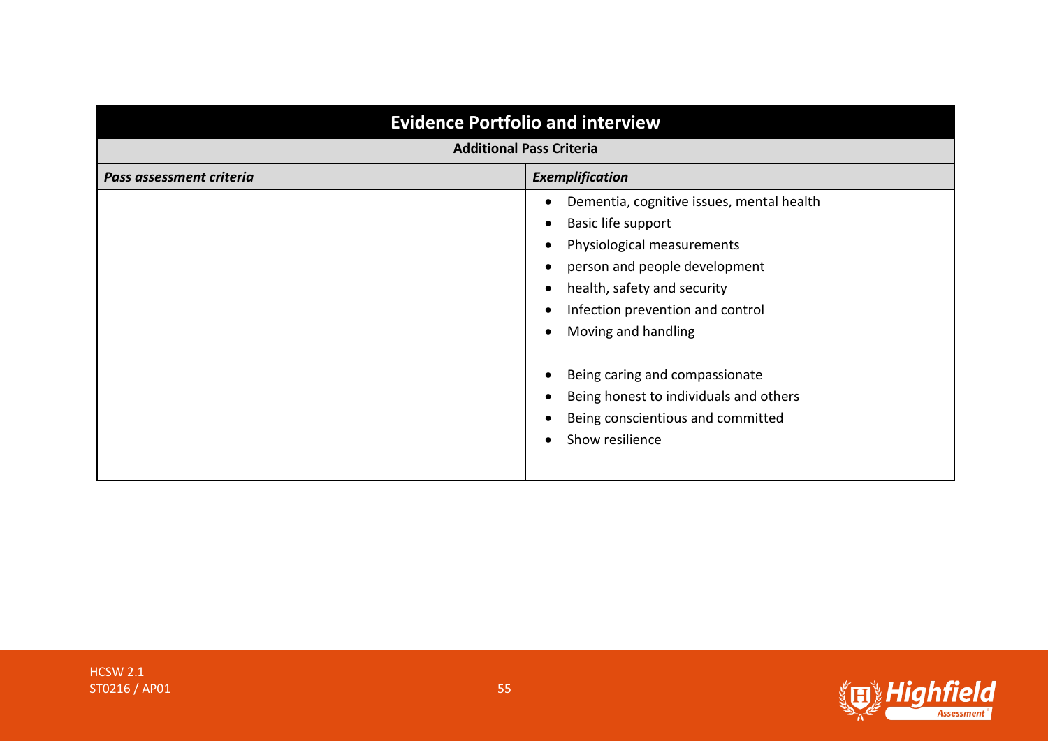## Evidence Portfolio and interview

**Additional Pass Criteria**

| *Pass assessment criteria* | *Exemplification* |
|---|---|
| | • Dementia, cognitive issues, mental health<br>• Basic life support<br>• Physiological measurements<br>• person and people development<br>• health, safety and security<br>• Infection prevention and control<br>• Moving and handling<br><br>• Being caring and compassionate<br>• Being honest to individuals and others<br>• Being conscientious and committed<br>• Show resilience |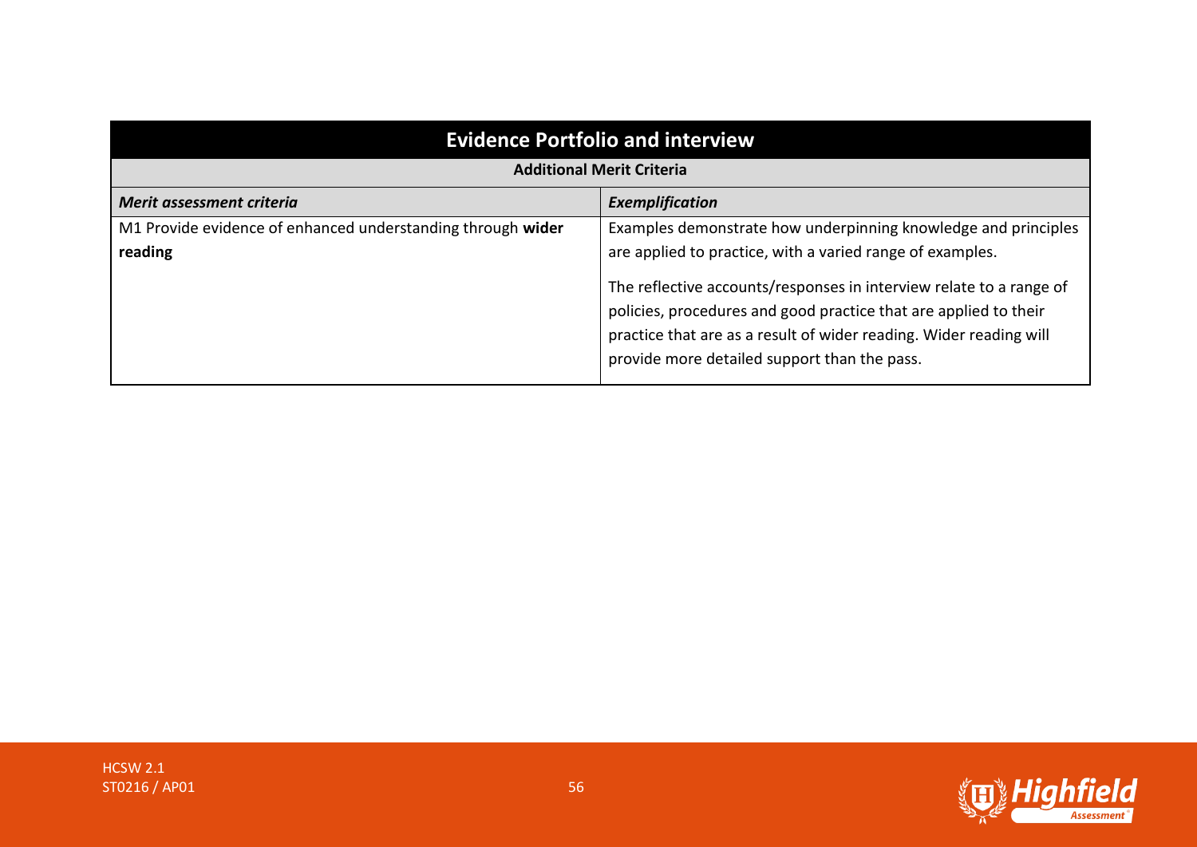| Evidence Portfolio and interview | |
|---|---|
| **Additional Merit Criteria** | |
| ***Merit assessment criteria*** | ***Exemplification*** |
| M1 Provide evidence of enhanced understanding through **wider reading** | Examples demonstrate how underpinning knowledge and principles are applied to practice, with a varied range of examples.<br><br>The reflective accounts/responses in interview relate to a range of policies, procedures and good practice that are applied to their practice that are as a result of wider reading. Wider reading will provide more detailed support than the pass. |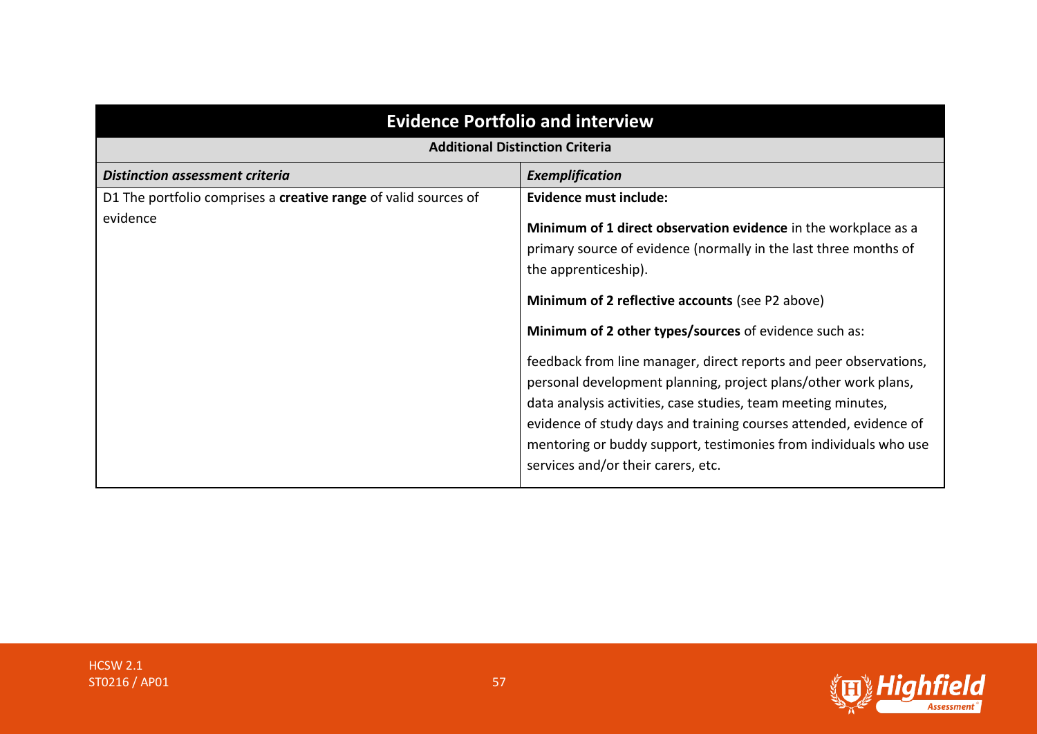| **Evidence Portfolio and interview** | |
|---|---|
| **Additional Distinction Criteria** | |
| ***Distinction assessment criteria*** | ***Exemplification*** |
| D1 The portfolio comprises a **creative range** of valid sources of evidence | **Evidence must include:**<br><br>**Minimum of 1 direct observation evidence** in the workplace as a primary source of evidence (normally in the last three months of the apprenticeship).<br><br>**Minimum of 2 reflective accounts** (see P2 above)<br><br>**Minimum of 2 other types/sources** of evidence such as:<br><br>feedback from line manager, direct reports and peer observations, personal development planning, project plans/other work plans, data analysis activities, case studies, team meeting minutes, evidence of study days and training courses attended, evidence of mentoring or buddy support, testimonies from individuals who use services and/or their carers, etc. |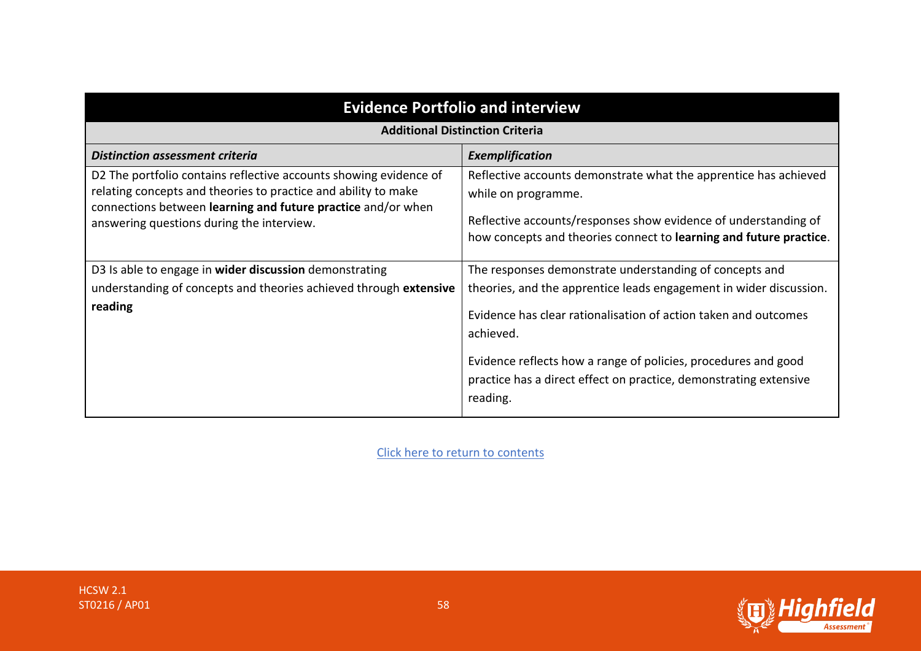| Evidence Portfolio and interview | |
|---|---|
| **Additional Distinction Criteria** | |
| ***Distinction assessment criteria*** | ***Exemplification*** |
| D2 The portfolio contains reflective accounts showing evidence of relating concepts and theories to practice and ability to make connections between **learning and future practice** and/or when answering questions during the interview. | Reflective accounts demonstrate what the apprentice has achieved while on programme.<br><br>Reflective accounts/responses show evidence of understanding of how concepts and theories connect to **learning and future practice**. |
| D3 Is able to engage in **wider discussion** demonstrating understanding of concepts and theories achieved through **extensive reading** | The responses demonstrate understanding of concepts and theories, and the apprentice leads engagement in wider discussion.<br><br>Evidence has clear rationalisation of action taken and outcomes achieved.<br><br>Evidence reflects how a range of policies, procedures and good practice has a direct effect on practice, demonstrating extensive reading. |

Click here to return to contents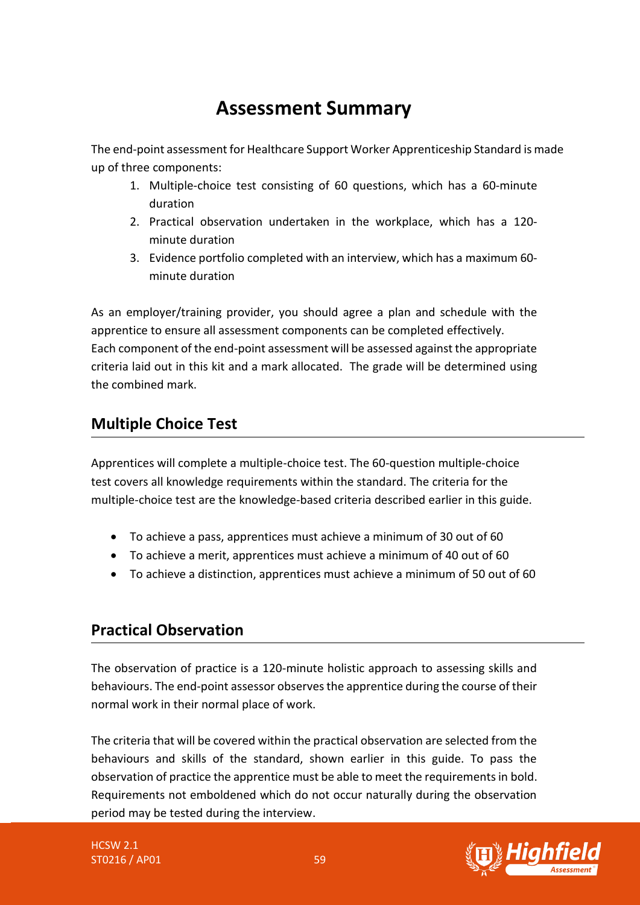# Assessment Summary

The end-point assessment for Healthcare Support Worker Apprenticeship Standard is made up of three components:

1. Multiple-choice test consisting of 60 questions, which has a 60-minute duration
2. Practical observation undertaken in the workplace, which has a 120-minute duration
3. Evidence portfolio completed with an interview, which has a maximum 60-minute duration

As an employer/training provider, you should agree a plan and schedule with the apprentice to ensure all assessment components can be completed effectively. Each component of the end-point assessment will be assessed against the appropriate criteria laid out in this kit and a mark allocated. The grade will be determined using the combined mark.

## Multiple Choice Test

Apprentices will complete a multiple-choice test. The 60-question multiple-choice test covers all knowledge requirements within the standard. The criteria for the multiple-choice test are the knowledge-based criteria described earlier in this guide.

- To achieve a pass, apprentices must achieve a minimum of 30 out of 60
- To achieve a merit, apprentices must achieve a minimum of 40 out of 60
- To achieve a distinction, apprentices must achieve a minimum of 50 out of 60

## Practical Observation

The observation of practice is a 120-minute holistic approach to assessing skills and behaviours. The end-point assessor observes the apprentice during the course of their normal work in their normal place of work.

The criteria that will be covered within the practical observation are selected from the behaviours and skills of the standard, shown earlier in this guide. To pass the observation of practice the apprentice must be able to meet the requirements in bold. Requirements not emboldened which do not occur naturally during the observation period may be tested during the interview.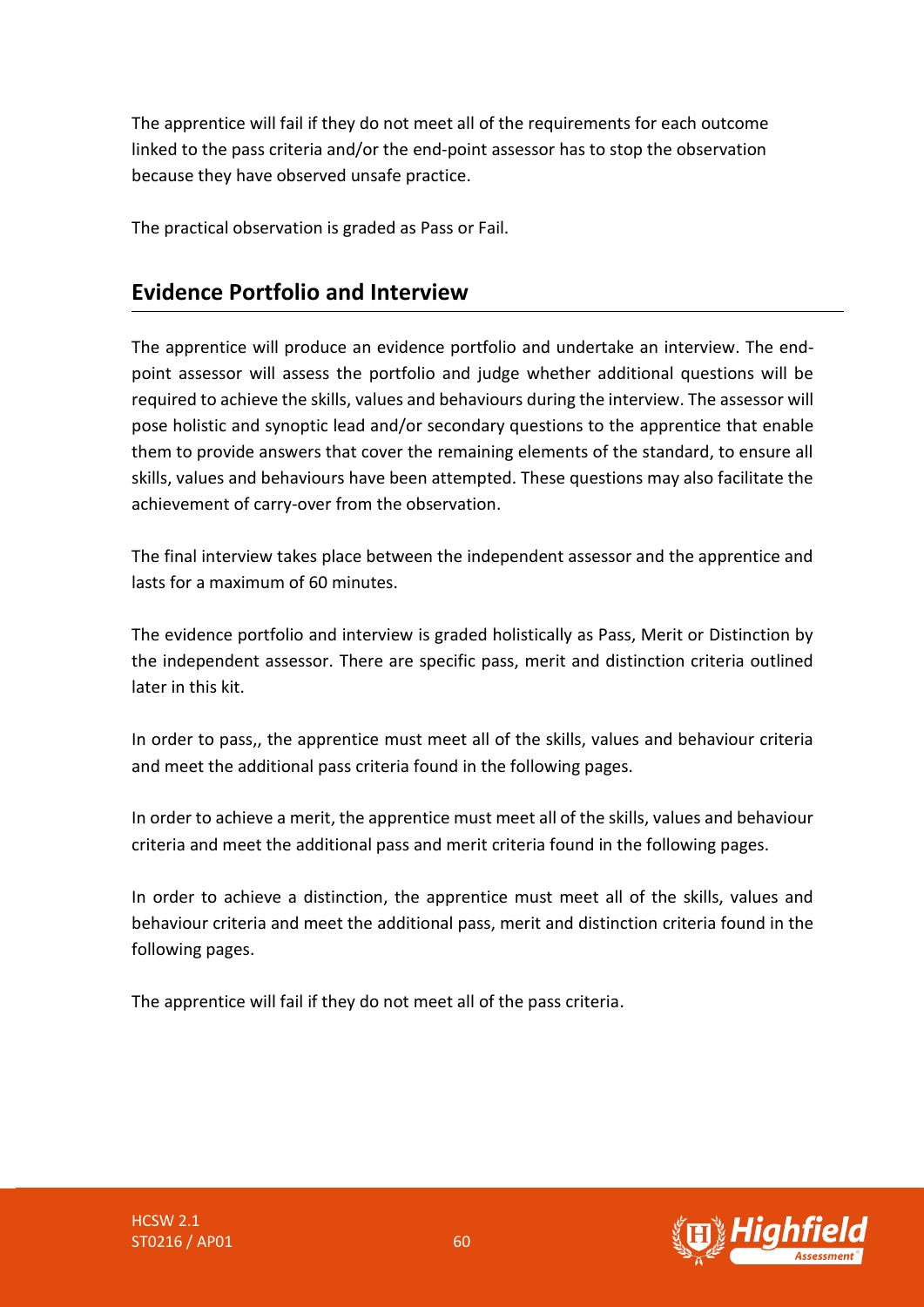The apprentice will fail if they do not meet all of the requirements for each outcome linked to the pass criteria and/or the end-point assessor has to stop the observation because they have observed unsafe practice.

The practical observation is graded as Pass or Fail.

## Evidence Portfolio and Interview

The apprentice will produce an evidence portfolio and undertake an interview. The end-point assessor will assess the portfolio and judge whether additional questions will be required to achieve the skills, values and behaviours during the interview. The assessor will pose holistic and synoptic lead and/or secondary questions to the apprentice that enable them to provide answers that cover the remaining elements of the standard, to ensure all skills, values and behaviours have been attempted. These questions may also facilitate the achievement of carry-over from the observation.

The final interview takes place between the independent assessor and the apprentice and lasts for a maximum of 60 minutes.

The evidence portfolio and interview is graded holistically as Pass, Merit or Distinction by the independent assessor. There are specific pass, merit and distinction criteria outlined later in this kit.

In order to pass,, the apprentice must meet all of the skills, values and behaviour criteria and meet the additional pass criteria found in the following pages.

In order to achieve a merit, the apprentice must meet all of the skills, values and behaviour criteria and meet the additional pass and merit criteria found in the following pages.

In order to achieve a distinction, the apprentice must meet all of the skills, values and behaviour criteria and meet the additional pass, merit and distinction criteria found in the following pages.

The apprentice will fail if they do not meet all of the pass criteria.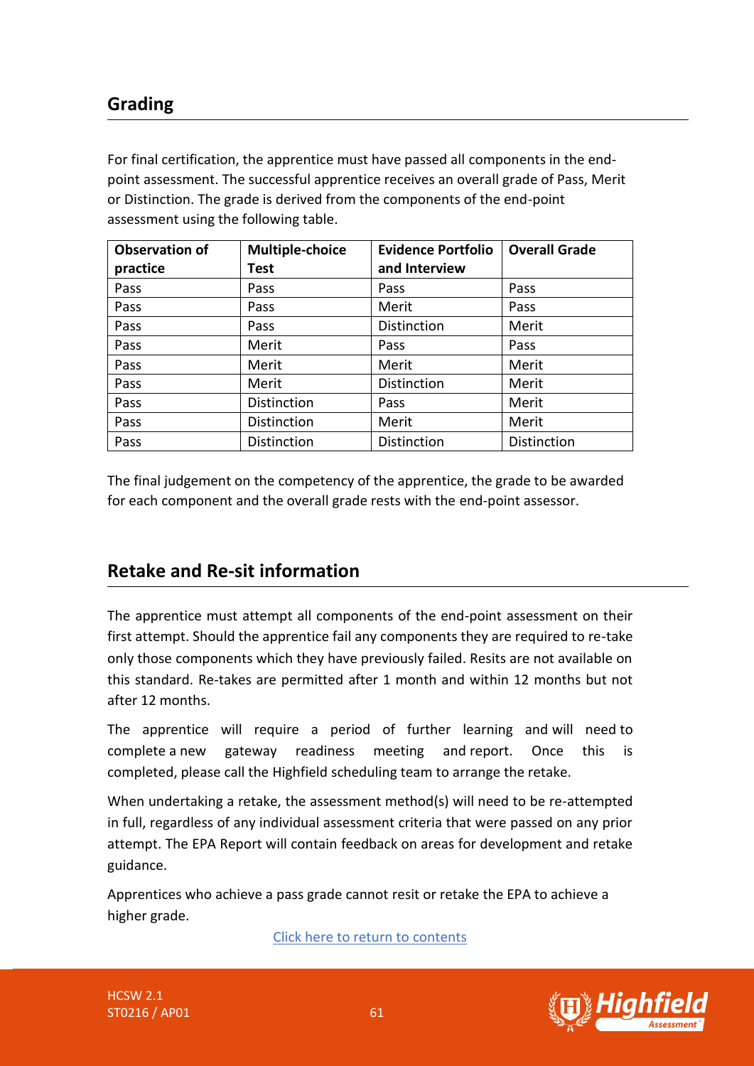## Grading

For final certification, the apprentice must have passed all components in the end-point assessment. The successful apprentice receives an overall grade of Pass, Merit or Distinction. The grade is derived from the components of the end-point assessment using the following table.

| Observation of practice | Multiple-choice Test | Evidence Portfolio and Interview | Overall Grade |
|---|---|---|---|
| Pass | Pass | Pass | Pass |
| Pass | Pass | Merit | Pass |
| Pass | Pass | Distinction | Merit |
| Pass | Merit | Pass | Pass |
| Pass | Merit | Merit | Merit |
| Pass | Merit | Distinction | Merit |
| Pass | Distinction | Pass | Merit |
| Pass | Distinction | Merit | Merit |
| Pass | Distinction | Distinction | Distinction |

The final judgement on the competency of the apprentice, the grade to be awarded for each component and the overall grade rests with the end-point assessor.

## Retake and Re-sit information

The apprentice must attempt all components of the end-point assessment on their first attempt. Should the apprentice fail any components they are required to re-take only those components which they have previously failed. Resits are not available on this standard. Re-takes are permitted after 1 month and within 12 months but not after 12 months.

The apprentice will require a period of further learning and will need to complete a new gateway readiness meeting and report. Once this is completed, please call the Highfield scheduling team to arrange the retake.

When undertaking a retake, the assessment method(s) will need to be re-attempted in full, regardless of any individual assessment criteria that were passed on any prior attempt. The EPA Report will contain feedback on areas for development and retake guidance.

Apprentices who achieve a pass grade cannot resit or retake the EPA to achieve a higher grade.

Click here to return to contents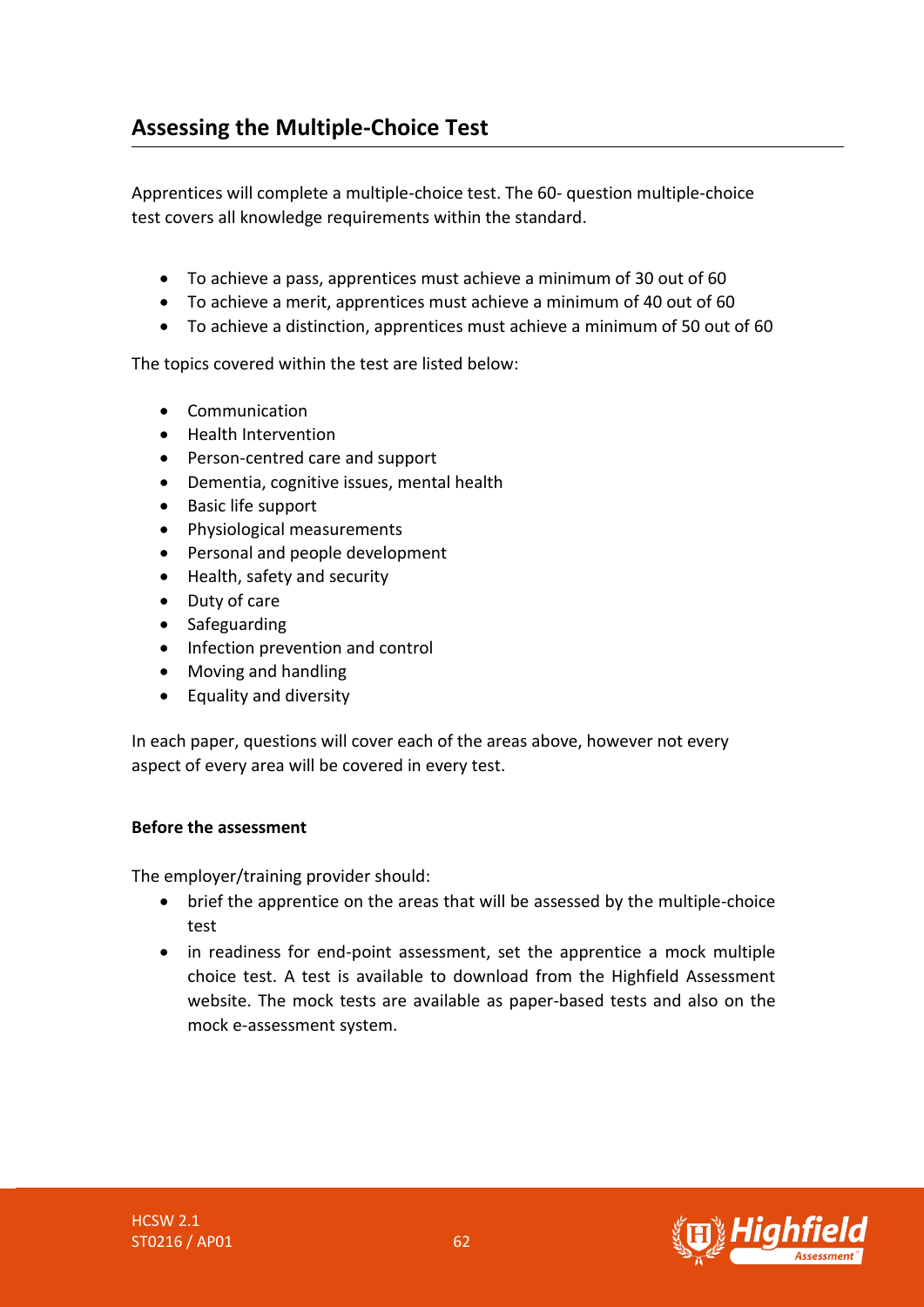## Assessing the Multiple-Choice Test

Apprentices will complete a multiple-choice test. The 60- question multiple-choice test covers all knowledge requirements within the standard.

- To achieve a pass, apprentices must achieve a minimum of 30 out of 60
- To achieve a merit, apprentices must achieve a minimum of 40 out of 60
- To achieve a distinction, apprentices must achieve a minimum of 50 out of 60

The topics covered within the test are listed below:

- Communication
- Health Intervention
- Person-centred care and support
- Dementia, cognitive issues, mental health
- Basic life support
- Physiological measurements
- Personal and people development
- Health, safety and security
- Duty of care
- Safeguarding
- Infection prevention and control
- Moving and handling
- Equality and diversity

In each paper, questions will cover each of the areas above, however not every aspect of every area will be covered in every test.

**Before the assessment**

The employer/training provider should:

- brief the apprentice on the areas that will be assessed by the multiple-choice test
- in readiness for end-point assessment, set the apprentice a mock multiple choice test. A test is available to download from the Highfield Assessment website. The mock tests are available as paper-based tests and also on the mock e-assessment system.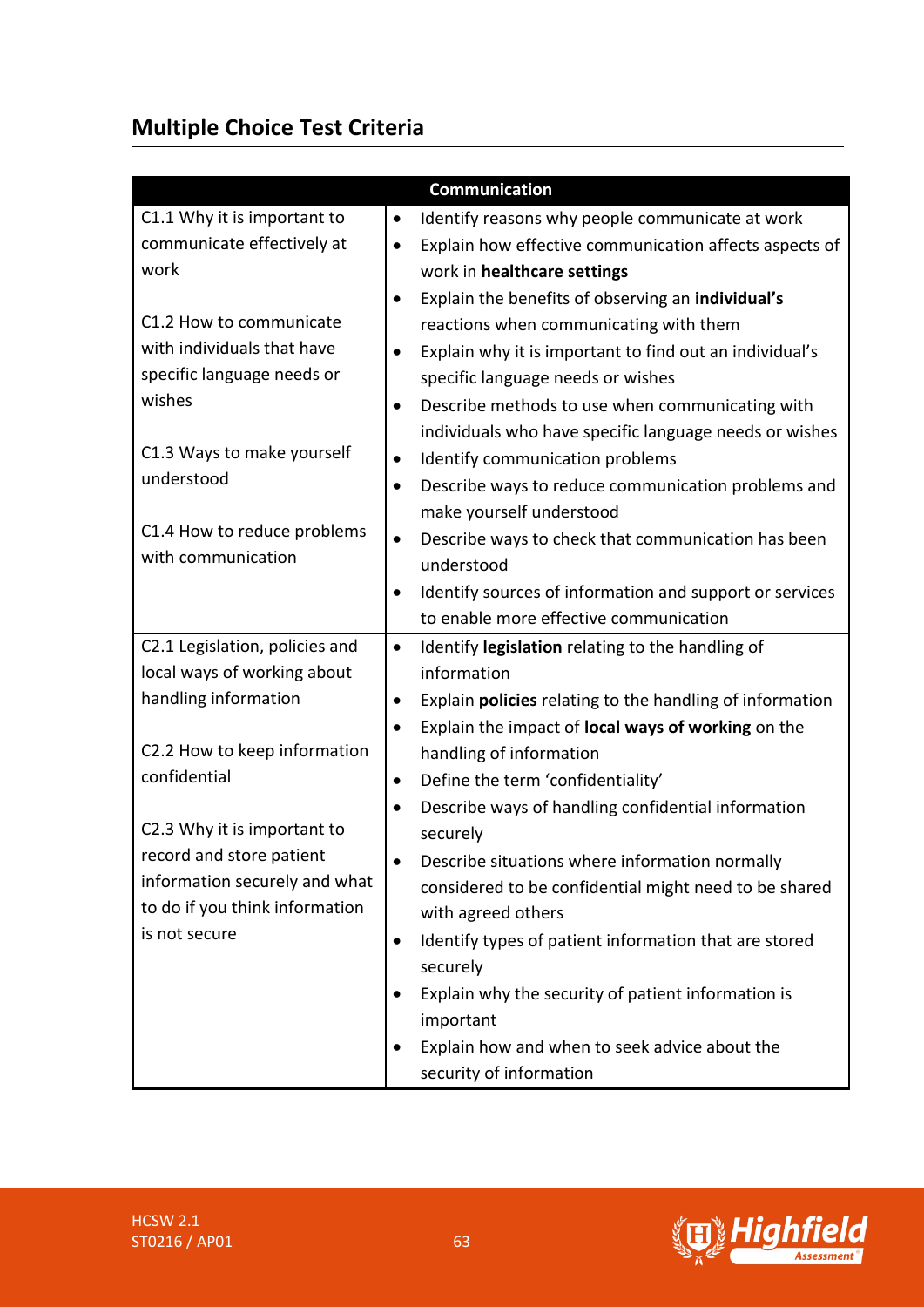## Multiple Choice Test Criteria

| Communication | |
|---|---|
| C1.1 Why it is important to communicate effectively at work<br><br>C1.2 How to communicate with individuals that have specific language needs or wishes<br><br>C1.3 Ways to make yourself understood<br><br>C1.4 How to reduce problems with communication | • Identify reasons why people communicate at work<br>• Explain how effective communication affects aspects of work in **healthcare settings**<br>• Explain the benefits of observing an **individual's** reactions when communicating with them<br>• Explain why it is important to find out an individual's specific language needs or wishes<br>• Describe methods to use when communicating with individuals who have specific language needs or wishes<br>• Identify communication problems<br>• Describe ways to reduce communication problems and make yourself understood<br>• Describe ways to check that communication has been understood<br>• Identify sources of information and support or services to enable more effective communication |
| C2.1 Legislation, policies and local ways of working about handling information<br><br>C2.2 How to keep information confidential<br><br>C2.3 Why it is important to record and store patient information securely and what to do if you think information is not secure | • Identify **legislation** relating to the handling of information<br>• Explain **policies** relating to the handling of information<br>• Explain the impact of **local ways of working** on the handling of information<br>• Define the term 'confidentiality'<br>• Describe ways of handling confidential information securely<br>• Describe situations where information normally considered to be confidential might need to be shared with agreed others<br>• Identify types of patient information that are stored securely<br>• Explain why the security of patient information is important<br>• Explain how and when to seek advice about the security of information |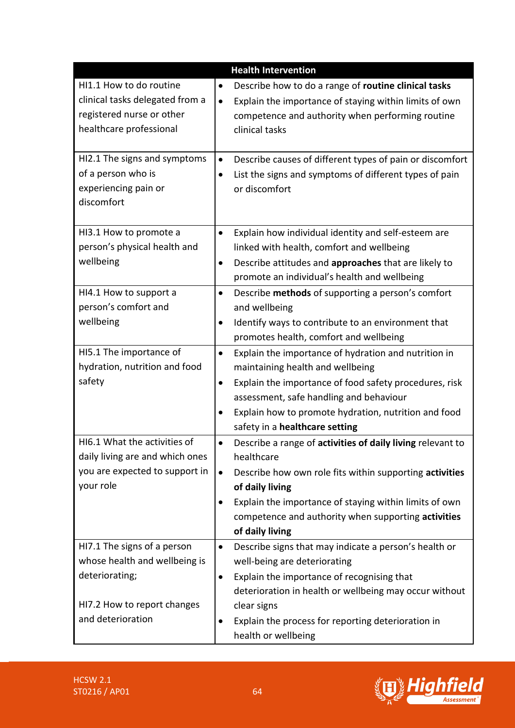| Health Intervention | |
|---|---|
| HI1.1 How to do routine clinical tasks delegated from a registered nurse or other healthcare professional | • Describe how to do a range of **routine clinical tasks**<br>• Explain the importance of staying within limits of own competence and authority when performing routine clinical tasks |
| HI2.1 The signs and symptoms of a person who is experiencing pain or discomfort | • Describe causes of different types of pain or discomfort<br>• List the signs and symptoms of different types of pain or discomfort |
| HI3.1 How to promote a person's physical health and wellbeing | • Explain how individual identity and self-esteem are linked with health, comfort and wellbeing<br>• Describe attitudes and **approaches** that are likely to promote an individual's health and wellbeing |
| HI4.1 How to support a person's comfort and wellbeing | • Describe **methods** of supporting a person's comfort and wellbeing<br>• Identify ways to contribute to an environment that promotes health, comfort and wellbeing |
| HI5.1 The importance of hydration, nutrition and food safety | • Explain the importance of hydration and nutrition in maintaining health and wellbeing<br>• Explain the importance of food safety procedures, risk assessment, safe handling and behaviour<br>• Explain how to promote hydration, nutrition and food safety in a **healthcare setting** |
| HI6.1 What the activities of daily living are and which ones you are expected to support in your role | • Describe a range of **activities of daily living** relevant to healthcare<br>• Describe how own role fits within supporting **activities of daily living**<br>• Explain the importance of staying within limits of own competence and authority when supporting **activities of daily living** |
| HI7.1 The signs of a person whose health and wellbeing is deteriorating;<br><br>HI7.2 How to report changes and deterioration | • Describe signs that may indicate a person's health or well-being are deteriorating<br>• Explain the importance of recognising that deterioration in health or wellbeing may occur without clear signs<br>• Explain the process for reporting deterioration in health or wellbeing |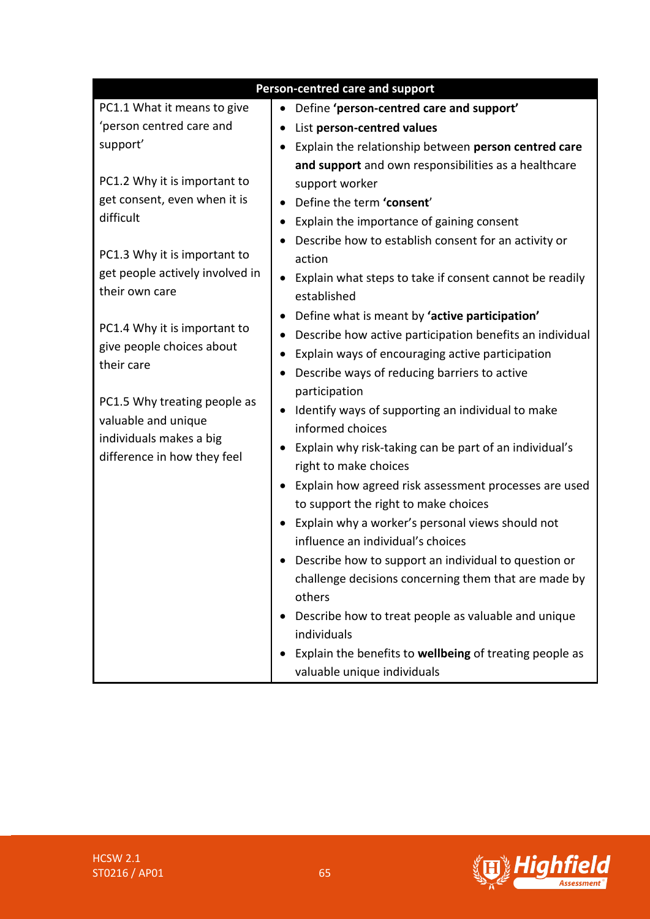| Person-centred care and support | |
|---|---|
| PC1.1 What it means to give 'person centred care and support'<br><br>PC1.2 Why it is important to get consent, even when it is difficult<br><br>PC1.3 Why it is important to get people actively involved in their own care<br><br>PC1.4 Why it is important to give people choices about their care<br><br>PC1.5 Why treating people as valuable and unique individuals makes a big difference in how they feel | • Define **'person-centred care and support'**<br>• List **person-centred values**<br>• Explain the relationship between **person centred care and support** and own responsibilities as a healthcare support worker<br>• Define the term **'consent'**<br>• Explain the importance of gaining consent<br>• Describe how to establish consent for an activity or action<br>• Explain what steps to take if consent cannot be readily established<br>• Define what is meant by **'active participation'**<br>• Describe how active participation benefits an individual<br>• Explain ways of encouraging active participation<br>• Describe ways of reducing barriers to active participation<br>• Identify ways of supporting an individual to make informed choices<br>• Explain why risk-taking can be part of an individual's right to make choices<br>• Explain how agreed risk assessment processes are used to support the right to make choices<br>• Explain why a worker's personal views should not influence an individual's choices<br>• Describe how to support an individual to question or challenge decisions concerning them that are made by others<br>• Describe how to treat people as valuable and unique individuals<br>• Explain the benefits to **wellbeing** of treating people as valuable unique individuals |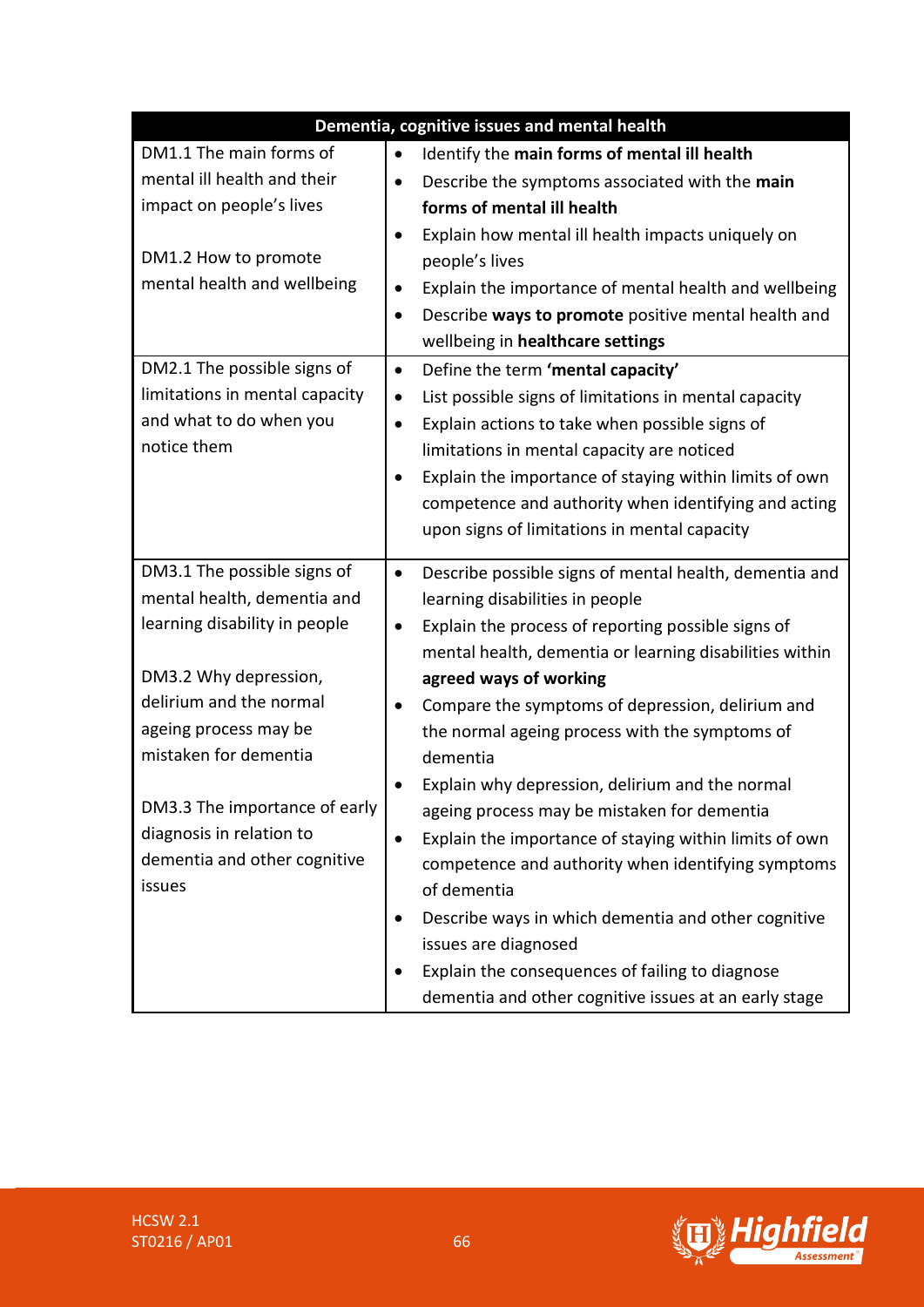| Dementia, cognitive issues and mental health | |
|---|---|
| DM1.1 The main forms of mental ill health and their impact on people's lives<br><br>DM1.2 How to promote mental health and wellbeing | • Identify the **main forms of mental ill health**<br>• Describe the symptoms associated with the **main forms of mental ill health**<br>• Explain how mental ill health impacts uniquely on people's lives<br>• Explain the importance of mental health and wellbeing<br>• Describe **ways to promote** positive mental health and wellbeing in **healthcare settings** |
| DM2.1 The possible signs of limitations in mental capacity and what to do when you notice them | • Define the term **'mental capacity'**<br>• List possible signs of limitations in mental capacity<br>• Explain actions to take when possible signs of limitations in mental capacity are noticed<br>• Explain the importance of staying within limits of own competence and authority when identifying and acting upon signs of limitations in mental capacity |
| DM3.1 The possible signs of mental health, dementia and learning disability in people<br><br>DM3.2 Why depression, delirium and the normal ageing process may be mistaken for dementia<br><br>DM3.3 The importance of early diagnosis in relation to dementia and other cognitive issues | • Describe possible signs of mental health, dementia and learning disabilities in people<br>• Explain the process of reporting possible signs of mental health, dementia or learning disabilities within **agreed ways of working**<br>• Compare the symptoms of depression, delirium and the normal ageing process with the symptoms of dementia<br>• Explain why depression, delirium and the normal ageing process may be mistaken for dementia<br>• Explain the importance of staying within limits of own competence and authority when identifying symptoms of dementia<br>• Describe ways in which dementia and other cognitive issues are diagnosed<br>• Explain the consequences of failing to diagnose dementia and other cognitive issues at an early stage |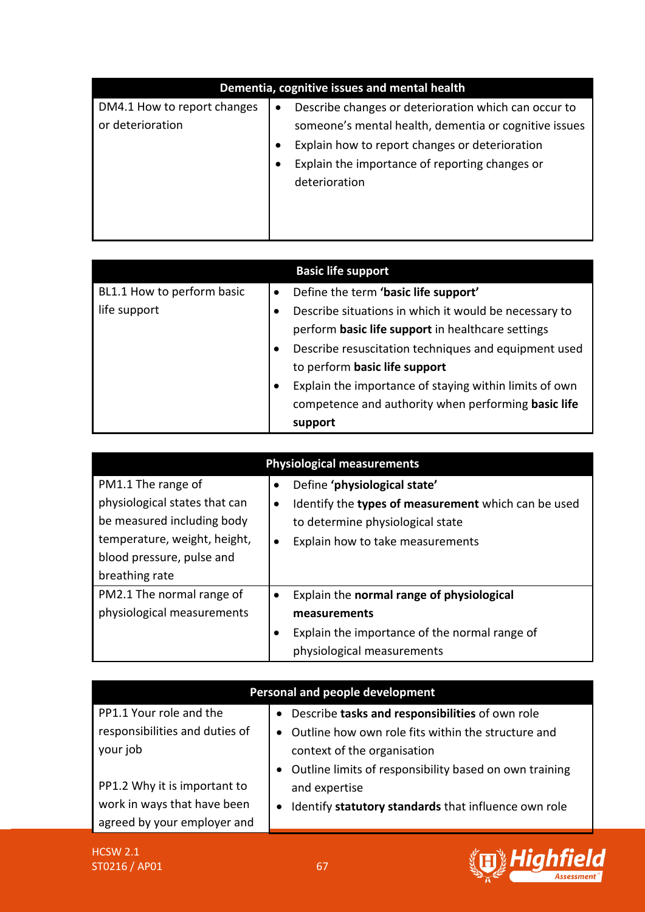| Dementia, cognitive issues and mental health | |
|---|---|
| DM4.1 How to report changes or deterioration | • Describe changes or deterioration which can occur to someone's mental health, dementia or cognitive issues<br>• Explain how to report changes or deterioration<br>• Explain the importance of reporting changes or deterioration |

| Basic life support | |
|---|---|
| BL1.1 How to perform basic life support | • Define the term **'basic life support'**<br>• Describe situations in which it would be necessary to perform **basic life support** in healthcare settings<br>• Describe resuscitation techniques and equipment used to perform **basic life support**<br>• Explain the importance of staying within limits of own competence and authority when performing **basic life support** |

| Physiological measurements | |
|---|---|
| PM1.1 The range of physiological states that can be measured including body temperature, weight, height, blood pressure, pulse and breathing rate | • Define **'physiological state'**<br>• Identify the **types of measurement** which can be used to determine physiological state<br>• Explain how to take measurements |
| PM2.1 The normal range of physiological measurements | • Explain the **normal range of physiological measurements**<br>• Explain the importance of the normal range of physiological measurements |

| Personal and people development | |
|---|---|
| PP1.1 Your role and the responsibilities and duties of your job<br><br>PP1.2 Why it is important to work in ways that have been agreed by your employer and | • Describe **tasks and responsibilities** of own role<br>• Outline how own role fits within the structure and context of the organisation<br>• Outline limits of responsibility based on own training and expertise<br>• Identify **statutory standards** that influence own role |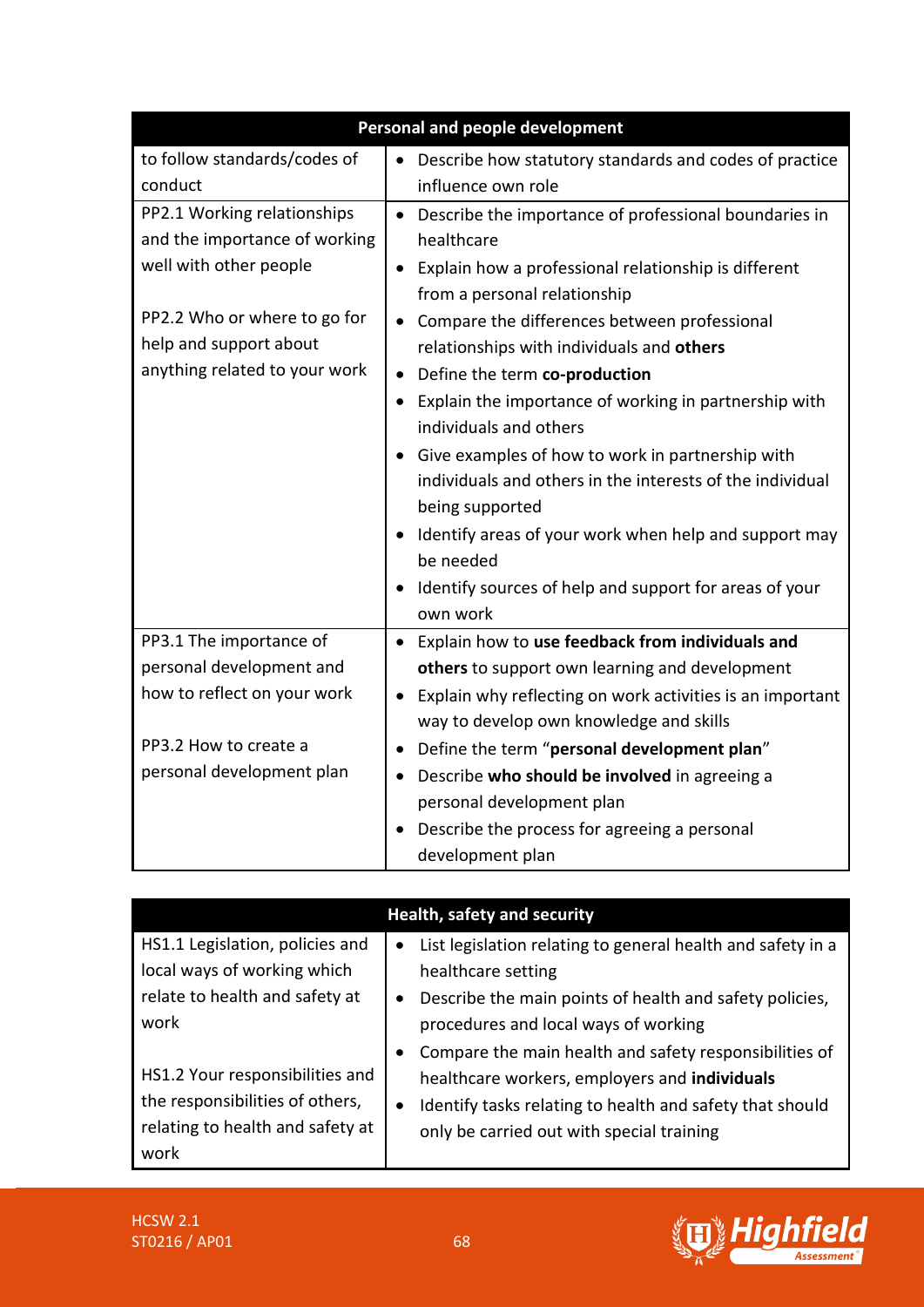| Personal and people development | |
|---|---|
| to follow standards/codes of conduct | • Describe how statutory standards and codes of practice influence own role |
| PP2.1 Working relationships and the importance of working well with other people<br><br>PP2.2 Who or where to go for help and support about anything related to your work | • Describe the importance of professional boundaries in healthcare<br>• Explain how a professional relationship is different from a personal relationship<br>• Compare the differences between professional relationships with individuals and **others**<br>• Define the term **co-production**<br>• Explain the importance of working in partnership with individuals and others<br>• Give examples of how to work in partnership with individuals and others in the interests of the individual being supported<br>• Identify areas of your work when help and support may be needed<br>• Identify sources of help and support for areas of your own work |
| PP3.1 The importance of personal development and how to reflect on your work<br><br>PP3.2 How to create a personal development plan | • Explain how to **use feedback from individuals and others** to support own learning and development<br>• Explain why reflecting on work activities is an important way to develop own knowledge and skills<br>• Define the term "**personal development plan**"<br>• Describe **who should be involved** in agreeing a personal development plan<br>• Describe the process for agreeing a personal development plan |

| Health, safety and security | |
|---|---|
| HS1.1 Legislation, policies and local ways of working which relate to health and safety at work<br><br>HS1.2 Your responsibilities and the responsibilities of others, relating to health and safety at work | • List legislation relating to general health and safety in a healthcare setting<br>• Describe the main points of health and safety policies, procedures and local ways of working<br>• Compare the main health and safety responsibilities of healthcare workers, employers and **individuals**<br>• Identify tasks relating to health and safety that should only be carried out with special training |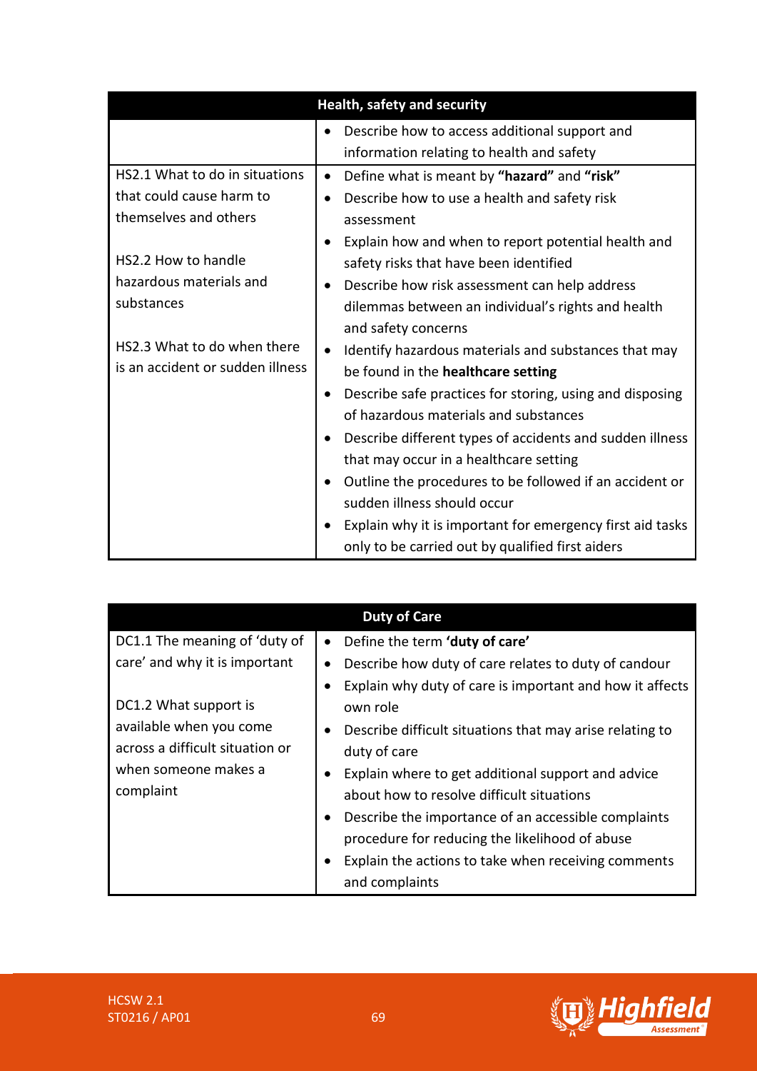| Health, safety and security | |
|---|---|
| | • Describe how to access additional support and information relating to health and safety |
| HS2.1 What to do in situations that could cause harm to themselves and others<br><br>HS2.2 How to handle hazardous materials and substances<br><br>HS2.3 What to do when there is an accident or sudden illness | • Define what is meant by **"hazard"** and **"risk"**<br>• Describe how to use a health and safety risk assessment<br>• Explain how and when to report potential health and safety risks that have been identified<br>• Describe how risk assessment can help address dilemmas between an individual's rights and health and safety concerns<br>• Identify hazardous materials and substances that may be found in the **healthcare setting**<br>• Describe safe practices for storing, using and disposing of hazardous materials and substances<br>• Describe different types of accidents and sudden illness that may occur in a healthcare setting<br>• Outline the procedures to be followed if an accident or sudden illness should occur<br>• Explain why it is important for emergency first aid tasks only to be carried out by qualified first aiders |

| Duty of Care | |
|---|---|
| DC1.1 The meaning of 'duty of care' and why it is important<br><br>DC1.2 What support is available when you come across a difficult situation or when someone makes a complaint | • Define the term **'duty of care'**<br>• Describe how duty of care relates to duty of candour<br>• Explain why duty of care is important and how it affects own role<br>• Describe difficult situations that may arise relating to duty of care<br>• Explain where to get additional support and advice about how to resolve difficult situations<br>• Describe the importance of an accessible complaints procedure for reducing the likelihood of abuse<br>• Explain the actions to take when receiving comments and complaints |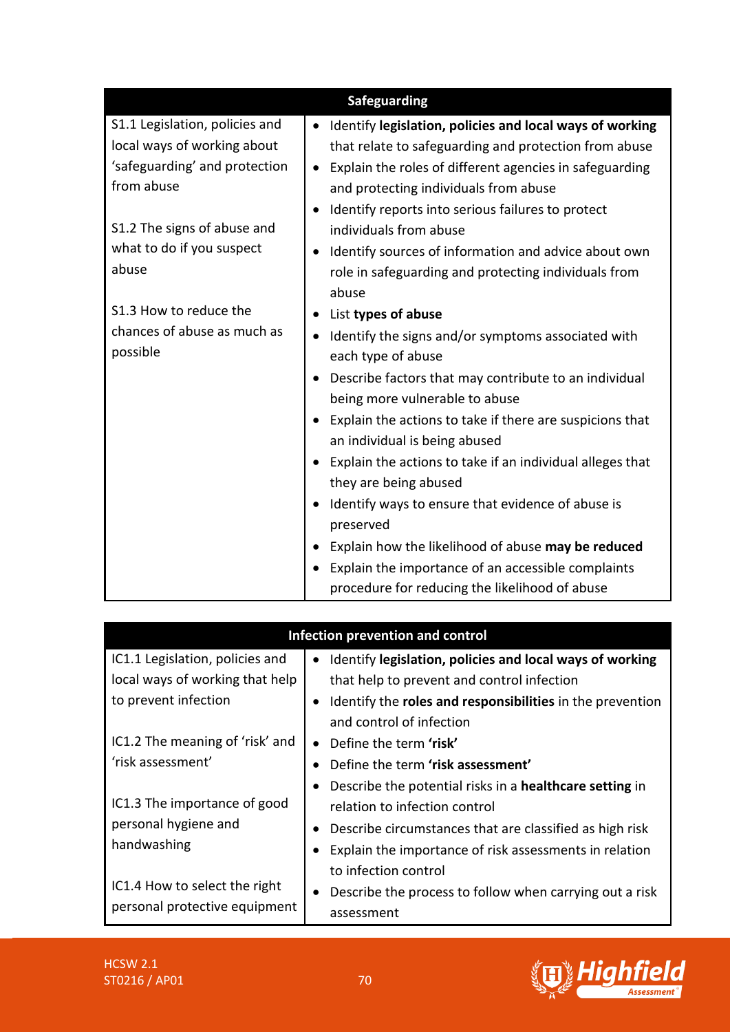| Safeguarding | |
|---|---|
| S1.1 Legislation, policies and local ways of working about 'safeguarding' and protection from abuse<br><br>S1.2 The signs of abuse and what to do if you suspect abuse<br><br>S1.3 How to reduce the chances of abuse as much as possible | • Identify **legislation, policies and local ways of working** that relate to safeguarding and protection from abuse<br>• Explain the roles of different agencies in safeguarding and protecting individuals from abuse<br>• Identify reports into serious failures to protect individuals from abuse<br>• Identify sources of information and advice about own role in safeguarding and protecting individuals from abuse<br>• List **types of abuse**<br>• Identify the signs and/or symptoms associated with each type of abuse<br>• Describe factors that may contribute to an individual being more vulnerable to abuse<br>• Explain the actions to take if there are suspicions that an individual is being abused<br>• Explain the actions to take if an individual alleges that they are being abused<br>• Identify ways to ensure that evidence of abuse is preserved<br>• Explain how the likelihood of abuse **may be reduced**<br>• Explain the importance of an accessible complaints procedure for reducing the likelihood of abuse |

| Infection prevention and control | |
|---|---|
| IC1.1 Legislation, policies and local ways of working that help to prevent infection<br><br>IC1.2 The meaning of 'risk' and 'risk assessment'<br><br>IC1.3 The importance of good personal hygiene and handwashing<br><br>IC1.4 How to select the right personal protective equipment | • Identify **legislation, policies and local ways of working** that help to prevent and control infection<br>• Identify the **roles and responsibilities** in the prevention and control of infection<br>• Define the term **'risk'**<br>• Define the term **'risk assessment'**<br>• Describe the potential risks in a **healthcare setting** in relation to infection control<br>• Describe circumstances that are classified as high risk<br>• Explain the importance of risk assessments in relation to infection control<br>• Describe the process to follow when carrying out a risk assessment |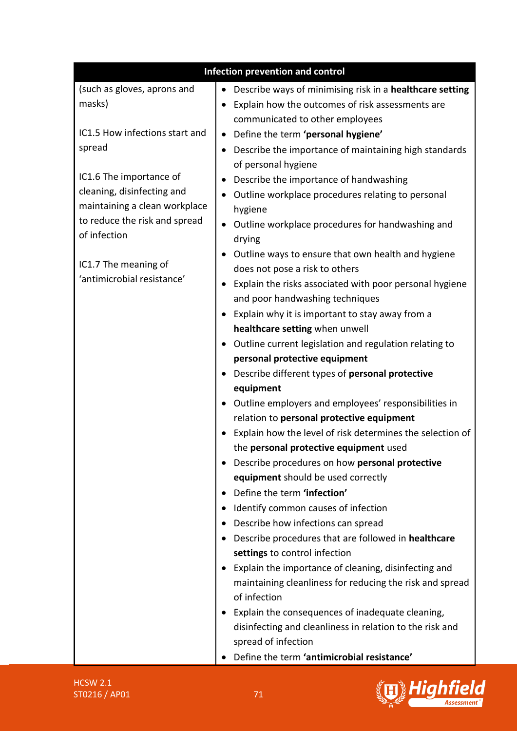| Infection prevention and control | |
|---|---|
| (such as gloves, aprons and masks)<br><br>IC1.5 How infections start and spread<br><br>IC1.6 The importance of cleaning, disinfecting and maintaining a clean workplace to reduce the risk and spread of infection<br><br>IC1.7 The meaning of 'antimicrobial resistance' | • Describe ways of minimising risk in a **healthcare setting**<br>• Explain how the outcomes of risk assessments are communicated to other employees<br>• Define the term **'personal hygiene'**<br>• Describe the importance of maintaining high standards of personal hygiene<br>• Describe the importance of handwashing<br>• Outline workplace procedures relating to personal hygiene<br>• Outline workplace procedures for handwashing and drying<br>• Outline ways to ensure that own health and hygiene does not pose a risk to others<br>• Explain the risks associated with poor personal hygiene and poor handwashing techniques<br>• Explain why it is important to stay away from a **healthcare setting** when unwell<br>• Outline current legislation and regulation relating to **personal protective equipment**<br>• Describe different types of **personal protective equipment**<br>• Outline employers and employees' responsibilities in relation to **personal protective equipment**<br>• Explain how the level of risk determines the selection of the **personal protective equipment** used<br>• Describe procedures on how **personal protective equipment** should be used correctly<br>• Define the term **'infection'**<br>• Identify common causes of infection<br>• Describe how infections can spread<br>• Describe procedures that are followed in **healthcare settings** to control infection<br>• Explain the importance of cleaning, disinfecting and maintaining cleanliness for reducing the risk and spread of infection<br>• Explain the consequences of inadequate cleaning, disinfecting and cleanliness in relation to the risk and spread of infection<br>• Define the term **'antimicrobial resistance'** |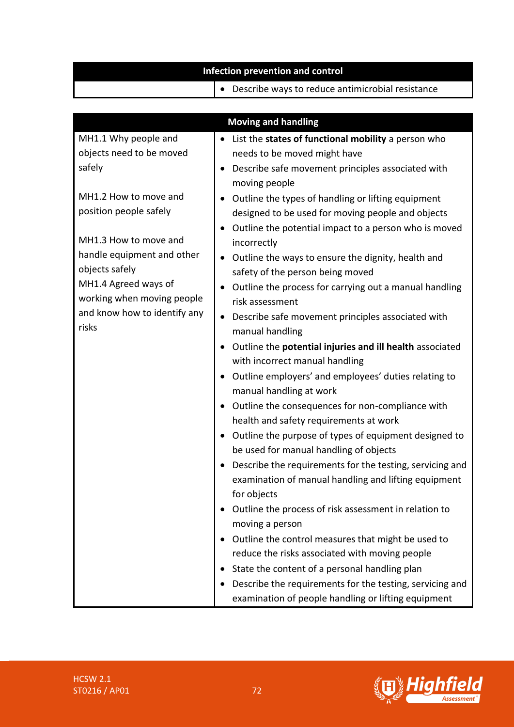| Infection prevention and control | |
|---|---|
| | • Describe ways to reduce antimicrobial resistance |

| Moving and handling | |
|---|---|
| MH1.1 Why people and objects need to be moved safely<br><br>MH1.2 How to move and position people safely<br><br>MH1.3 How to move and handle equipment and other objects safely<br>MH1.4 Agreed ways of working when moving people and know how to identify any risks | • List the **states of functional mobility** a person who needs to be moved might have<br>• Describe safe movement principles associated with moving people<br>• Outline the types of handling or lifting equipment designed to be used for moving people and objects<br>• Outline the potential impact to a person who is moved incorrectly<br>• Outline the ways to ensure the dignity, health and safety of the person being moved<br>• Outline the process for carrying out a manual handling risk assessment<br>• Describe safe movement principles associated with manual handling<br>• Outline the **potential injuries and ill health** associated with incorrect manual handling<br>• Outline employers' and employees' duties relating to manual handling at work<br>• Outline the consequences for non-compliance with health and safety requirements at work<br>• Outline the purpose of types of equipment designed to be used for manual handling of objects<br>• Describe the requirements for the testing, servicing and examination of manual handling and lifting equipment for objects<br>• Outline the process of risk assessment in relation to moving a person<br>• Outline the control measures that might be used to reduce the risks associated with moving people<br>• State the content of a personal handling plan<br>• Describe the requirements for the testing, servicing and examination of people handling or lifting equipment |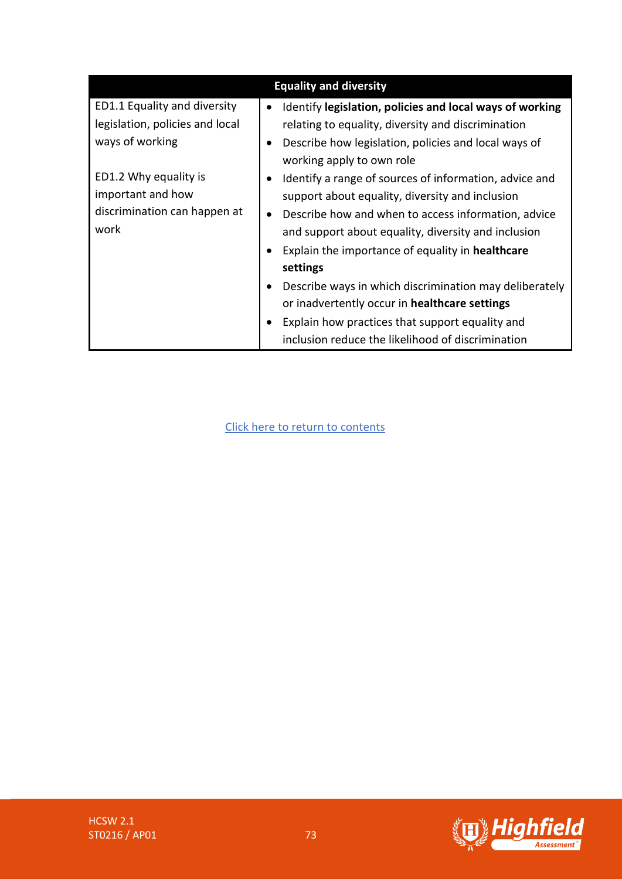| Equality and diversity | |
|---|---|
| ED1.1 Equality and diversity legislation, policies and local ways of working<br><br>ED1.2 Why equality is important and how discrimination can happen at work | • Identify **legislation, policies and local ways of working** relating to equality, diversity and discrimination<br>• Describe how legislation, policies and local ways of working apply to own role<br>• Identify a range of sources of information, advice and support about equality, diversity and inclusion<br>• Describe how and when to access information, advice and support about equality, diversity and inclusion<br>• Explain the importance of equality in **healthcare settings**<br>• Describe ways in which discrimination may deliberately or inadvertently occur in **healthcare settings**<br>• Explain how practices that support equality and inclusion reduce the likelihood of discrimination |

[Click here to return to contents]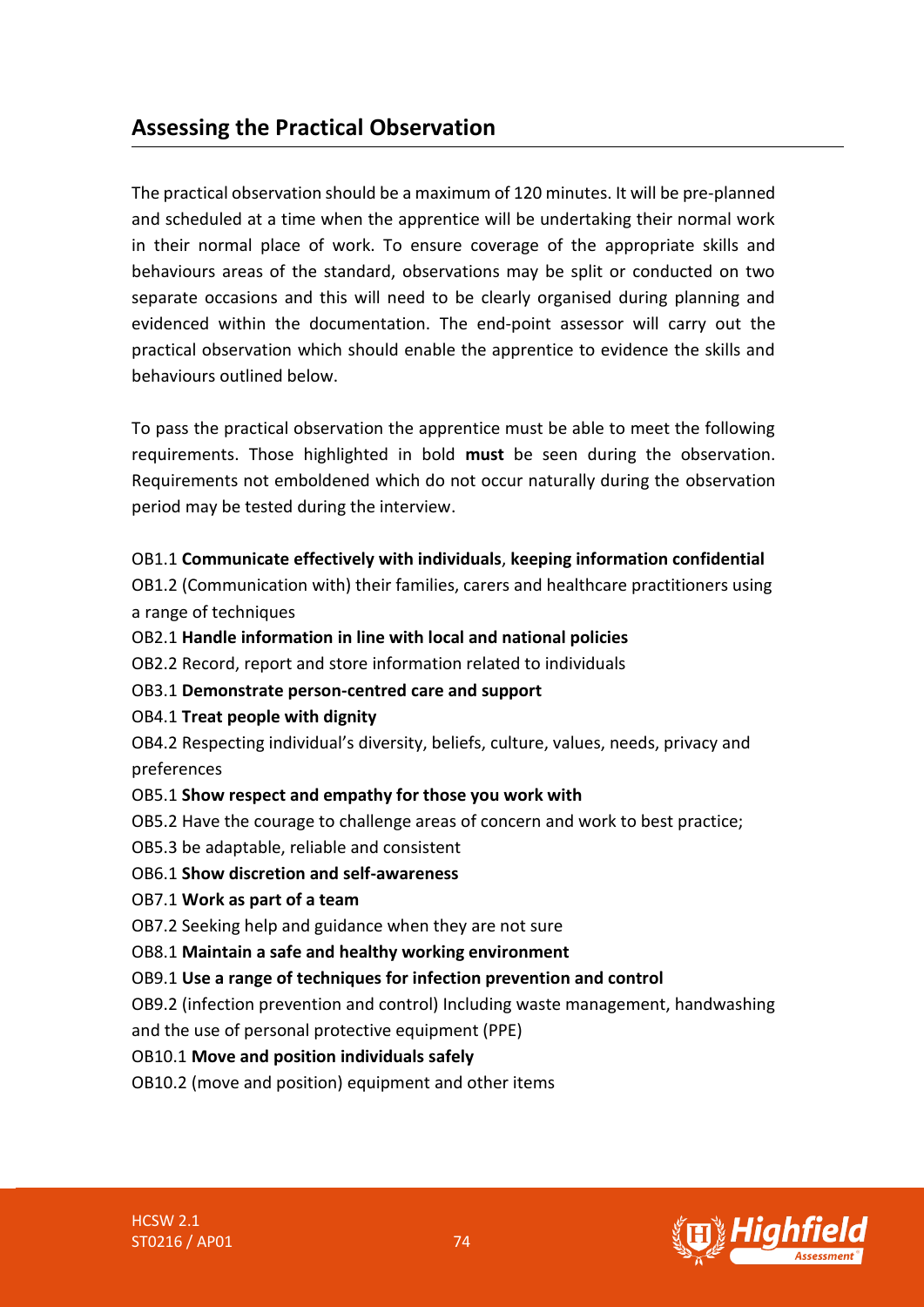## Assessing the Practical Observation

The practical observation should be a maximum of 120 minutes. It will be pre-planned and scheduled at a time when the apprentice will be undertaking their normal work in their normal place of work. To ensure coverage of the appropriate skills and behaviours areas of the standard, observations may be split or conducted on two separate occasions and this will need to be clearly organised during planning and evidenced within the documentation. The end-point assessor will carry out the practical observation which should enable the apprentice to evidence the skills and behaviours outlined below.

To pass the practical observation the apprentice must be able to meet the following requirements. Those highlighted in bold **must** be seen during the observation. Requirements not emboldened which do not occur naturally during the observation period may be tested during the interview.

OB1.1 **Communicate effectively with individuals**, **keeping information confidential**

OB1.2 (Communication with) their families, carers and healthcare practitioners using a range of techniques

OB2.1 **Handle information in line with local and national policies**

OB2.2 Record, report and store information related to individuals

OB3.1 **Demonstrate person-centred care and support**

OB4.1 **Treat people with dignity**

OB4.2 Respecting individual's diversity, beliefs, culture, values, needs, privacy and preferences

OB5.1 **Show respect and empathy for those you work with**

OB5.2 Have the courage to challenge areas of concern and work to best practice;

OB5.3 be adaptable, reliable and consistent

OB6.1 **Show discretion and self-awareness**

OB7.1 **Work as part of a team**

OB7.2 Seeking help and guidance when they are not sure

OB8.1 **Maintain a safe and healthy working environment**

OB9.1 **Use a range of techniques for infection prevention and control**

OB9.2 (infection prevention and control) Including waste management, handwashing and the use of personal protective equipment (PPE)

OB10.1 **Move and position individuals safely**

OB10.2 (move and position) equipment and other items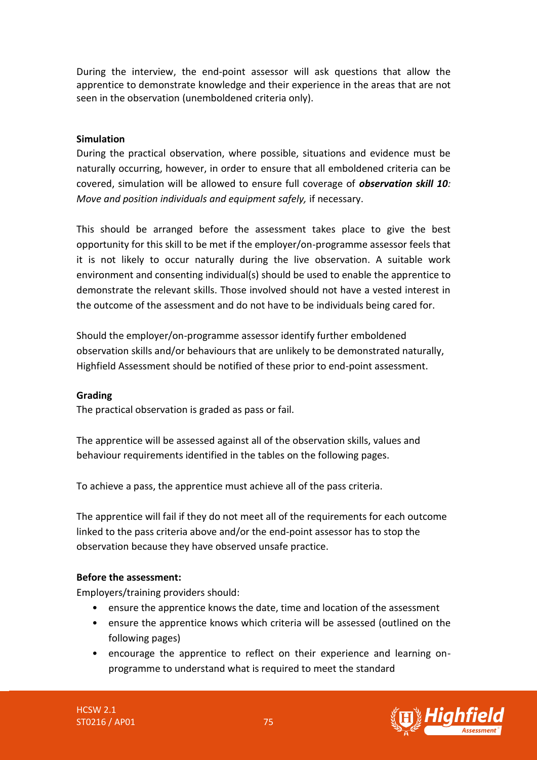During the interview, the end-point assessor will ask questions that allow the apprentice to demonstrate knowledge and their experience in the areas that are not seen in the observation (unemboldened criteria only).

**Simulation**

During the practical observation, where possible, situations and evidence must be naturally occurring, however, in order to ensure that all emboldened criteria can be covered, simulation will be allowed to ensure full coverage of ***observation skill 10****: Move and position individuals and equipment safely,* if necessary.

This should be arranged before the assessment takes place to give the best opportunity for this skill to be met if the employer/on-programme assessor feels that it is not likely to occur naturally during the live observation. A suitable work environment and consenting individual(s) should be used to enable the apprentice to demonstrate the relevant skills. Those involved should not have a vested interest in the outcome of the assessment and do not have to be individuals being cared for.

Should the employer/on-programme assessor identify further emboldened observation skills and/or behaviours that are unlikely to be demonstrated naturally, Highfield Assessment should be notified of these prior to end-point assessment.

**Grading**

The practical observation is graded as pass or fail.

The apprentice will be assessed against all of the observation skills, values and behaviour requirements identified in the tables on the following pages.

To achieve a pass, the apprentice must achieve all of the pass criteria.

The apprentice will fail if they do not meet all of the requirements for each outcome linked to the pass criteria above and/or the end-point assessor has to stop the observation because they have observed unsafe practice.

**Before the assessment:**

Employers/training providers should:

- ensure the apprentice knows the date, time and location of the assessment
- ensure the apprentice knows which criteria will be assessed (outlined on the following pages)
- encourage the apprentice to reflect on their experience and learning on-programme to understand what is required to meet the standard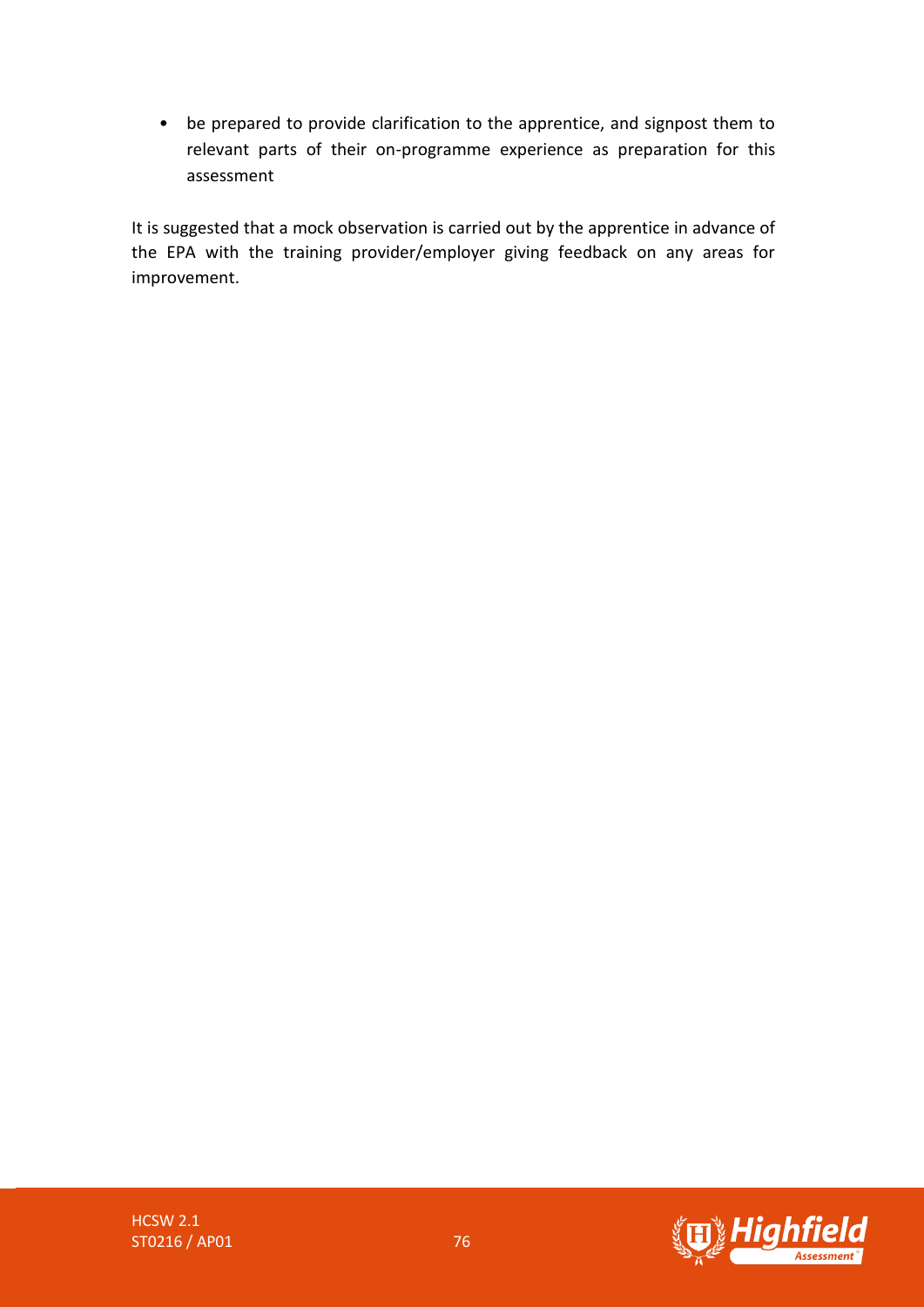- be prepared to provide clarification to the apprentice, and signpost them to relevant parts of their on-programme experience as preparation for this assessment

It is suggested that a mock observation is carried out by the apprentice in advance of the EPA with the training provider/employer giving feedback on any areas for improvement.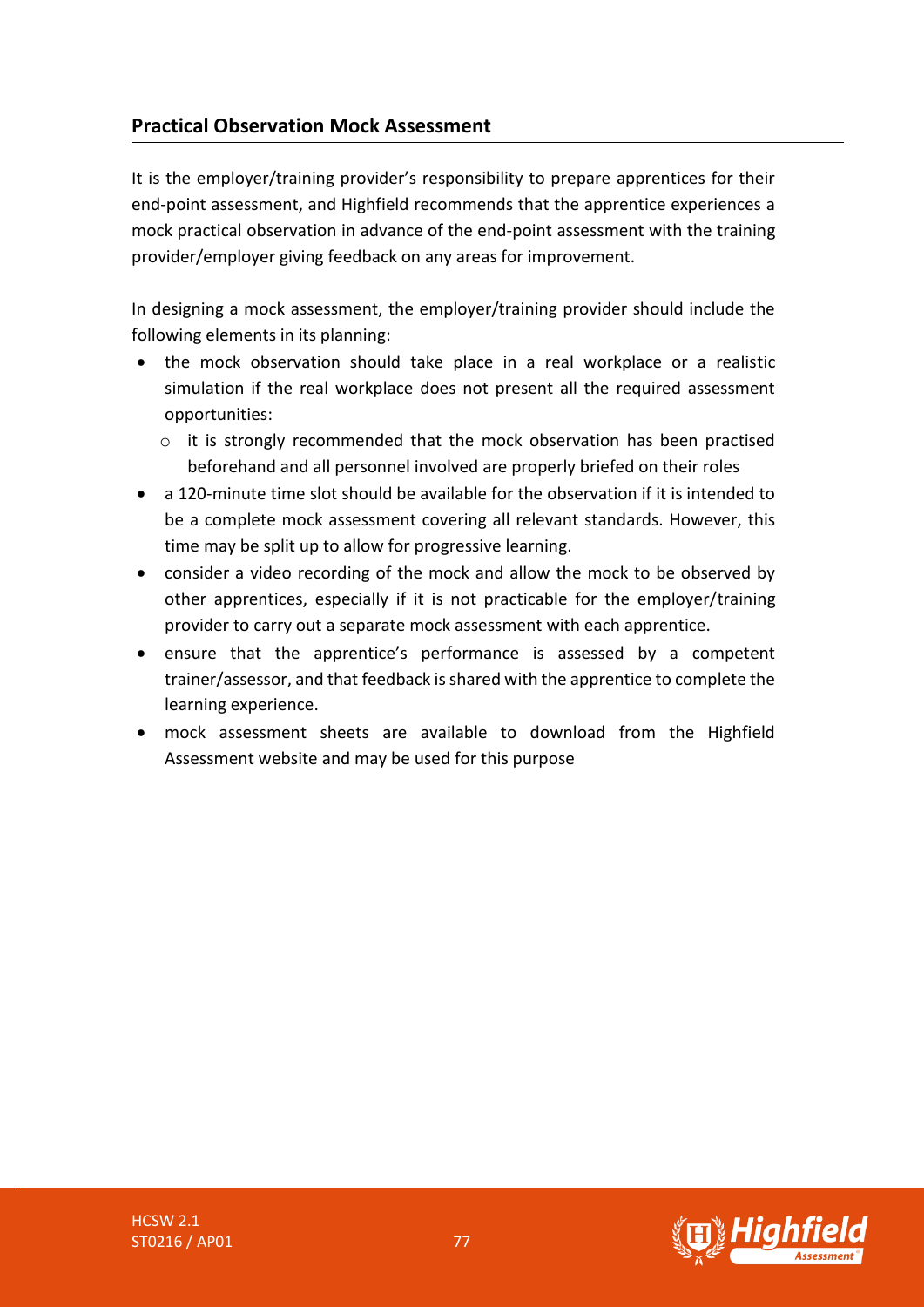## Practical Observation Mock Assessment

It is the employer/training provider's responsibility to prepare apprentices for their end-point assessment, and Highfield recommends that the apprentice experiences a mock practical observation in advance of the end-point assessment with the training provider/employer giving feedback on any areas for improvement.

In designing a mock assessment, the employer/training provider should include the following elements in its planning:

- the mock observation should take place in a real workplace or a realistic simulation if the real workplace does not present all the required assessment opportunities:
  - it is strongly recommended that the mock observation has been practised beforehand and all personnel involved are properly briefed on their roles
- a 120-minute time slot should be available for the observation if it is intended to be a complete mock assessment covering all relevant standards. However, this time may be split up to allow for progressive learning.
- consider a video recording of the mock and allow the mock to be observed by other apprentices, especially if it is not practicable for the employer/training provider to carry out a separate mock assessment with each apprentice.
- ensure that the apprentice's performance is assessed by a competent trainer/assessor, and that feedback is shared with the apprentice to complete the learning experience.
- mock assessment sheets are available to download from the Highfield Assessment website and may be used for this purpose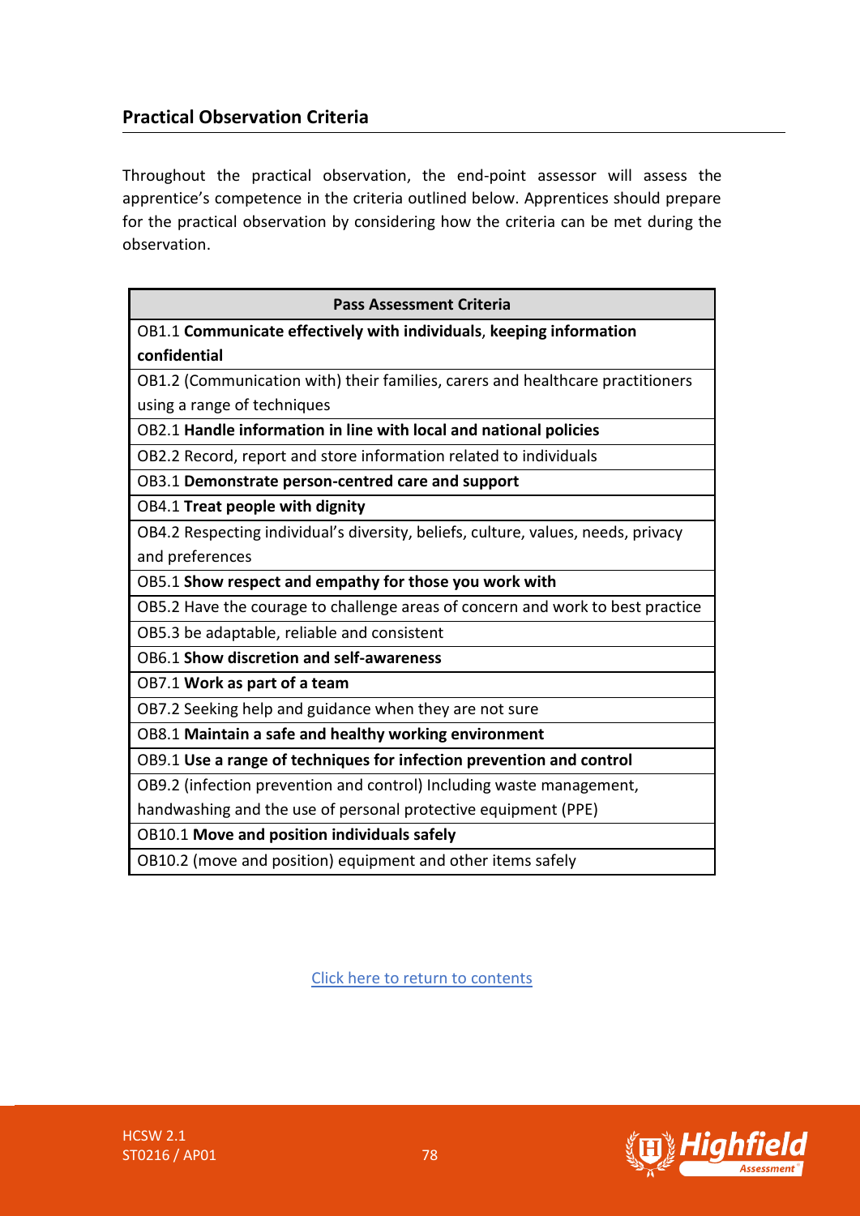## Practical Observation Criteria

Throughout the practical observation, the end-point assessor will assess the apprentice's competence in the criteria outlined below. Apprentices should prepare for the practical observation by considering how the criteria can be met during the observation.

| Pass Assessment Criteria |
| --- |
| OB1.1 **Communicate effectively with individuals**, **keeping information confidential** |
| OB1.2 (Communication with) their families, carers and healthcare practitioners using a range of techniques |
| OB2.1 **Handle information in line with local and national policies** |
| OB2.2 Record, report and store information related to individuals |
| OB3.1 **Demonstrate person-centred care and support** |
| OB4.1 **Treat people with dignity** |
| OB4.2 Respecting individual's diversity, beliefs, culture, values, needs, privacy and preferences |
| OB5.1 **Show respect and empathy for those you work with** |
| OB5.2 Have the courage to challenge areas of concern and work to best practice |
| OB5.3 be adaptable, reliable and consistent |
| OB6.1 **Show discretion and self-awareness** |
| OB7.1 **Work as part of a team** |
| OB7.2 Seeking help and guidance when they are not sure |
| OB8.1 **Maintain a safe and healthy working environment** |
| OB9.1 **Use a range of techniques for infection prevention and control** |
| OB9.2 (infection prevention and control) Including waste management, handwashing and the use of personal protective equipment (PPE) |
| OB10.1 **Move and position individuals safely** |
| OB10.2 (move and position) equipment and other items safely |

Click here to return to contents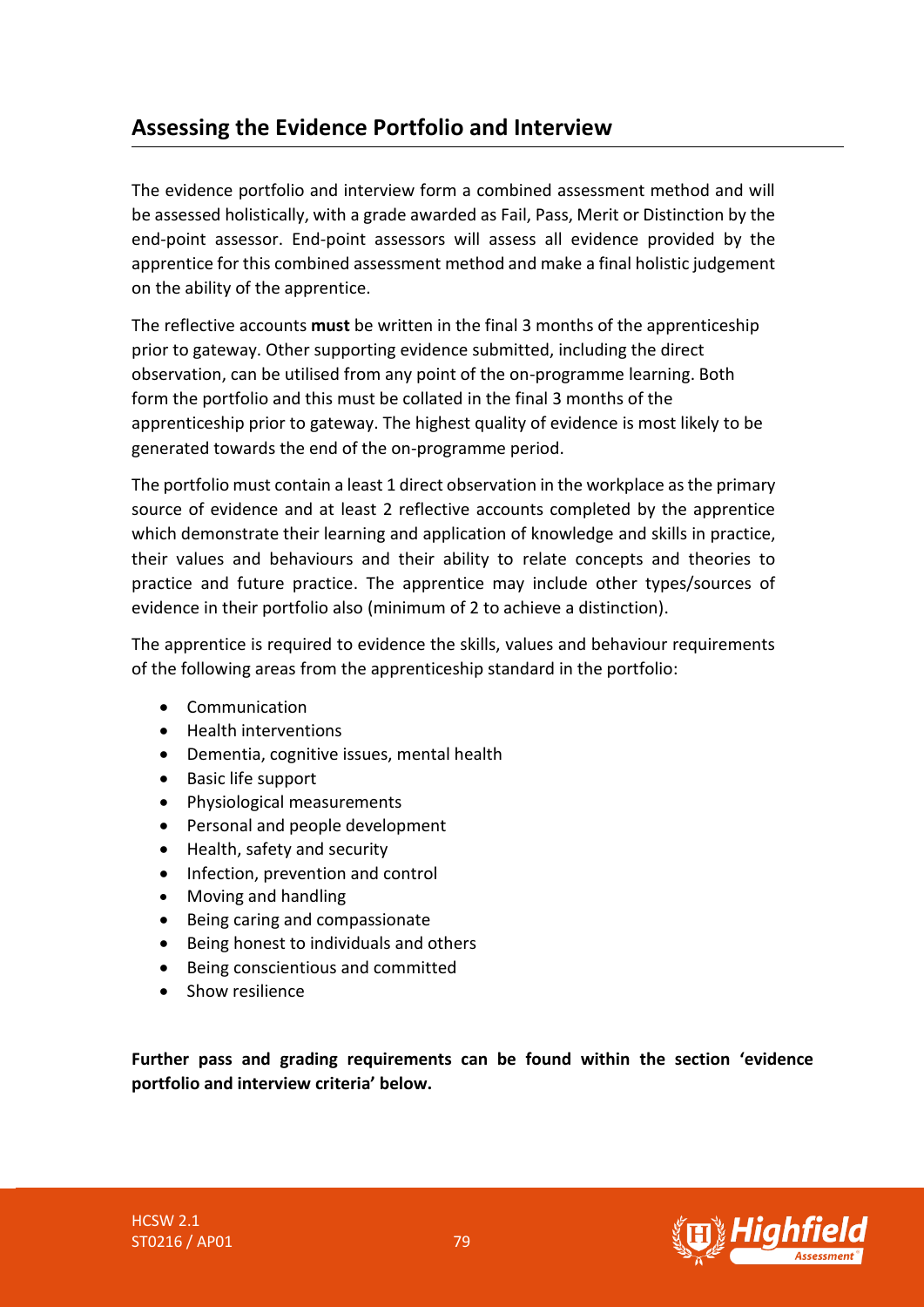## Assessing the Evidence Portfolio and Interview

The evidence portfolio and interview form a combined assessment method and will be assessed holistically, with a grade awarded as Fail, Pass, Merit or Distinction by the end-point assessor. End-point assessors will assess all evidence provided by the apprentice for this combined assessment method and make a final holistic judgement on the ability of the apprentice.

The reflective accounts **must** be written in the final 3 months of the apprenticeship prior to gateway. Other supporting evidence submitted, including the direct observation, can be utilised from any point of the on-programme learning. Both form the portfolio and this must be collated in the final 3 months of the apprenticeship prior to gateway. The highest quality of evidence is most likely to be generated towards the end of the on-programme period.

The portfolio must contain a least 1 direct observation in the workplace as the primary source of evidence and at least 2 reflective accounts completed by the apprentice which demonstrate their learning and application of knowledge and skills in practice, their values and behaviours and their ability to relate concepts and theories to practice and future practice. The apprentice may include other types/sources of evidence in their portfolio also (minimum of 2 to achieve a distinction).

The apprentice is required to evidence the skills, values and behaviour requirements of the following areas from the apprenticeship standard in the portfolio:

- Communication
- Health interventions
- Dementia, cognitive issues, mental health
- Basic life support
- Physiological measurements
- Personal and people development
- Health, safety and security
- Infection, prevention and control
- Moving and handling
- Being caring and compassionate
- Being honest to individuals and others
- Being conscientious and committed
- Show resilience

**Further pass and grading requirements can be found within the section 'evidence portfolio and interview criteria' below.**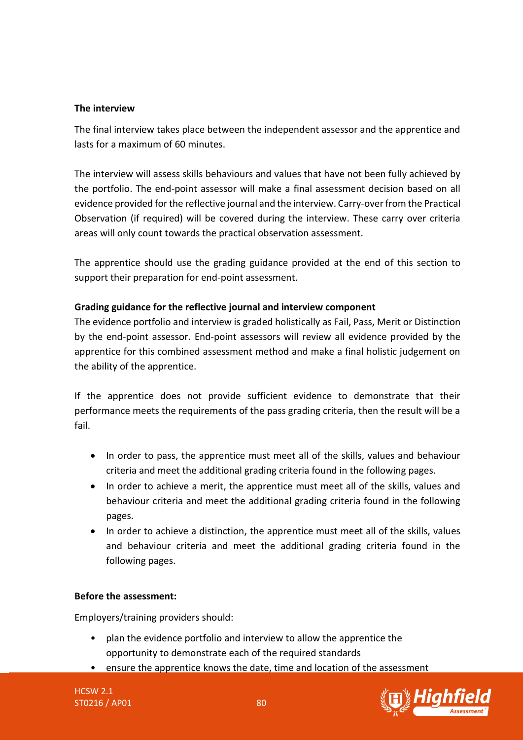**The interview**

The final interview takes place between the independent assessor and the apprentice and lasts for a maximum of 60 minutes.

The interview will assess skills behaviours and values that have not been fully achieved by the portfolio. The end-point assessor will make a final assessment decision based on all evidence provided for the reflective journal and the interview. Carry-over from the Practical Observation (if required) will be covered during the interview. These carry over criteria areas will only count towards the practical observation assessment.

The apprentice should use the grading guidance provided at the end of this section to support their preparation for end-point assessment.

**Grading guidance for the reflective journal and interview component**

The evidence portfolio and interview is graded holistically as Fail, Pass, Merit or Distinction by the end-point assessor. End-point assessors will review all evidence provided by the apprentice for this combined assessment method and make a final holistic judgement on the ability of the apprentice.

If the apprentice does not provide sufficient evidence to demonstrate that their performance meets the requirements of the pass grading criteria, then the result will be a fail.

- In order to pass, the apprentice must meet all of the skills, values and behaviour criteria and meet the additional grading criteria found in the following pages.
- In order to achieve a merit, the apprentice must meet all of the skills, values and behaviour criteria and meet the additional grading criteria found in the following pages.
- In order to achieve a distinction, the apprentice must meet all of the skills, values and behaviour criteria and meet the additional grading criteria found in the following pages.

**Before the assessment:**

Employers/training providers should:

- plan the evidence portfolio and interview to allow the apprentice the opportunity to demonstrate each of the required standards
- ensure the apprentice knows the date, time and location of the assessment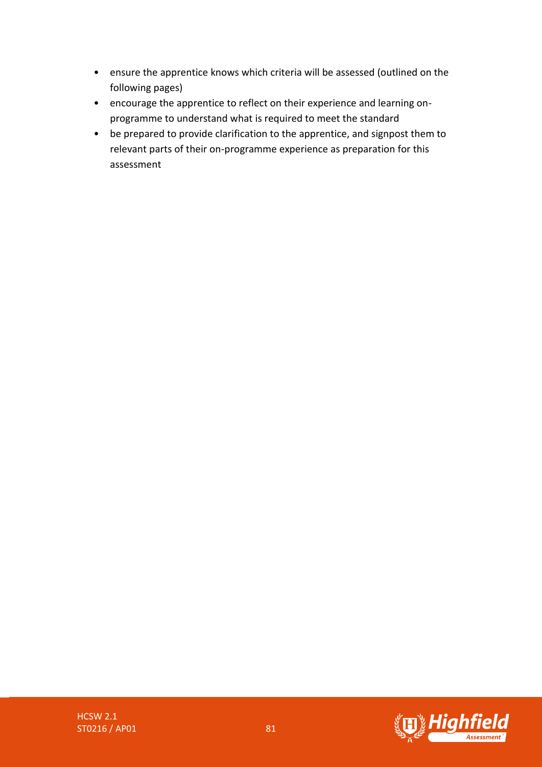- ensure the apprentice knows which criteria will be assessed (outlined on the following pages)
- encourage the apprentice to reflect on their experience and learning on-programme to understand what is required to meet the standard
- be prepared to provide clarification to the apprentice, and signpost them to relevant parts of their on-programme experience as preparation for this assessment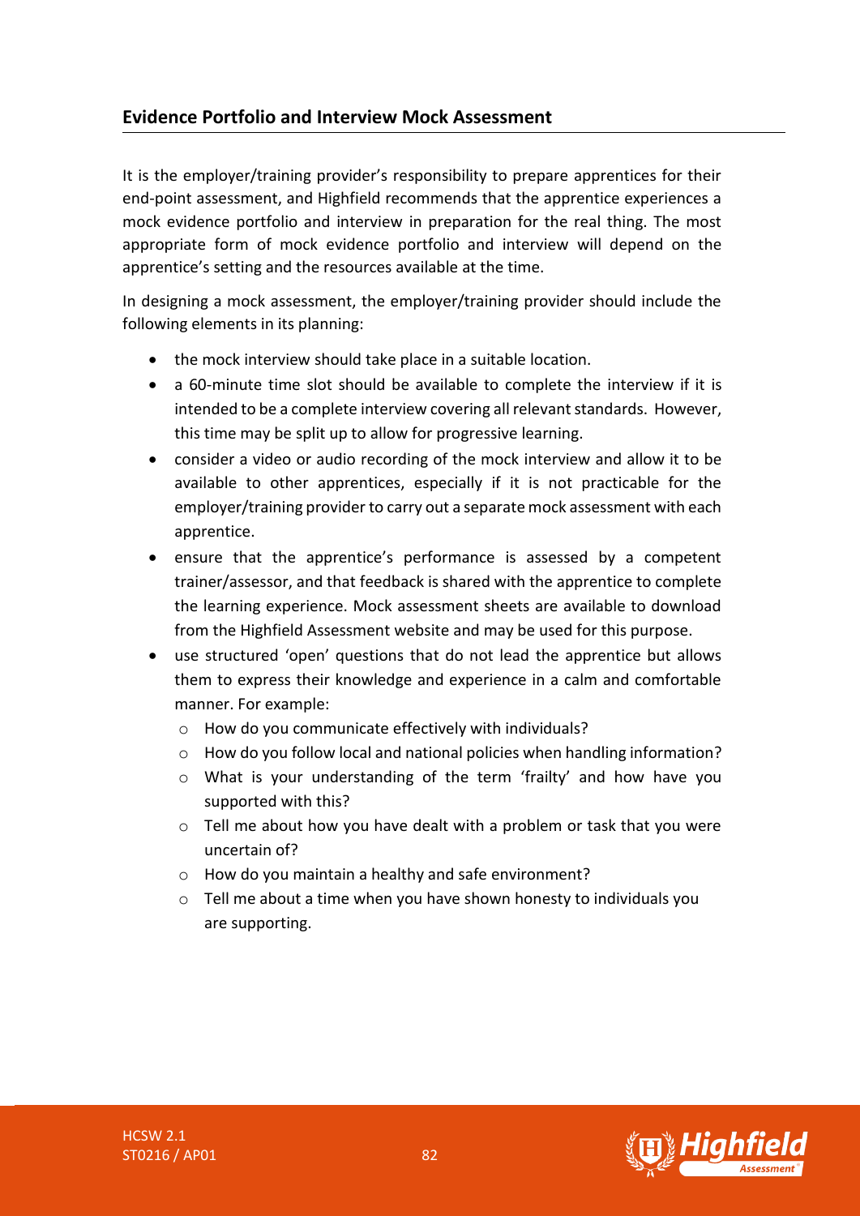## Evidence Portfolio and Interview Mock Assessment

It is the employer/training provider's responsibility to prepare apprentices for their end-point assessment, and Highfield recommends that the apprentice experiences a mock evidence portfolio and interview in preparation for the real thing. The most appropriate form of mock evidence portfolio and interview will depend on the apprentice's setting and the resources available at the time.

In designing a mock assessment, the employer/training provider should include the following elements in its planning:

- the mock interview should take place in a suitable location.
- a 60-minute time slot should be available to complete the interview if it is intended to be a complete interview covering all relevant standards. However, this time may be split up to allow for progressive learning.
- consider a video or audio recording of the mock interview and allow it to be available to other apprentices, especially if it is not practicable for the employer/training provider to carry out a separate mock assessment with each apprentice.
- ensure that the apprentice's performance is assessed by a competent trainer/assessor, and that feedback is shared with the apprentice to complete the learning experience. Mock assessment sheets are available to download from the Highfield Assessment website and may be used for this purpose.
- use structured 'open' questions that do not lead the apprentice but allows them to express their knowledge and experience in a calm and comfortable manner. For example:
  - How do you communicate effectively with individuals?
  - How do you follow local and national policies when handling information?
  - What is your understanding of the term 'frailty' and how have you supported with this?
  - Tell me about how you have dealt with a problem or task that you were uncertain of?
  - How do you maintain a healthy and safe environment?
  - Tell me about a time when you have shown honesty to individuals you are supporting.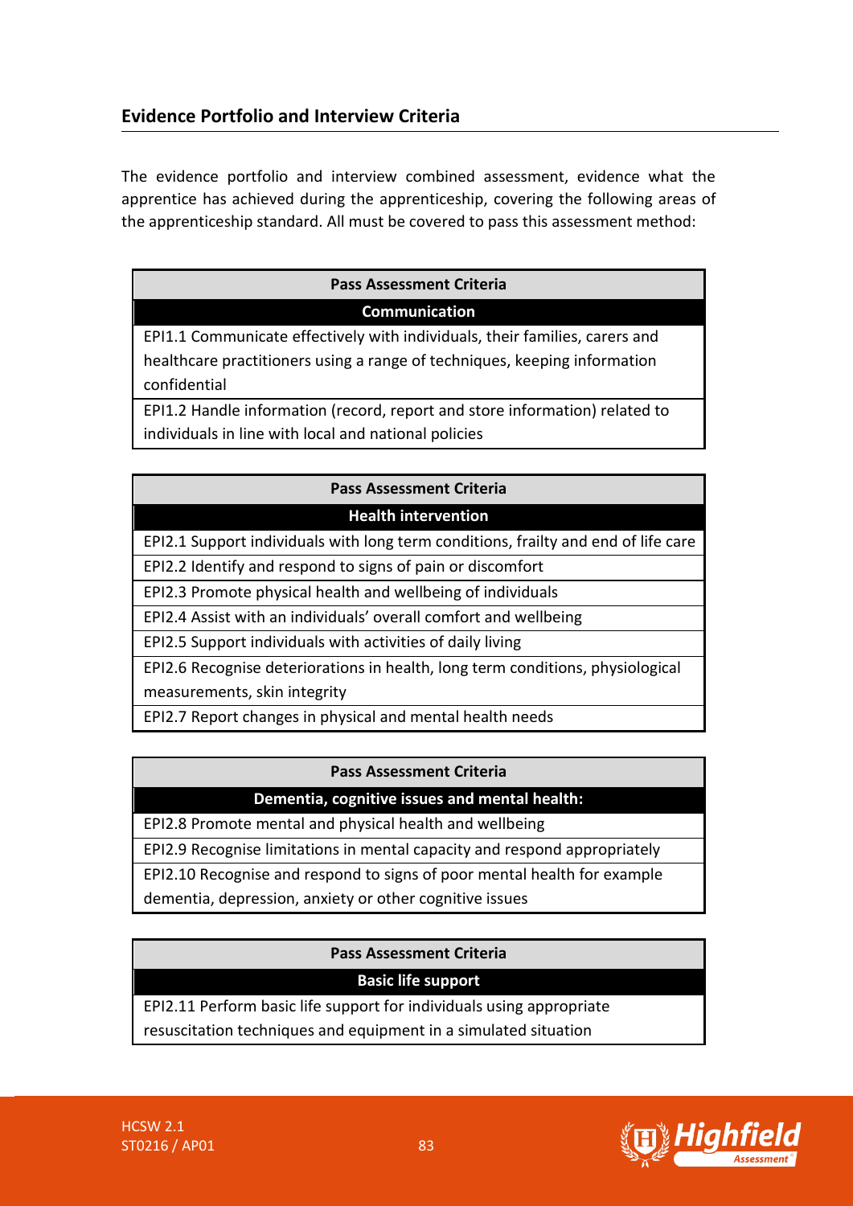## Evidence Portfolio and Interview Criteria

The evidence portfolio and interview combined assessment, evidence what the apprentice has achieved during the apprenticeship, covering the following areas of the apprenticeship standard. All must be covered to pass this assessment method:

| Pass Assessment Criteria |
|---|
| **Communication** |
| EPI1.1 Communicate effectively with individuals, their families, carers and healthcare practitioners using a range of techniques, keeping information confidential |
| EPI1.2 Handle information (record, report and store information) related to individuals in line with local and national policies |

| Pass Assessment Criteria |
|---|
| **Health intervention** |
| EPI2.1 Support individuals with long term conditions, frailty and end of life care |
| EPI2.2 Identify and respond to signs of pain or discomfort |
| EPI2.3 Promote physical health and wellbeing of individuals |
| EPI2.4 Assist with an individuals' overall comfort and wellbeing |
| EPI2.5 Support individuals with activities of daily living |
| EPI2.6 Recognise deteriorations in health, long term conditions, physiological measurements, skin integrity |
| EPI2.7 Report changes in physical and mental health needs |

| Pass Assessment Criteria |
|---|
| **Dementia, cognitive issues and mental health:** |
| EPI2.8 Promote mental and physical health and wellbeing |
| EPI2.9 Recognise limitations in mental capacity and respond appropriately |
| EPI2.10 Recognise and respond to signs of poor mental health for example dementia, depression, anxiety or other cognitive issues |

| Pass Assessment Criteria |
|---|
| **Basic life support** |
| EPI2.11 Perform basic life support for individuals using appropriate resuscitation techniques and equipment in a simulated situation |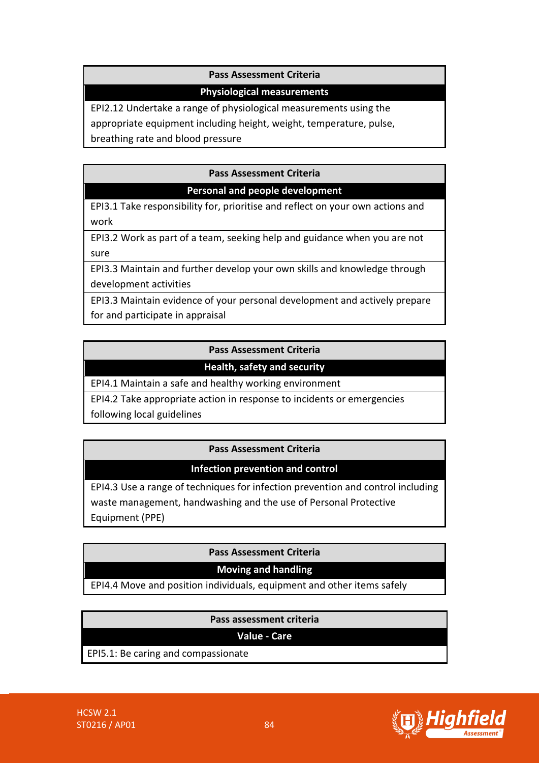| Pass Assessment Criteria |
| --- |
| **Physiological measurements** |
| EPI2.12 Undertake a range of physiological measurements using the appropriate equipment including height, weight, temperature, pulse, breathing rate and blood pressure |

| Pass Assessment Criteria |
| --- |
| **Personal and people development** |
| EPI3.1 Take responsibility for, prioritise and reflect on your own actions and work |
| EPI3.2 Work as part of a team, seeking help and guidance when you are not sure |
| EPI3.3 Maintain and further develop your own skills and knowledge through development activities |
| EPI3.3 Maintain evidence of your personal development and actively prepare for and participate in appraisal |

| Pass Assessment Criteria |
| --- |
| **Health, safety and security** |
| EPI4.1 Maintain a safe and healthy working environment |
| EPI4.2 Take appropriate action in response to incidents or emergencies following local guidelines |

| Pass Assessment Criteria |
| --- |
| **Infection prevention and control** |
| EPI4.3 Use a range of techniques for infection prevention and control including waste management, handwashing and the use of Personal Protective Equipment (PPE) |

| Pass Assessment Criteria |
| --- |
| **Moving and handling** |
| EPI4.4 Move and position individuals, equipment and other items safely |

| Pass assessment criteria |
| --- |
| **Value - Care** |
| EPI5.1: Be caring and compassionate |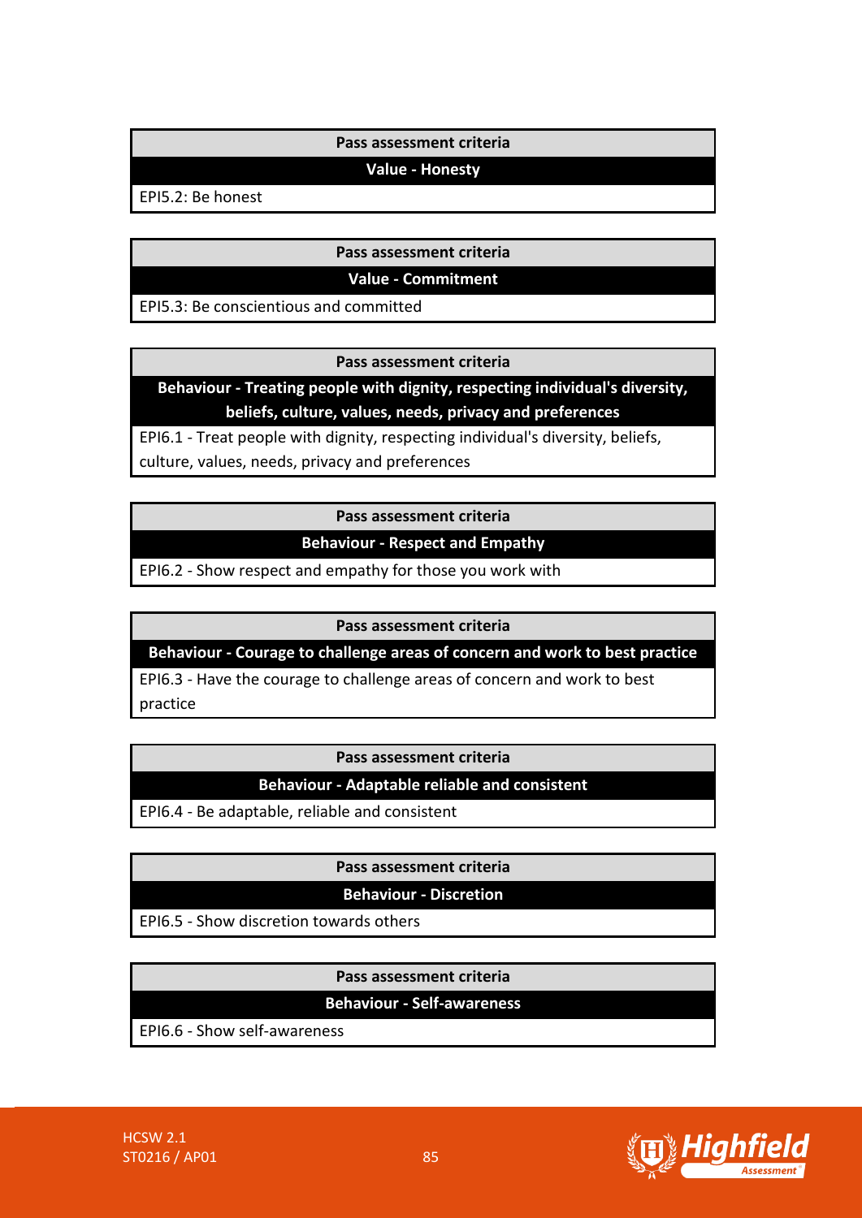| Pass assessment criteria |
| --- |
| **Value - Honesty** |
| EPI5.2: Be honest |

| Pass assessment criteria |
| --- |
| **Value - Commitment** |
| EPI5.3: Be conscientious and committed |

| Pass assessment criteria |
| --- |
| **Behaviour - Treating people with dignity, respecting individual's diversity, beliefs, culture, values, needs, privacy and preferences** |
| EPI6.1 - Treat people with dignity, respecting individual's diversity, beliefs, culture, values, needs, privacy and preferences |

| Pass assessment criteria |
| --- |
| **Behaviour - Respect and Empathy** |
| EPI6.2 - Show respect and empathy for those you work with |

| Pass assessment criteria |
| --- |
| **Behaviour - Courage to challenge areas of concern and work to best practice** |
| EPI6.3 - Have the courage to challenge areas of concern and work to best practice |

| Pass assessment criteria |
| --- |
| **Behaviour - Adaptable reliable and consistent** |
| EPI6.4 - Be adaptable, reliable and consistent |

| Pass assessment criteria |
| --- |
| **Behaviour - Discretion** |
| EPI6.5 - Show discretion towards others |

| Pass assessment criteria |
| --- |
| **Behaviour - Self-awareness** |
| EPI6.6 - Show self-awareness |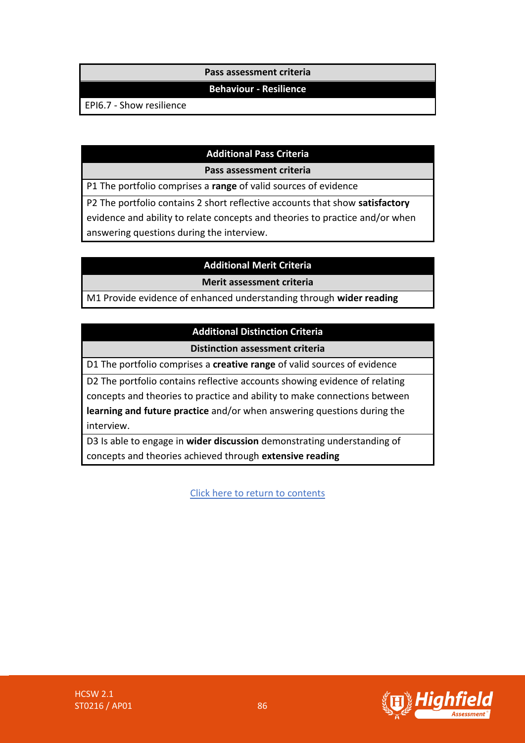| Pass assessment criteria |
| --- |
| **Behaviour - Resilience** |
| EPI6.7 - Show resilience |

| Additional Pass Criteria |
| --- |
| **Pass assessment criteria** |
| P1 The portfolio comprises a **range** of valid sources of evidence |
| P2 The portfolio contains 2 short reflective accounts that show **satisfactory** evidence and ability to relate concepts and theories to practice and/or when answering questions during the interview. |

| Additional Merit Criteria |
| --- |
| **Merit assessment criteria** |
| M1 Provide evidence of enhanced understanding through **wider reading** |

| Additional Distinction Criteria |
| --- |
| **Distinction assessment criteria** |
| D1 The portfolio comprises a **creative range** of valid sources of evidence |
| D2 The portfolio contains reflective accounts showing evidence of relating concepts and theories to practice and ability to make connections between **learning and future practice** and/or when answering questions during the interview. |
| D3 Is able to engage in **wider discussion** demonstrating understanding of concepts and theories achieved through **extensive reading** |

Click here to return to contents